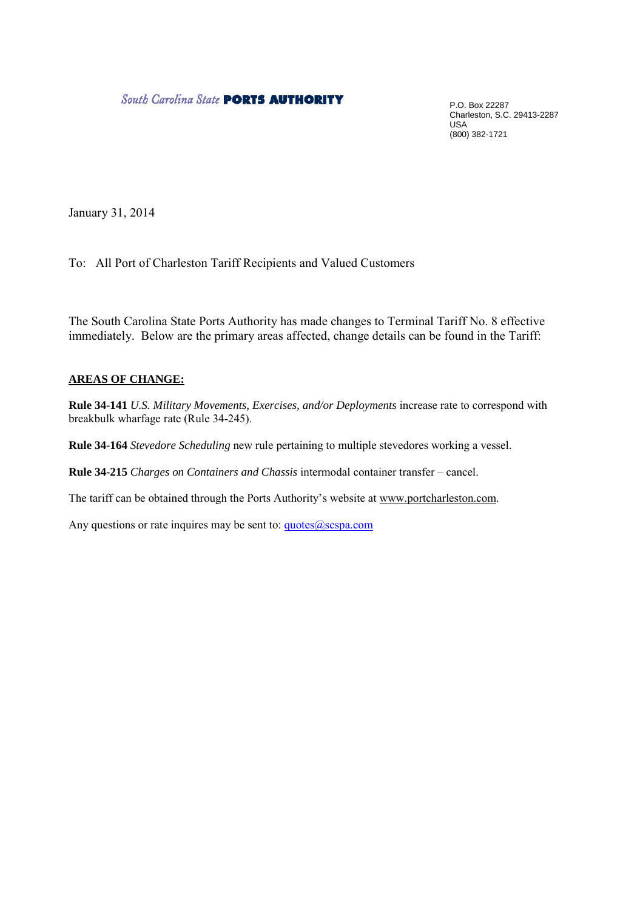South Carolina State **PORTS AUTHORITY**

P.O. Box 22287
Charleston, S.C. 29413-2287
USA
(800) 382-1721

January 31, 2014

To: All Port of Charleston Tariff Recipients and Valued Customers

The South Carolina State Ports Authority has made changes to Terminal Tariff No. 8 effective immediately. Below are the primary areas affected, change details can be found in the Tariff:

**AREAS OF CHANGE:**

**Rule 34-141** *U.S. Military Movements, Exercises, and/or Deployments* increase rate to correspond with breakbulk wharfage rate (Rule 34-245).

**Rule 34-164** *Stevedore Scheduling* new rule pertaining to multiple stevedores working a vessel.

**Rule 34-215** *Charges on Containers and Chassis* intermodal container transfer – cancel.

The tariff can be obtained through the Ports Authority's website at www.portcharleston.com.

Any questions or rate inquires may be sent to: quotes@scspa.com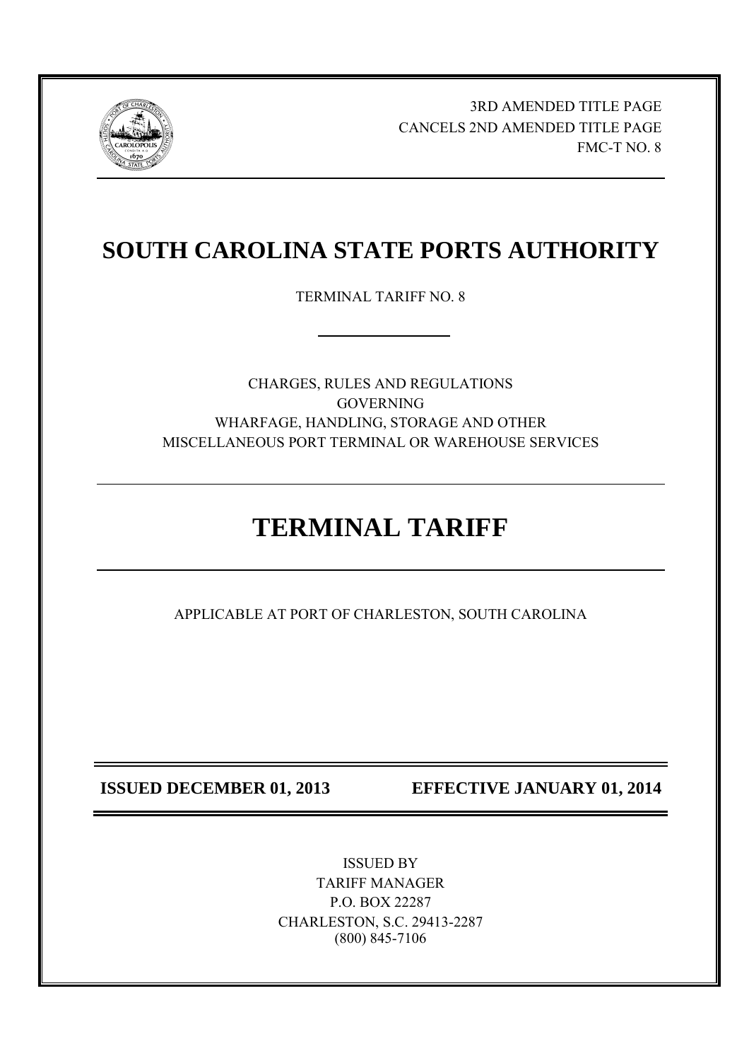3RD AMENDED TITLE PAGE
CANCELS 2ND AMENDED TITLE PAGE
FMC-T NO. 8

# SOUTH CAROLINA STATE PORTS AUTHORITY

TERMINAL TARIFF NO. 8

CHARGES, RULES AND REGULATIONS
GOVERNING
WHARFAGE, HANDLING, STORAGE AND OTHER
MISCELLANEOUS PORT TERMINAL OR WAREHOUSE SERVICES

# TERMINAL TARIFF

APPLICABLE AT PORT OF CHARLESTON, SOUTH CAROLINA

**ISSUED DECEMBER 01, 2013** **EFFECTIVE JANUARY 01, 2014**

ISSUED BY
TARIFF MANAGER
P.O. BOX 22287
CHARLESTON, S.C. 29413-2287
(800) 845-7106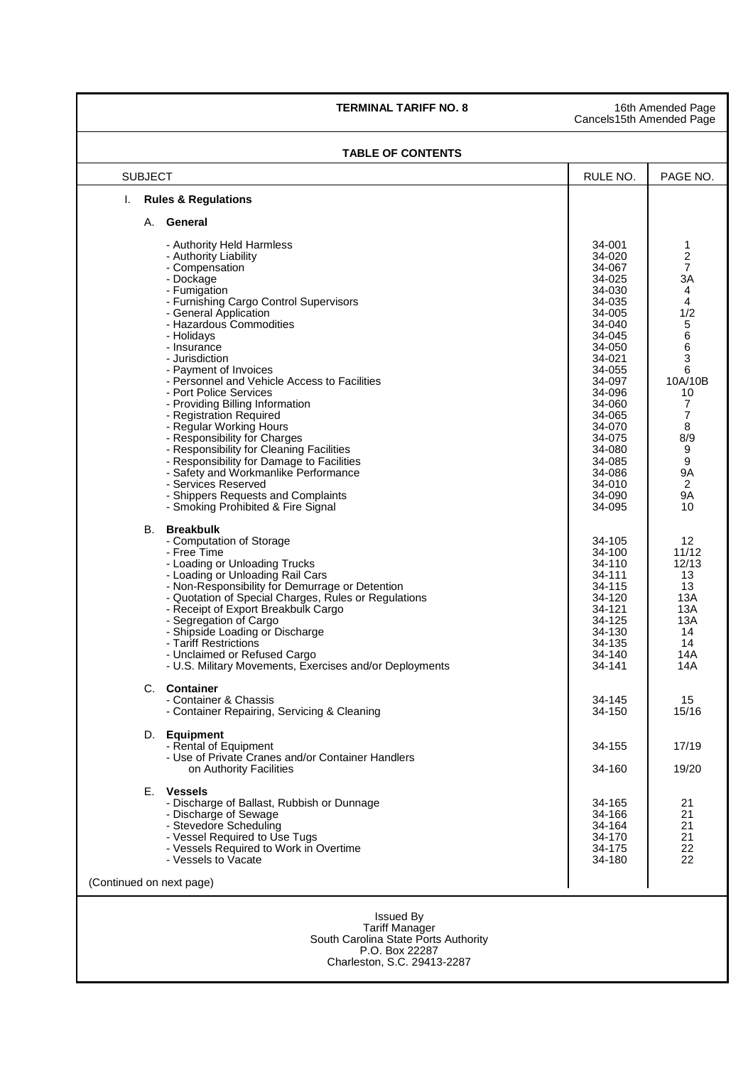**TERMINAL TARIFF NO. 8**

16th Amended Page
Cancels15th Amended Page

**TABLE OF CONTENTS**

| SUBJECT | RULE NO. | PAGE NO. |
|---|---|---|
| I. **Rules & Regulations** | | |
| A. **General** | | |
| - Authority Held Harmless | 34-001 | 1 |
| - Authority Liability | 34-020 | 2 |
| - Compensation | 34-067 | 7 |
| - Dockage | 34-025 | 3A |
| - Fumigation | 34-030 | 4 |
| - Furnishing Cargo Control Supervisors | 34-035 | 4 |
| - General Application | 34-005 | 1/2 |
| - Hazardous Commodities | 34-040 | 5 |
| - Holidays | 34-045 | 6 |
| - Insurance | 34-050 | 6 |
| - Jurisdiction | 34-021 | 3 |
| - Payment of Invoices | 34-055 | 6 |
| - Personnel and Vehicle Access to Facilities | 34-097 | 10A/10B |
| - Port Police Services | 34-096 | 10 |
| - Providing Billing Information | 34-060 | 7 |
| - Registration Required | 34-065 | 7 |
| - Regular Working Hours | 34-070 | 8 |
| - Responsibility for Charges | 34-075 | 8/9 |
| - Responsibility for Cleaning Facilities | 34-080 | 9 |
| - Responsibility for Damage to Facilities | 34-085 | 9 |
| - Safety and Workmanlike Performance | 34-086 | 9A |
| - Services Reserved | 34-010 | 2 |
| - Shippers Requests and Complaints | 34-090 | 9A |
| - Smoking Prohibited & Fire Signal | 34-095 | 10 |
| B. **Breakbulk** | | |
| - Computation of Storage | 34-105 | 12 |
| - Free Time | 34-100 | 11/12 |
| - Loading or Unloading Trucks | 34-110 | 12/13 |
| - Loading or Unloading Rail Cars | 34-111 | 13 |
| - Non-Responsibility for Demurrage or Detention | 34-115 | 13 |
| - Quotation of Special Charges, Rules or Regulations | 34-120 | 13A |
| - Receipt of Export Breakbulk Cargo | 34-121 | 13A |
| - Segregation of Cargo | 34-125 | 13A |
| - Shipside Loading or Discharge | 34-130 | 14 |
| - Tariff Restrictions | 34-135 | 14 |
| - Unclaimed or Refused Cargo | 34-140 | 14A |
| - U.S. Military Movements, Exercises and/or Deployments | 34-141 | 14A |
| C. **Container** | | |
| - Container & Chassis | 34-145 | 15 |
| - Container Repairing, Servicing & Cleaning | 34-150 | 15/16 |
| D. **Equipment** | | |
| - Rental of Equipment | 34-155 | 17/19 |
| - Use of Private Cranes and/or Container Handlers on Authority Facilities | 34-160 | 19/20 |
| E. **Vessels** | | |
| - Discharge of Ballast, Rubbish or Dunnage | 34-165 | 21 |
| - Discharge of Sewage | 34-166 | 21 |
| - Stevedore Scheduling | 34-164 | 21 |
| - Vessel Required to Use Tugs | 34-170 | 21 |
| - Vessels Required to Work in Overtime | 34-175 | 22 |
| - Vessels to Vacate | 34-180 | 22 |

(Continued on next page)

Issued By
Tariff Manager
South Carolina State Ports Authority
P.O. Box 22287
Charleston, S.C. 29413-2287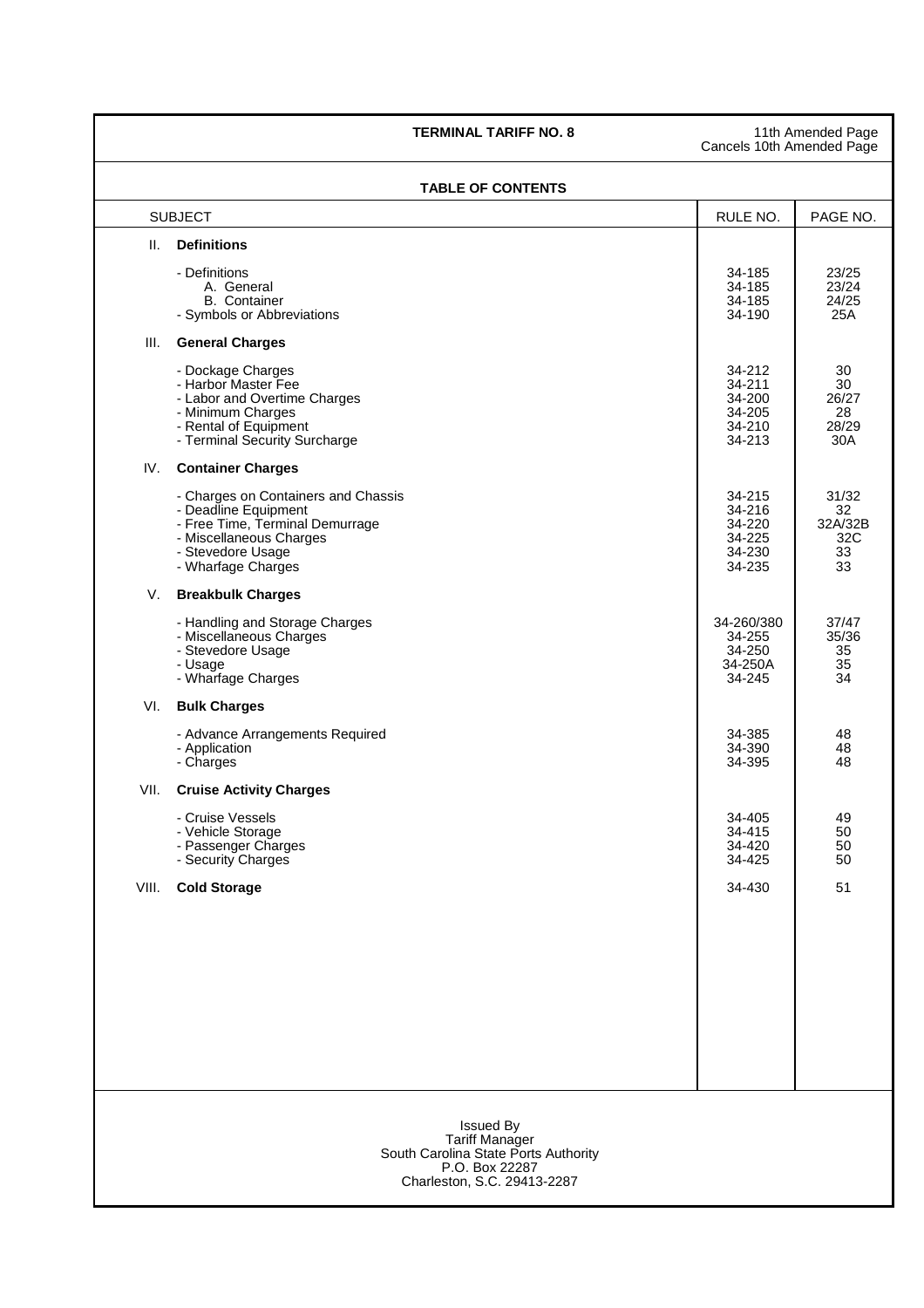**TERMINAL TARIFF NO. 8**

11th Amended Page
Cancels 10th Amended Page

## TABLE OF CONTENTS

| | SUBJECT | RULE NO. | PAGE NO. |
|---|---|---|---|
| II. | **Definitions** | | |
| | - Definitions | 34-185 | 23/25 |
| | A. General | 34-185 | 23/24 |
| | B. Container | 34-185 | 24/25 |
| | - Symbols or Abbreviations | 34-190 | 25A |
| III. | **General Charges** | | |
| | - Dockage Charges | 34-212 | 30 |
| | - Harbor Master Fee | 34-211 | 30 |
| | - Labor and Overtime Charges | 34-200 | 26/27 |
| | - Minimum Charges | 34-205 | 28 |
| | - Rental of Equipment | 34-210 | 28/29 |
| | - Terminal Security Surcharge | 34-213 | 30A |
| IV. | **Container Charges** | | |
| | - Charges on Containers and Chassis | 34-215 | 31/32 |
| | - Deadline Equipment | 34-216 | 32 |
| | - Free Time, Terminal Demurrage | 34-220 | 32A/32B |
| | - Miscellaneous Charges | 34-225 | 32C |
| | - Stevedore Usage | 34-230 | 33 |
| | - Wharfage Charges | 34-235 | 33 |
| V. | **Breakbulk Charges** | | |
| | - Handling and Storage Charges | 34-260/380 | 37/47 |
| | - Miscellaneous Charges | 34-255 | 35/36 |
| | - Stevedore Usage | 34-250 | 35 |
| | - Usage | 34-250A | 35 |
| | - Wharfage Charges | 34-245 | 34 |
| VI. | **Bulk Charges** | | |
| | - Advance Arrangements Required | 34-385 | 48 |
| | - Application | 34-390 | 48 |
| | - Charges | 34-395 | 48 |
| VII. | **Cruise Activity Charges** | | |
| | - Cruise Vessels | 34-405 | 49 |
| | - Vehicle Storage | 34-415 | 50 |
| | - Passenger Charges | 34-420 | 50 |
| | - Security Charges | 34-425 | 50 |
| VIII. | **Cold Storage** | 34-430 | 51 |

Issued By
Tariff Manager
South Carolina State Ports Authority
P.O. Box 22287
Charleston, S.C. 29413-2287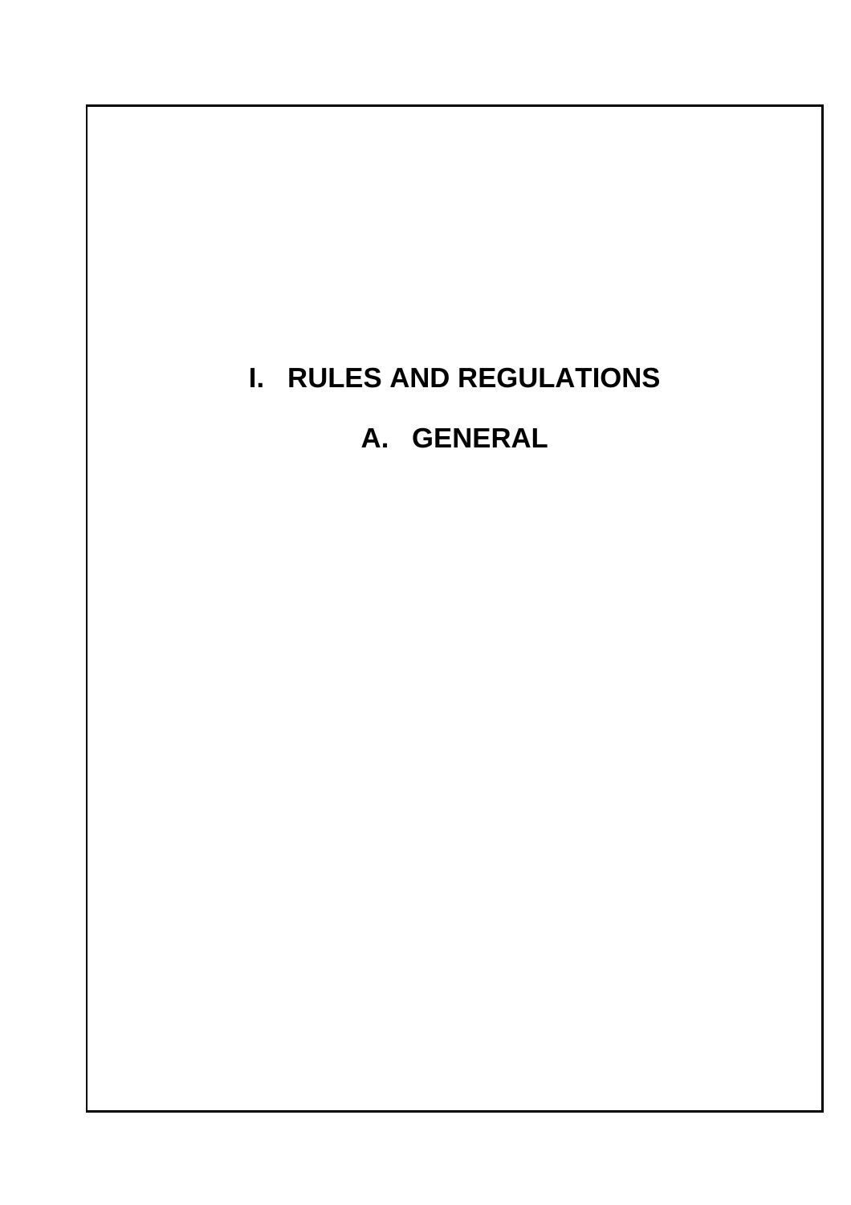# I. RULES AND REGULATIONS

## A. GENERAL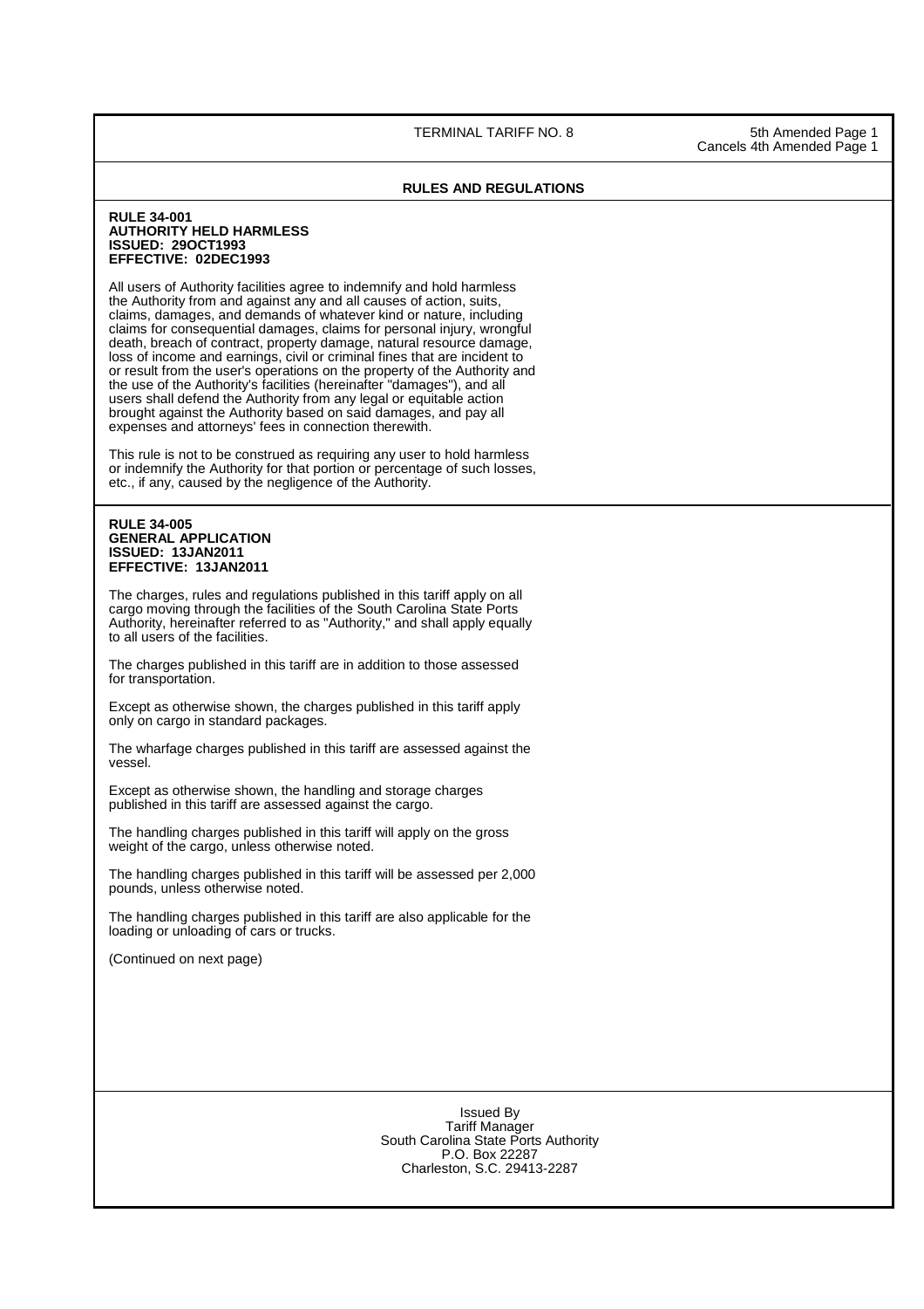## RULES AND REGULATIONS

**RULE 34-001**
**AUTHORITY HELD HARMLESS**
**ISSUED: 29OCT1993**
**EFFECTIVE: 02DEC1993**

All users of Authority facilities agree to indemnify and hold harmless the Authority from and against any and all causes of action, suits, claims, damages, and demands of whatever kind or nature, including claims for consequential damages, claims for personal injury, wrongful death, breach of contract, property damage, natural resource damage, loss of income and earnings, civil or criminal fines that are incident to or result from the user's operations on the property of the Authority and the use of the Authority's facilities (hereinafter "damages"), and all users shall defend the Authority from any legal or equitable action brought against the Authority based on said damages, and pay all expenses and attorneys' fees in connection therewith.

This rule is not to be construed as requiring any user to hold harmless or indemnify the Authority for that portion or percentage of such losses, etc., if any, caused by the negligence of the Authority.

**RULE 34-005**
**GENERAL APPLICATION**
**ISSUED: 13JAN2011**
**EFFECTIVE: 13JAN2011**

The charges, rules and regulations published in this tariff apply on all cargo moving through the facilities of the South Carolina State Ports Authority, hereinafter referred to as "Authority," and shall apply equally to all users of the facilities.

The charges published in this tariff are in addition to those assessed for transportation.

Except as otherwise shown, the charges published in this tariff apply only on cargo in standard packages.

The wharfage charges published in this tariff are assessed against the vessel.

Except as otherwise shown, the handling and storage charges published in this tariff are assessed against the cargo.

The handling charges published in this tariff will apply on the gross weight of the cargo, unless otherwise noted.

The handling charges published in this tariff will be assessed per 2,000 pounds, unless otherwise noted.

The handling charges published in this tariff are also applicable for the loading or unloading of cars or trucks.

(Continued on next page)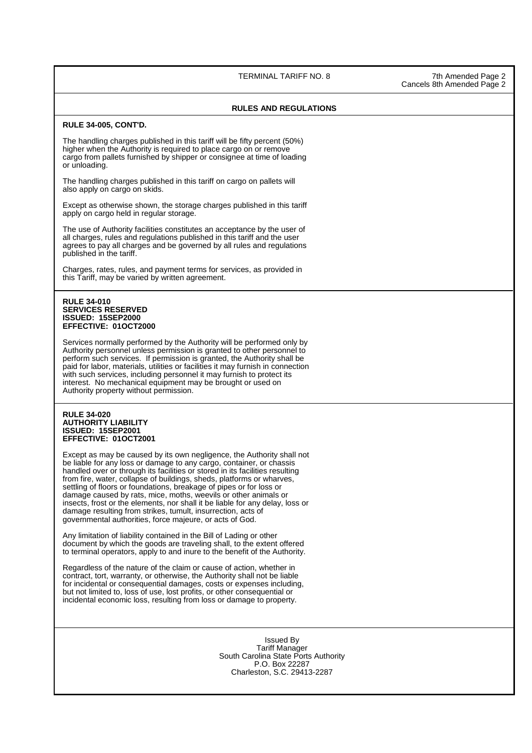## RULES AND REGULATIONS

**RULE 34-005, CONT'D.**

The handling charges published in this tariff will be fifty percent (50%) higher when the Authority is required to place cargo on or remove cargo from pallets furnished by shipper or consignee at time of loading or unloading.

The handling charges published in this tariff on cargo on pallets will also apply on cargo on skids.

Except as otherwise shown, the storage charges published in this tariff apply on cargo held in regular storage.

The use of Authority facilities constitutes an acceptance by the user of all charges, rules and regulations published in this tariff and the user agrees to pay all charges and be governed by all rules and regulations published in the tariff.

Charges, rates, rules, and payment terms for services, as provided in this Tariff, may be varied by written agreement.

**RULE 34-010**
**SERVICES RESERVED**
**ISSUED: 15SEP2000**
**EFFECTIVE: 01OCT2000**

Services normally performed by the Authority will be performed only by Authority personnel unless permission is granted to other personnel to perform such services. If permission is granted, the Authority shall be paid for labor, materials, utilities or facilities it may furnish in connection with such services, including personnel it may furnish to protect its interest. No mechanical equipment may be brought or used on Authority property without permission.

**RULE 34-020**
**AUTHORITY LIABILITY**
**ISSUED: 15SEP2001**
**EFFECTIVE: 01OCT2001**

Except as may be caused by its own negligence, the Authority shall not be liable for any loss or damage to any cargo, container, or chassis handled over or through its facilities or stored in its facilities resulting from fire, water, collapse of buildings, sheds, platforms or wharves, settling of floors or foundations, breakage of pipes or for loss or damage caused by rats, mice, moths, weevils or other animals or insects, frost or the elements, nor shall it be liable for any delay, loss or damage resulting from strikes, tumult, insurrection, acts of governmental authorities, force majeure, or acts of God.

Any limitation of liability contained in the Bill of Lading or other document by which the goods are traveling shall, to the extent offered to terminal operators, apply to and inure to the benefit of the Authority.

Regardless of the nature of the claim or cause of action, whether in contract, tort, warranty, or otherwise, the Authority shall not be liable for incidental or consequential damages, costs or expenses including, but not limited to, loss of use, lost profits, or other consequential or incidental economic loss, resulting from loss or damage to property.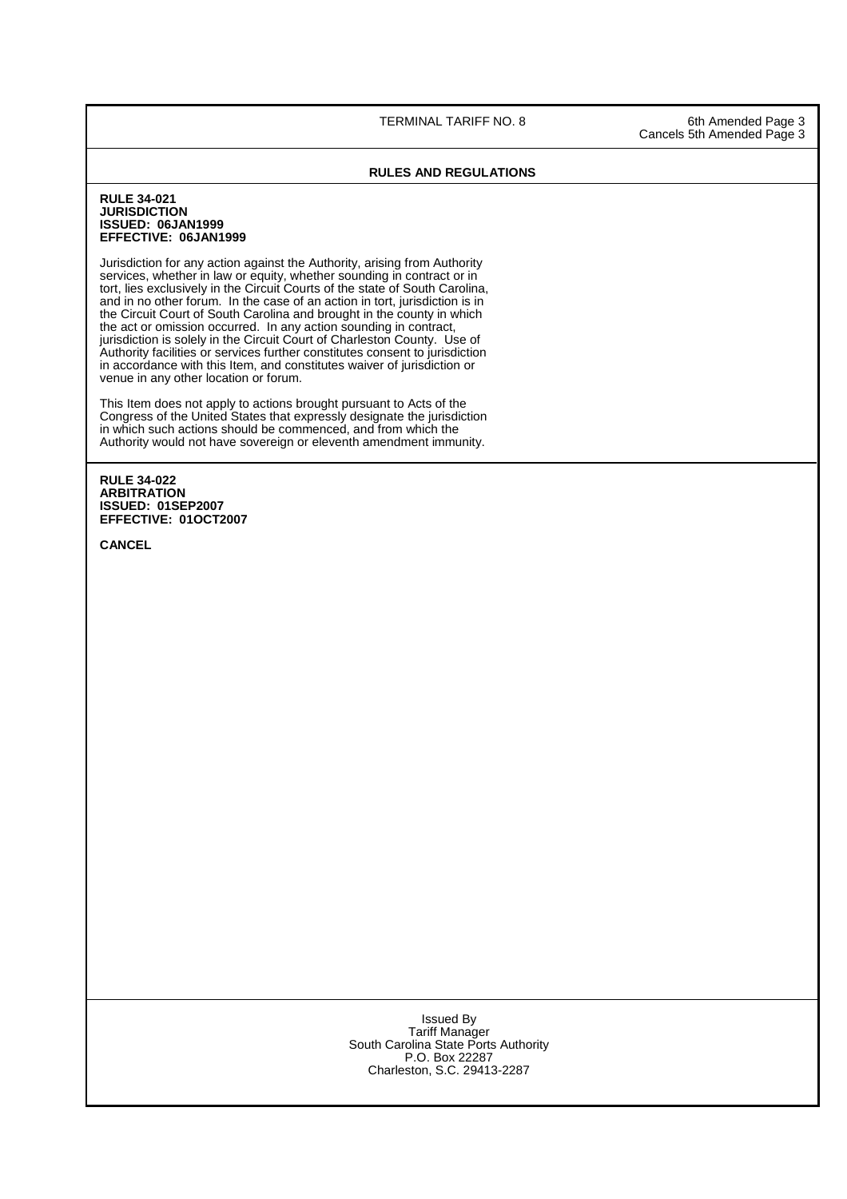## RULES AND REGULATIONS

**RULE 34-021**
**JURISDICTION**
**ISSUED: 06JAN1999**
**EFFECTIVE: 06JAN1999**

Jurisdiction for any action against the Authority, arising from Authority services, whether in law or equity, whether sounding in contract or in tort, lies exclusively in the Circuit Courts of the state of South Carolina, and in no other forum. In the case of an action in tort, jurisdiction is in the Circuit Court of South Carolina and brought in the county in which the act or omission occurred. In any action sounding in contract, jurisdiction is solely in the Circuit Court of Charleston County. Use of Authority facilities or services further constitutes consent to jurisdiction in accordance with this Item, and constitutes waiver of jurisdiction or venue in any other location or forum.

This Item does not apply to actions brought pursuant to Acts of the Congress of the United States that expressly designate the jurisdiction in which such actions should be commenced, and from which the Authority would not have sovereign or eleventh amendment immunity.

**RULE 34-022**
**ARBITRATION**
**ISSUED: 01SEP2007**
**EFFECTIVE: 01OCT2007**

**CANCEL**

Issued By
Tariff Manager
South Carolina State Ports Authority
P.O. Box 22287
Charleston, S.C. 29413-2287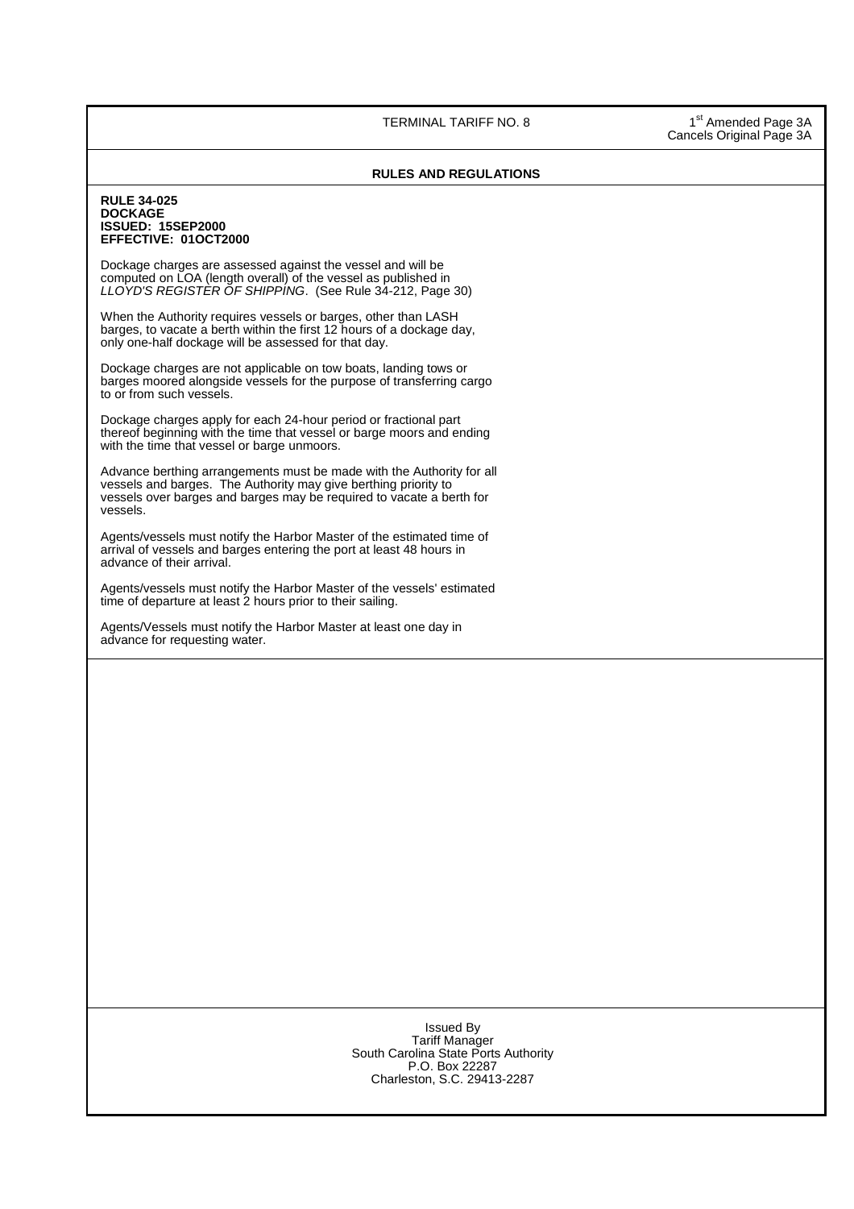## RULES AND REGULATIONS

**RULE 34-025**
**DOCKAGE**
**ISSUED: 15SEP2000**
**EFFECTIVE: 01OCT2000**

Dockage charges are assessed against the vessel and will be computed on LOA (length overall) of the vessel as published in *LLOYD'S REGISTER OF SHIPPING*. (See Rule 34-212, Page 30)

When the Authority requires vessels or barges, other than LASH barges, to vacate a berth within the first 12 hours of a dockage day, only one-half dockage will be assessed for that day.

Dockage charges are not applicable on tow boats, landing tows or barges moored alongside vessels for the purpose of transferring cargo to or from such vessels.

Dockage charges apply for each 24-hour period or fractional part thereof beginning with the time that vessel or barge moors and ending with the time that vessel or barge unmoors.

Advance berthing arrangements must be made with the Authority for all vessels and barges. The Authority may give berthing priority to vessels over barges and barges may be required to vacate a berth for vessels.

Agents/vessels must notify the Harbor Master of the estimated time of arrival of vessels and barges entering the port at least 48 hours in advance of their arrival.

Agents/vessels must notify the Harbor Master of the vessels' estimated time of departure at least 2 hours prior to their sailing.

Agents/Vessels must notify the Harbor Master at least one day in advance for requesting water.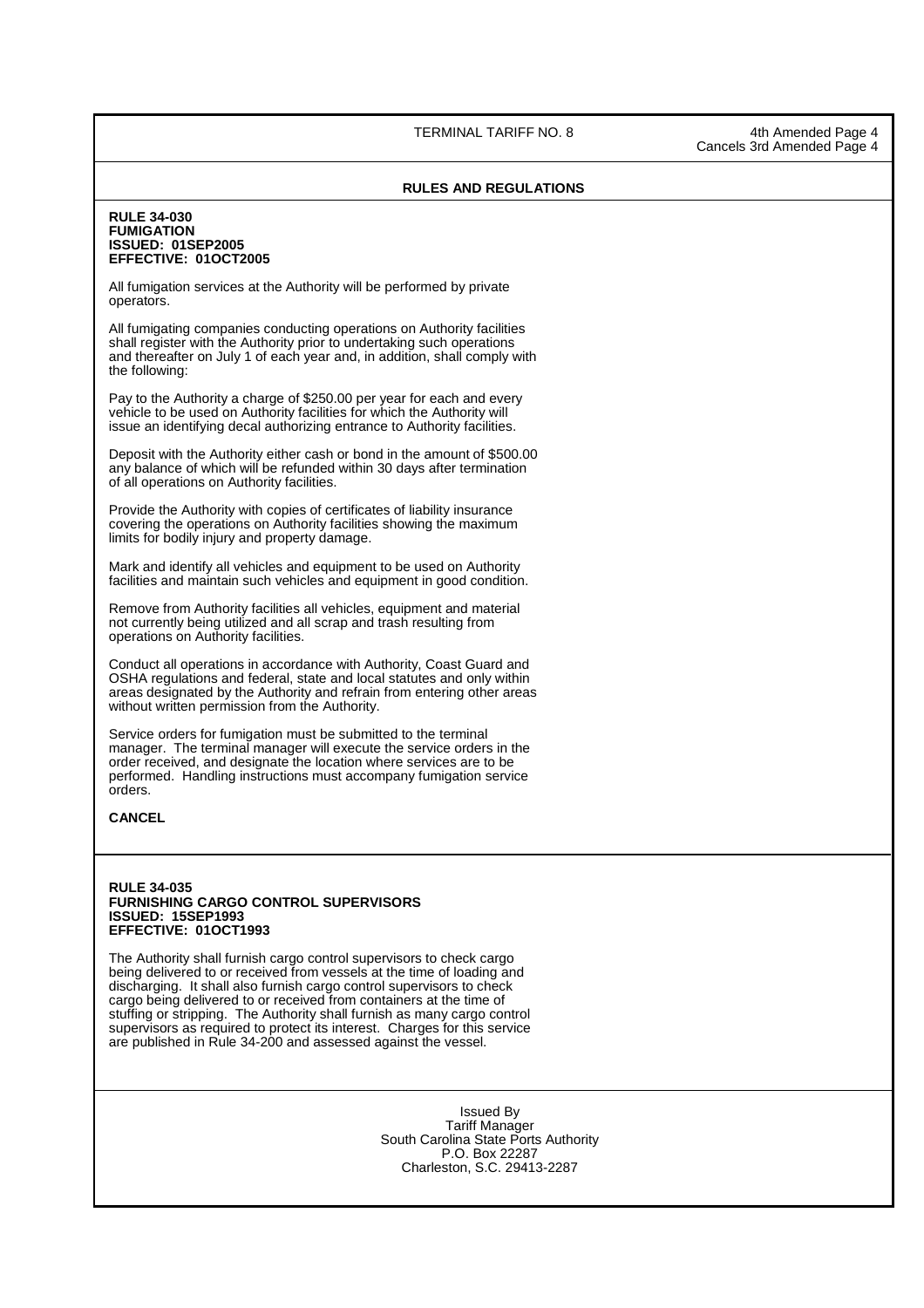## RULES AND REGULATIONS

**RULE 34-030**
**FUMIGATION**
**ISSUED: 01SEP2005**
**EFFECTIVE: 01OCT2005**

All fumigation services at the Authority will be performed by private operators.

All fumigating companies conducting operations on Authority facilities shall register with the Authority prior to undertaking such operations and thereafter on July 1 of each year and, in addition, shall comply with the following:

Pay to the Authority a charge of $250.00 per year for each and every vehicle to be used on Authority facilities for which the Authority will issue an identifying decal authorizing entrance to Authority facilities.

Deposit with the Authority either cash or bond in the amount of $500.00 any balance of which will be refunded within 30 days after termination of all operations on Authority facilities.

Provide the Authority with copies of certificates of liability insurance covering the operations on Authority facilities showing the maximum limits for bodily injury and property damage.

Mark and identify all vehicles and equipment to be used on Authority facilities and maintain such vehicles and equipment in good condition.

Remove from Authority facilities all vehicles, equipment and material not currently being utilized and all scrap and trash resulting from operations on Authority facilities.

Conduct all operations in accordance with Authority, Coast Guard and OSHA regulations and federal, state and local statutes and only within areas designated by the Authority and refrain from entering other areas without written permission from the Authority.

Service orders for fumigation must be submitted to the terminal manager. The terminal manager will execute the service orders in the order received, and designate the location where services are to be performed. Handling instructions must accompany fumigation service orders.

**CANCEL**

**RULE 34-035**
**FURNISHING CARGO CONTROL SUPERVISORS**
**ISSUED: 15SEP1993**
**EFFECTIVE: 01OCT1993**

The Authority shall furnish cargo control supervisors to check cargo being delivered to or received from vessels at the time of loading and discharging. It shall also furnish cargo control supervisors to check cargo being delivered to or received from containers at the time of stuffing or stripping. The Authority shall furnish as many cargo control supervisors as required to protect its interest. Charges for this service are published in Rule 34-200 and assessed against the vessel.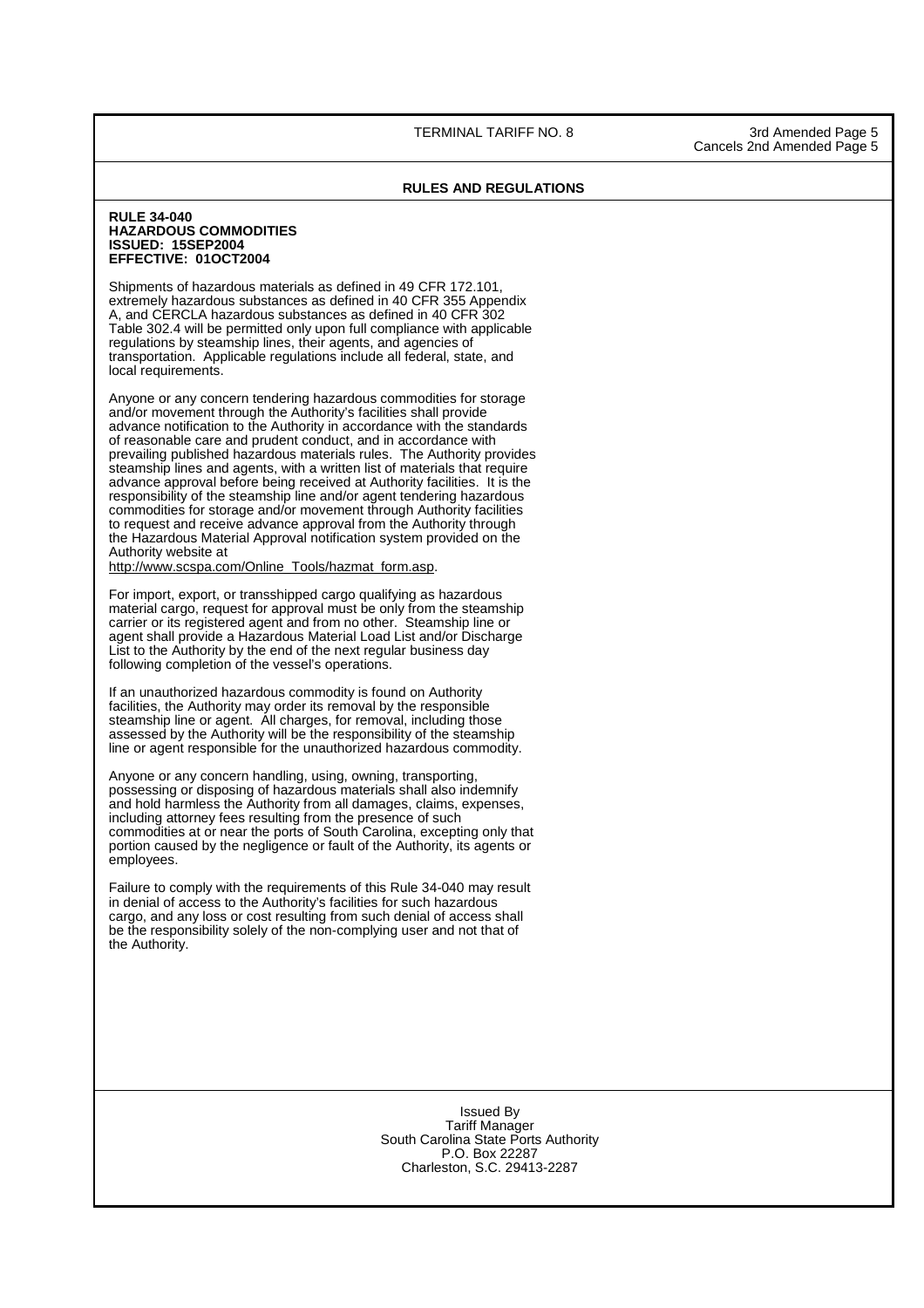## RULES AND REGULATIONS

**RULE 34-040**
**HAZARDOUS COMMODITIES**
**ISSUED: 15SEP2004**
**EFFECTIVE: 01OCT2004**

Shipments of hazardous materials as defined in 49 CFR 172.101, extremely hazardous substances as defined in 40 CFR 355 Appendix A, and CERCLA hazardous substances as defined in 40 CFR 302 Table 302.4 will be permitted only upon full compliance with applicable regulations by steamship lines, their agents, and agencies of transportation. Applicable regulations include all federal, state, and local requirements.

Anyone or any concern tendering hazardous commodities for storage and/or movement through the Authority's facilities shall provide advance notification to the Authority in accordance with the standards of reasonable care and prudent conduct, and in accordance with prevailing published hazardous materials rules. The Authority provides steamship lines and agents, with a written list of materials that require advance approval before being received at Authority facilities. It is the responsibility of the steamship line and/or agent tendering hazardous commodities for storage and/or movement through Authority facilities to request and receive advance approval from the Authority through the Hazardous Material Approval notification system provided on the Authority website at http://www.scspa.com/Online_Tools/hazmat_form.asp.

For import, export, or transshipped cargo qualifying as hazardous material cargo, request for approval must be only from the steamship carrier or its registered agent and from no other. Steamship line or agent shall provide a Hazardous Material Load List and/or Discharge List to the Authority by the end of the next regular business day following completion of the vessel's operations.

If an unauthorized hazardous commodity is found on Authority facilities, the Authority may order its removal by the responsible steamship line or agent. All charges, for removal, including those assessed by the Authority will be the responsibility of the steamship line or agent responsible for the unauthorized hazardous commodity.

Anyone or any concern handling, using, owning, transporting, possessing or disposing of hazardous materials shall also indemnify and hold harmless the Authority from all damages, claims, expenses, including attorney fees resulting from the presence of such commodities at or near the ports of South Carolina, excepting only that portion caused by the negligence or fault of the Authority, its agents or employees.

Failure to comply with the requirements of this Rule 34-040 may result in denial of access to the Authority's facilities for such hazardous cargo, and any loss or cost resulting from such denial of access shall be the responsibility solely of the non-complying user and not that of the Authority.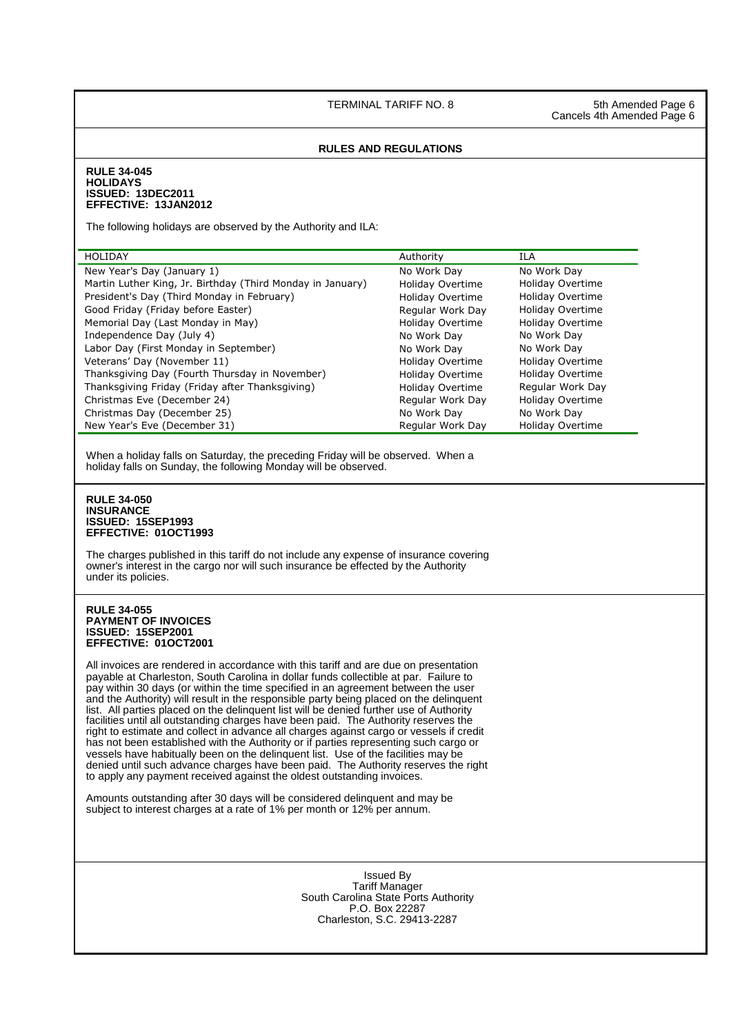TERMINAL TARIFF NO. 8

5th Amended Page 6
Cancels 4th Amended Page 6

## RULES AND REGULATIONS

**RULE 34-045**
**HOLIDAYS**
**ISSUED: 13DEC2011**
**EFFECTIVE: 13JAN2012**

The following holidays are observed by the Authority and ILA:

| HOLIDAY | Authority | ILA |
|---|---|---|
| New Year's Day (January 1) | No Work Day | No Work Day |
| Martin Luther King, Jr. Birthday (Third Monday in January) | Holiday Overtime | Holiday Overtime |
| President's Day (Third Monday in February) | Holiday Overtime | Holiday Overtime |
| Good Friday (Friday before Easter) | Regular Work Day | Holiday Overtime |
| Memorial Day (Last Monday in May) | Holiday Overtime | Holiday Overtime |
| Independence Day (July 4) | No Work Day | No Work Day |
| Labor Day (First Monday in September) | No Work Day | No Work Day |
| Veterans' Day (November 11) | Holiday Overtime | Holiday Overtime |
| Thanksgiving Day (Fourth Thursday in November) | Holiday Overtime | Holiday Overtime |
| Thanksgiving Friday (Friday after Thanksgiving) | Holiday Overtime | Regular Work Day |
| Christmas Eve (December 24) | Regular Work Day | Holiday Overtime |
| Christmas Day (December 25) | No Work Day | No Work Day |
| New Year's Eve (December 31) | Regular Work Day | Holiday Overtime |

When a holiday falls on Saturday, the preceding Friday will be observed. When a holiday falls on Sunday, the following Monday will be observed.

**RULE 34-050**
**INSURANCE**
**ISSUED: 15SEP1993**
**EFFECTIVE: 01OCT1993**

The charges published in this tariff do not include any expense of insurance covering owner's interest in the cargo nor will such insurance be effected by the Authority under its policies.

**RULE 34-055**
**PAYMENT OF INVOICES**
**ISSUED: 15SEP2001**
**EFFECTIVE: 01OCT2001**

All invoices are rendered in accordance with this tariff and are due on presentation payable at Charleston, South Carolina in dollar funds collectible at par. Failure to pay within 30 days (or within the time specified in an agreement between the user and the Authority) will result in the responsible party being placed on the delinquent list. All parties placed on the delinquent list will be denied further use of Authority facilities until all outstanding charges have been paid. The Authority reserves the right to estimate and collect in advance all charges against cargo or vessels if credit has not been established with the Authority or if parties representing such cargo or vessels have habitually been on the delinquent list. Use of the facilities may be denied until such advance charges have been paid. The Authority reserves the right to apply any payment received against the oldest outstanding invoices.

Amounts outstanding after 30 days will be considered delinquent and may be subject to interest charges at a rate of 1% per month or 12% per annum.

Issued By
Tariff Manager
South Carolina State Ports Authority
P.O. Box 22287
Charleston, S.C. 29413-2287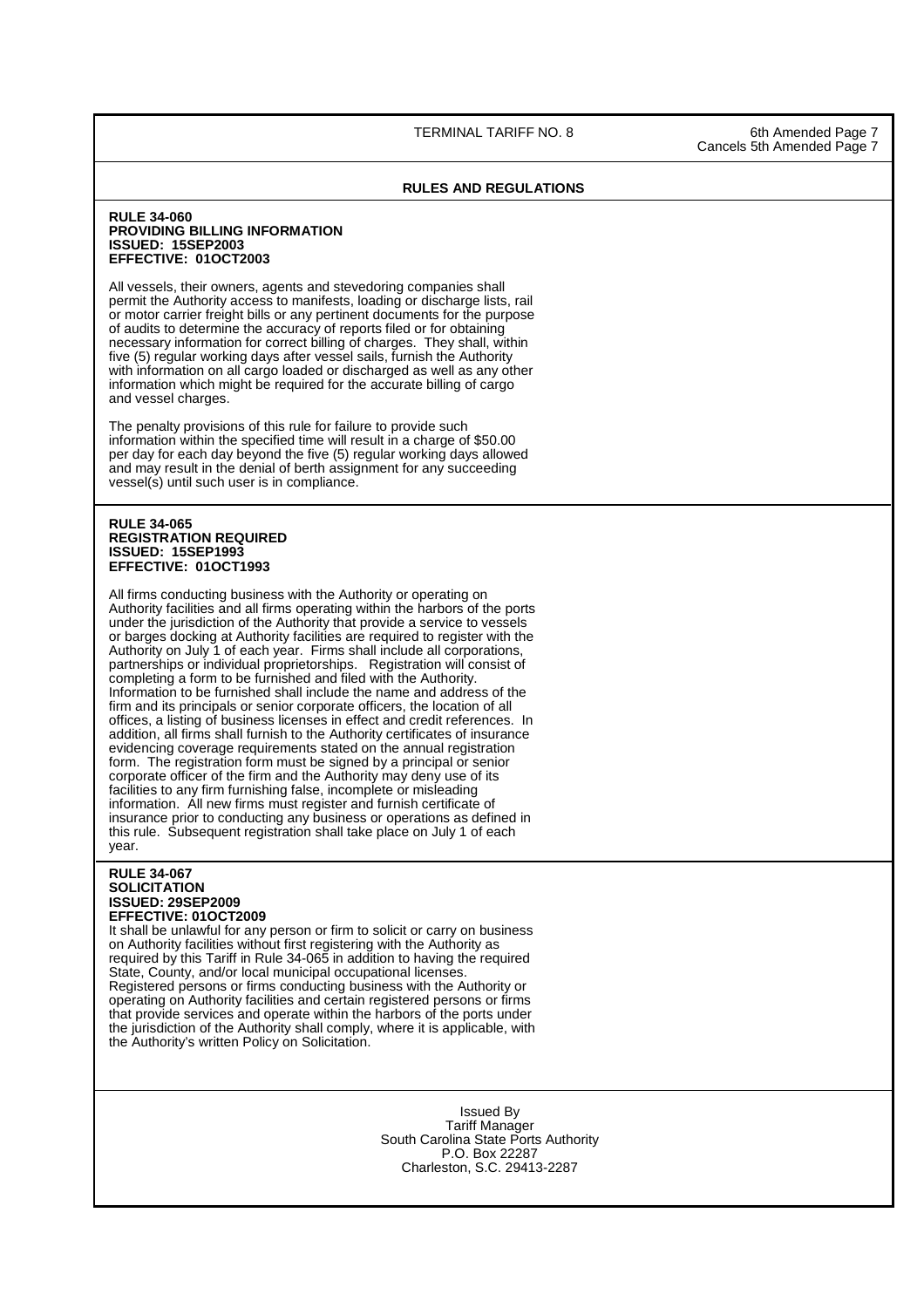## RULES AND REGULATIONS

### RULE 34-060
**PROVIDING BILLING INFORMATION**
**ISSUED: 15SEP2003**
**EFFECTIVE: 01OCT2003**

All vessels, their owners, agents and stevedoring companies shall permit the Authority access to manifests, loading or discharge lists, rail or motor carrier freight bills or any pertinent documents for the purpose of audits to determine the accuracy of reports filed or for obtaining necessary information for correct billing of charges. They shall, within five (5) regular working days after vessel sails, furnish the Authority with information on all cargo loaded or discharged as well as any other information which might be required for the accurate billing of cargo and vessel charges.

The penalty provisions of this rule for failure to provide such information within the specified time will result in a charge of $50.00 per day for each day beyond the five (5) regular working days allowed and may result in the denial of berth assignment for any succeeding vessel(s) until such user is in compliance.

### RULE 34-065
**REGISTRATION REQUIRED**
**ISSUED: 15SEP1993**
**EFFECTIVE: 01OCT1993**

All firms conducting business with the Authority or operating on Authority facilities and all firms operating within the harbors of the ports under the jurisdiction of the Authority that provide a service to vessels or barges docking at Authority facilities are required to register with the Authority on July 1 of each year. Firms shall include all corporations, partnerships or individual proprietorships. Registration will consist of completing a form to be furnished and filed with the Authority. Information to be furnished shall include the name and address of the firm and its principals or senior corporate officers, the location of all offices, a listing of business licenses in effect and credit references. In addition, all firms shall furnish to the Authority certificates of insurance evidencing coverage requirements stated on the annual registration form. The registration form must be signed by a principal or senior corporate officer of the firm and the Authority may deny use of its facilities to any firm furnishing false, incomplete or misleading information. All new firms must register and furnish certificate of insurance prior to conducting any business or operations as defined in this rule. Subsequent registration shall take place on July 1 of each year.

### RULE 34-067
**SOLICITATION**
**ISSUED: 29SEP2009**
**EFFECTIVE: 01OCT2009**

It shall be unlawful for any person or firm to solicit or carry on business on Authority facilities without first registering with the Authority as required by this Tariff in Rule 34-065 in addition to having the required State, County, and/or local municipal occupational licenses. Registered persons or firms conducting business with the Authority or operating on Authority facilities and certain registered persons or firms that provide services and operate within the harbors of the ports under the jurisdiction of the Authority shall comply, where it is applicable, with the Authority's written Policy on Solicitation.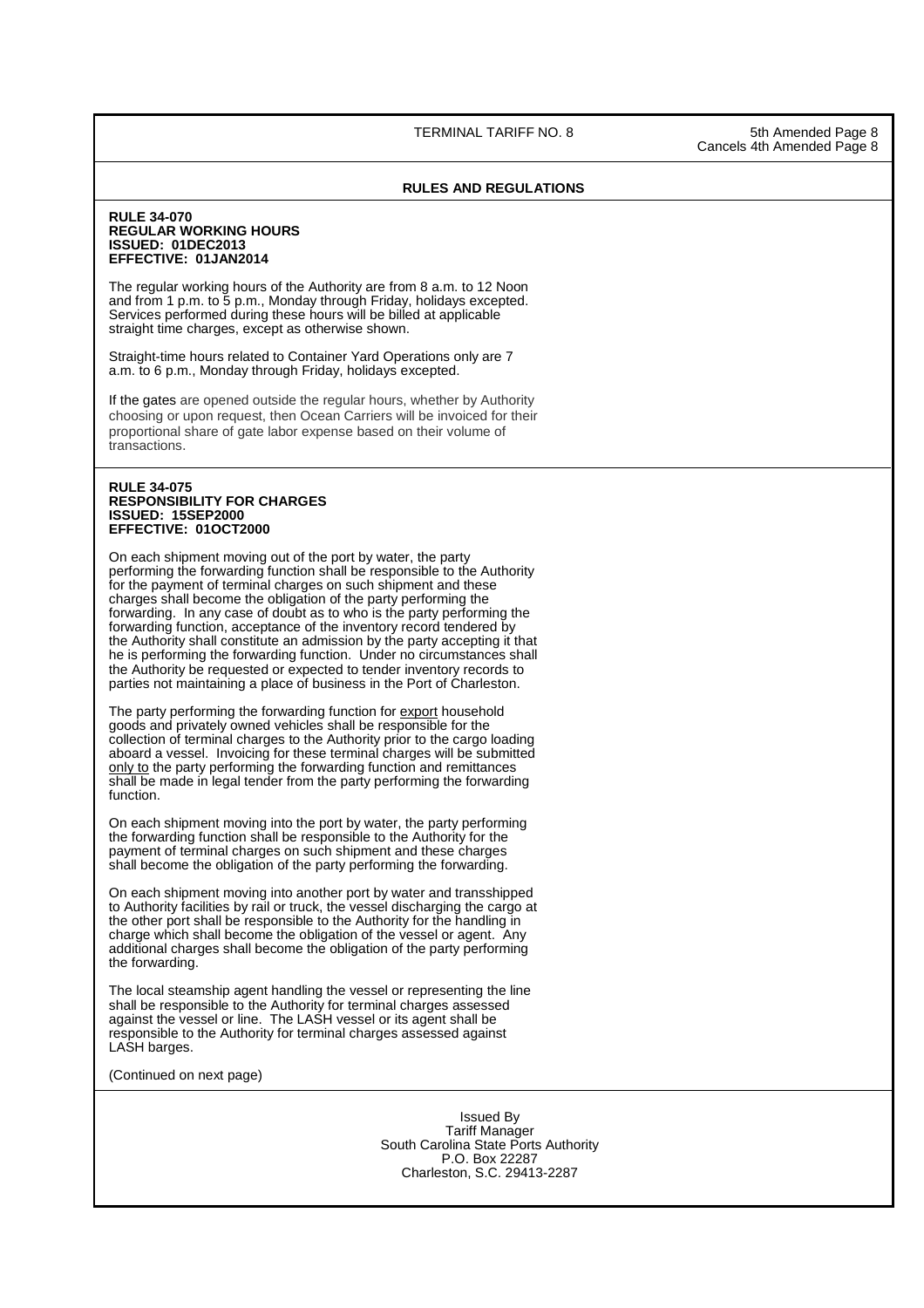## RULES AND REGULATIONS

**RULE 34-070**
**REGULAR WORKING HOURS**
**ISSUED: 01DEC2013**
**EFFECTIVE: 01JAN2014**

The regular working hours of the Authority are from 8 a.m. to 12 Noon and from 1 p.m. to 5 p.m., Monday through Friday, holidays excepted. Services performed during these hours will be billed at applicable straight time charges, except as otherwise shown.

Straight-time hours related to Container Yard Operations only are 7 a.m. to 6 p.m., Monday through Friday, holidays excepted.

If the gates are opened outside the regular hours, whether by Authority choosing or upon request, then Ocean Carriers will be invoiced for their proportional share of gate labor expense based on their volume of transactions.

**RULE 34-075**
**RESPONSIBILITY FOR CHARGES**
**ISSUED: 15SEP2000**
**EFFECTIVE: 01OCT2000**

On each shipment moving out of the port by water, the party performing the forwarding function shall be responsible to the Authority for the payment of terminal charges on such shipment and these charges shall become the obligation of the party performing the forwarding. In any case of doubt as to who is the party performing the forwarding function, acceptance of the inventory record tendered by the Authority shall constitute an admission by the party accepting it that he is performing the forwarding function. Under no circumstances shall the Authority be requested or expected to tender inventory records to parties not maintaining a place of business in the Port of Charleston.

The party performing the forwarding function for export household goods and privately owned vehicles shall be responsible for the collection of terminal charges to the Authority prior to the cargo loading aboard a vessel. Invoicing for these terminal charges will be submitted only to the party performing the forwarding function and remittances shall be made in legal tender from the party performing the forwarding function.

On each shipment moving into the port by water, the party performing the forwarding function shall be responsible to the Authority for the payment of terminal charges on such shipment and these charges shall become the obligation of the party performing the forwarding.

On each shipment moving into another port by water and transshipped to Authority facilities by rail or truck, the vessel discharging the cargo at the other port shall be responsible to the Authority for the handling in charge which shall become the obligation of the vessel or agent. Any additional charges shall become the obligation of the party performing the forwarding.

The local steamship agent handling the vessel or representing the line shall be responsible to the Authority for terminal charges assessed against the vessel or line. The LASH vessel or its agent shall be responsible to the Authority for terminal charges assessed against LASH barges.

(Continued on next page)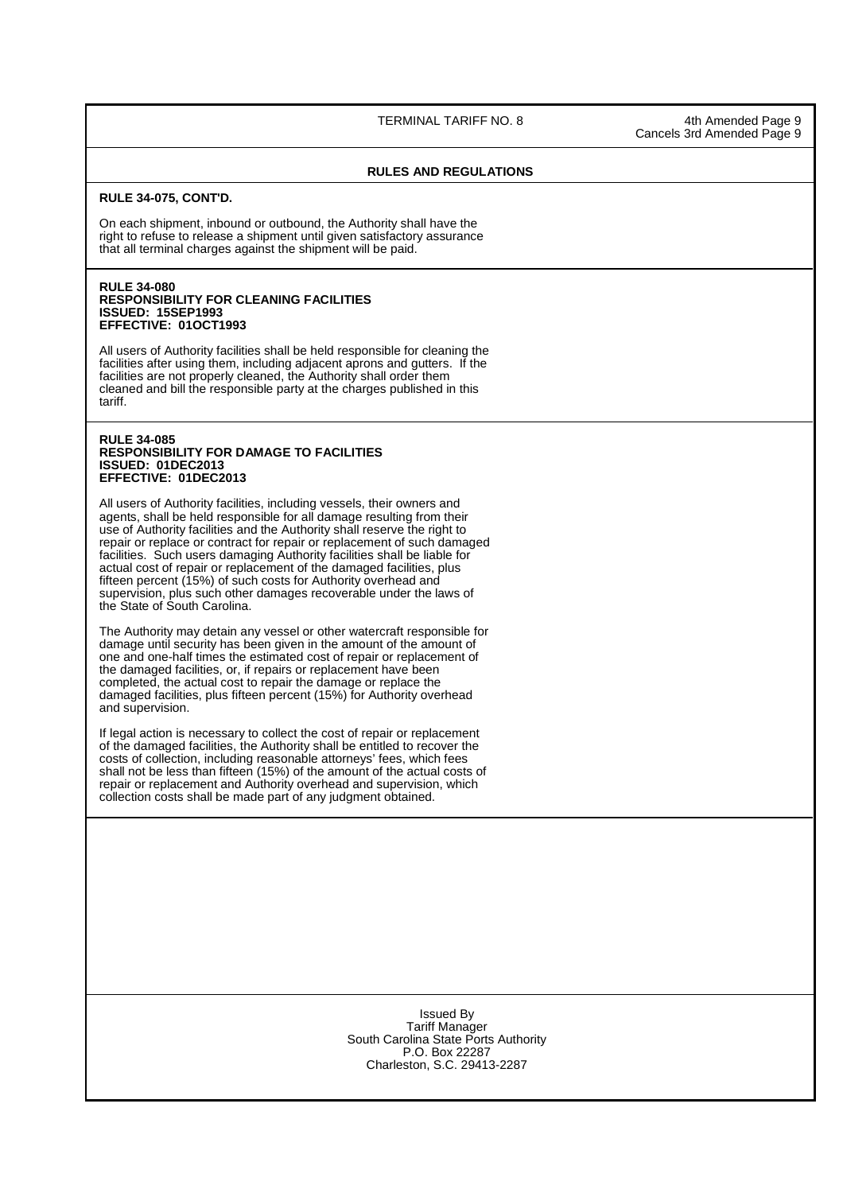## RULES AND REGULATIONS

**RULE 34-075, CONT'D.**

On each shipment, inbound or outbound, the Authority shall have the right to refuse to release a shipment until given satisfactory assurance that all terminal charges against the shipment will be paid.

**RULE 34-080**
**RESPONSIBILITY FOR CLEANING FACILITIES**
**ISSUED: 15SEP1993**
**EFFECTIVE: 01OCT1993**

All users of Authority facilities shall be held responsible for cleaning the facilities after using them, including adjacent aprons and gutters. If the facilities are not properly cleaned, the Authority shall order them cleaned and bill the responsible party at the charges published in this tariff.

**RULE 34-085**
**RESPONSIBILITY FOR DAMAGE TO FACILITIES**
**ISSUED: 01DEC2013**
**EFFECTIVE: 01DEC2013**

All users of Authority facilities, including vessels, their owners and agents, shall be held responsible for all damage resulting from their use of Authority facilities and the Authority shall reserve the right to repair or replace or contract for repair or replacement of such damaged facilities. Such users damaging Authority facilities shall be liable for actual cost of repair or replacement of the damaged facilities, plus fifteen percent (15%) of such costs for Authority overhead and supervision, plus such other damages recoverable under the laws of the State of South Carolina.

The Authority may detain any vessel or other watercraft responsible for damage until security has been given in the amount of the amount of one and one-half times the estimated cost of repair or replacement of the damaged facilities, or, if repairs or replacement have been completed, the actual cost to repair the damage or replace the damaged facilities, plus fifteen percent (15%) for Authority overhead and supervision.

If legal action is necessary to collect the cost of repair or replacement of the damaged facilities, the Authority shall be entitled to recover the costs of collection, including reasonable attorneys' fees, which fees shall not be less than fifteen (15%) of the amount of the actual costs of repair or replacement and Authority overhead and supervision, which collection costs shall be made part of any judgment obtained.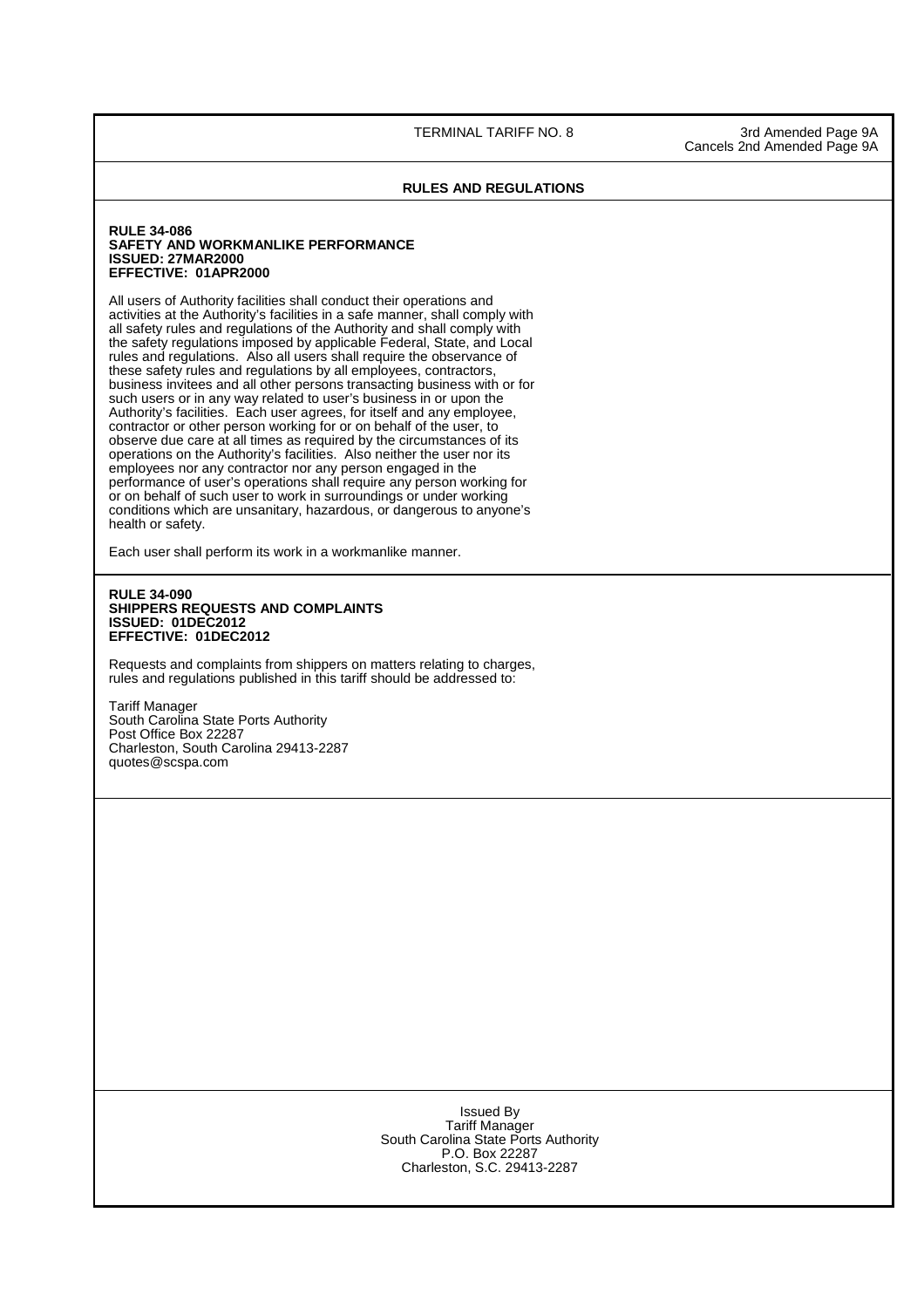## RULES AND REGULATIONS

**RULE 34-086**
**SAFETY AND WORKMANLIKE PERFORMANCE**
**ISSUED: 27MAR2000**
**EFFECTIVE: 01APR2000**

All users of Authority facilities shall conduct their operations and activities at the Authority's facilities in a safe manner, shall comply with all safety rules and regulations of the Authority and shall comply with the safety regulations imposed by applicable Federal, State, and Local rules and regulations. Also all users shall require the observance of these safety rules and regulations by all employees, contractors, business invitees and all other persons transacting business with or for such users or in any way related to user's business in or upon the Authority's facilities. Each user agrees, for itself and any employee, contractor or other person working for or on behalf of the user, to observe due care at all times as required by the circumstances of its operations on the Authority's facilities. Also neither the user nor its employees nor any contractor nor any person engaged in the performance of user's operations shall require any person working for or on behalf of such user to work in surroundings or under working conditions which are unsanitary, hazardous, or dangerous to anyone's health or safety.

Each user shall perform its work in a workmanlike manner.

**RULE 34-090**
**SHIPPERS REQUESTS AND COMPLAINTS**
**ISSUED: 01DEC2012**
**EFFECTIVE: 01DEC2012**

Requests and complaints from shippers on matters relating to charges, rules and regulations published in this tariff should be addressed to:

Tariff Manager
South Carolina State Ports Authority
Post Office Box 22287
Charleston, South Carolina 29413-2287
quotes@scspa.com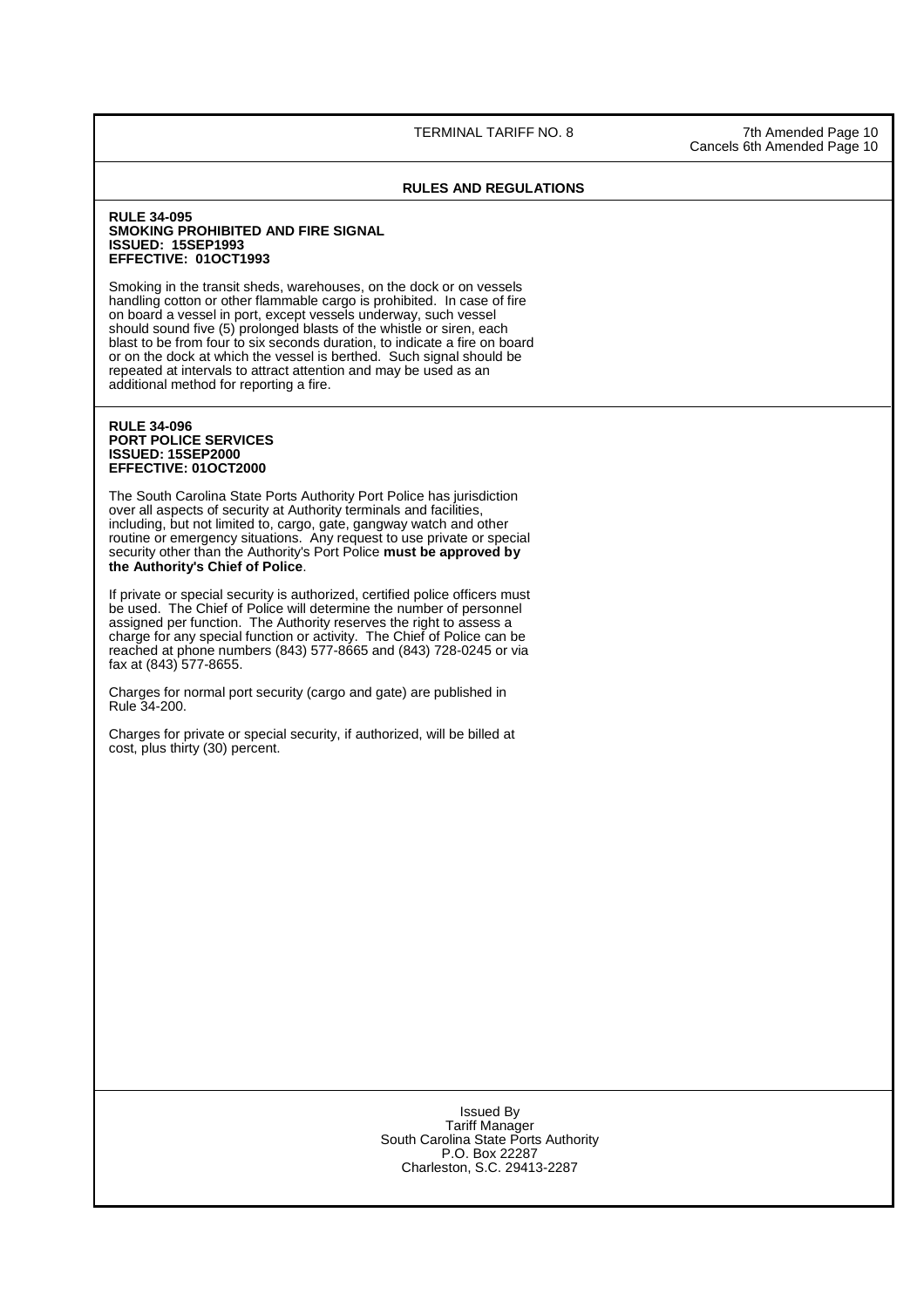## RULES AND REGULATIONS

**RULE 34-095**
**SMOKING PROHIBITED AND FIRE SIGNAL**
**ISSUED: 15SEP1993**
**EFFECTIVE: 01OCT1993**

Smoking in the transit sheds, warehouses, on the dock or on vessels handling cotton or other flammable cargo is prohibited. In case of fire on board a vessel in port, except vessels underway, such vessel should sound five (5) prolonged blasts of the whistle or siren, each blast to be from four to six seconds duration, to indicate a fire on board or on the dock at which the vessel is berthed. Such signal should be repeated at intervals to attract attention and may be used as an additional method for reporting a fire.

**RULE 34-096**
**PORT POLICE SERVICES**
**ISSUED: 15SEP2000**
**EFFECTIVE: 01OCT2000**

The South Carolina State Ports Authority Port Police has jurisdiction over all aspects of security at Authority terminals and facilities, including, but not limited to, cargo, gate, gangway watch and other routine or emergency situations. Any request to use private or special security other than the Authority's Port Police **must be approved by the Authority's Chief of Police**.

If private or special security is authorized, certified police officers must be used. The Chief of Police will determine the number of personnel assigned per function. The Authority reserves the right to assess a charge for any special function or activity. The Chief of Police can be reached at phone numbers (843) 577-8665 and (843) 728-0245 or via fax at (843) 577-8655.

Charges for normal port security (cargo and gate) are published in Rule 34-200.

Charges for private or special security, if authorized, will be billed at cost, plus thirty (30) percent.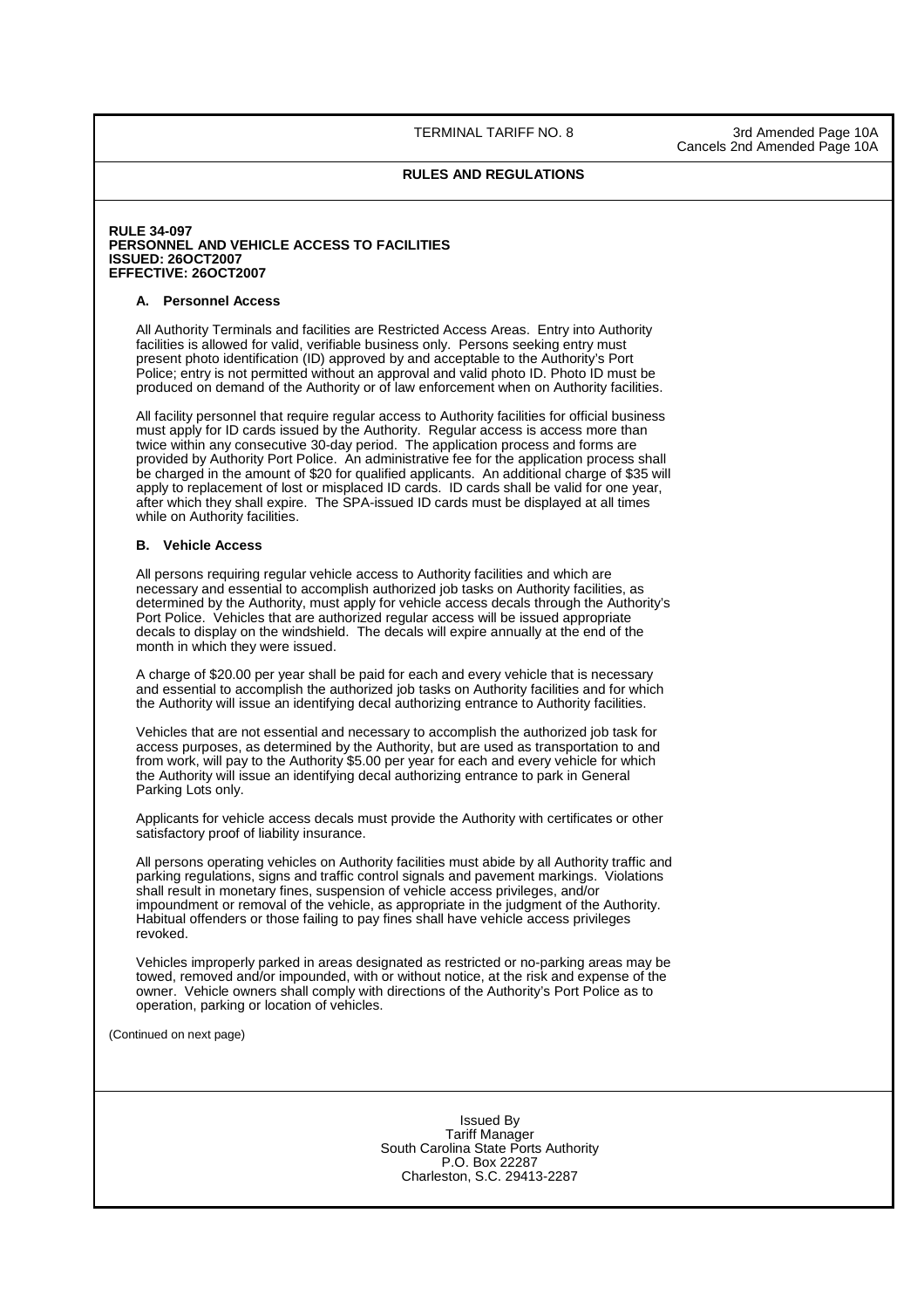## RULES AND REGULATIONS

**RULE 34-097**
**PERSONNEL AND VEHICLE ACCESS TO FACILITIES**
**ISSUED: 26OCT2007**
**EFFECTIVE: 26OCT2007**

### A. Personnel Access

All Authority Terminals and facilities are Restricted Access Areas. Entry into Authority facilities is allowed for valid, verifiable business only. Persons seeking entry must present photo identification (ID) approved by and acceptable to the Authority's Port Police; entry is not permitted without an approval and valid photo ID. Photo ID must be produced on demand of the Authority or of law enforcement when on Authority facilities.

All facility personnel that require regular access to Authority facilities for official business must apply for ID cards issued by the Authority. Regular access is access more than twice within any consecutive 30-day period. The application process and forms are provided by Authority Port Police. An administrative fee for the application process shall be charged in the amount of $20 for qualified applicants. An additional charge of $35 will apply to replacement of lost or misplaced ID cards. ID cards shall be valid for one year, after which they shall expire. The SPA-issued ID cards must be displayed at all times while on Authority facilities.

### B. Vehicle Access

All persons requiring regular vehicle access to Authority facilities and which are necessary and essential to accomplish authorized job tasks on Authority facilities, as determined by the Authority, must apply for vehicle access decals through the Authority's Port Police. Vehicles that are authorized regular access will be issued appropriate decals to display on the windshield. The decals will expire annually at the end of the month in which they were issued.

A charge of $20.00 per year shall be paid for each and every vehicle that is necessary and essential to accomplish the authorized job tasks on Authority facilities and for which the Authority will issue an identifying decal authorizing entrance to Authority facilities.

Vehicles that are not essential and necessary to accomplish the authorized job task for access purposes, as determined by the Authority, but are used as transportation to and from work, will pay to the Authority $5.00 per year for each and every vehicle for which the Authority will issue an identifying decal authorizing entrance to park in General Parking Lots only.

Applicants for vehicle access decals must provide the Authority with certificates or other satisfactory proof of liability insurance.

All persons operating vehicles on Authority facilities must abide by all Authority traffic and parking regulations, signs and traffic control signals and pavement markings. Violations shall result in monetary fines, suspension of vehicle access privileges, and/or impoundment or removal of the vehicle, as appropriate in the judgment of the Authority. Habitual offenders or those failing to pay fines shall have vehicle access privileges revoked.

Vehicles improperly parked in areas designated as restricted or no-parking areas may be towed, removed and/or impounded, with or without notice, at the risk and expense of the owner. Vehicle owners shall comply with directions of the Authority's Port Police as to operation, parking or location of vehicles.

(Continued on next page)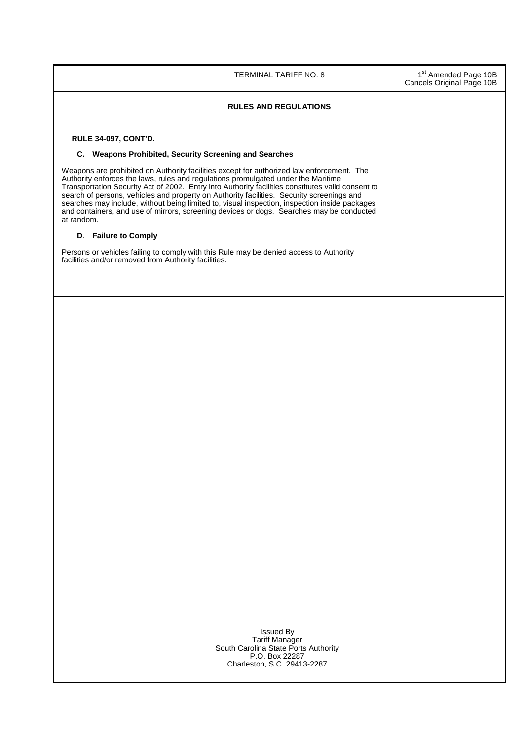## RULES AND REGULATIONS

**RULE 34-097, CONT'D.**

### C. Weapons Prohibited, Security Screening and Searches

Weapons are prohibited on Authority facilities except for authorized law enforcement. The Authority enforces the laws, rules and regulations promulgated under the Maritime Transportation Security Act of 2002. Entry into Authority facilities constitutes valid consent to search of persons, vehicles and property on Authority facilities. Security screenings and searches may include, without being limited to, visual inspection, inspection inside packages and containers, and use of mirrors, screening devices or dogs. Searches may be conducted at random.

### D. Failure to Comply

Persons or vehicles failing to comply with this Rule may be denied access to Authority facilities and/or removed from Authority facilities.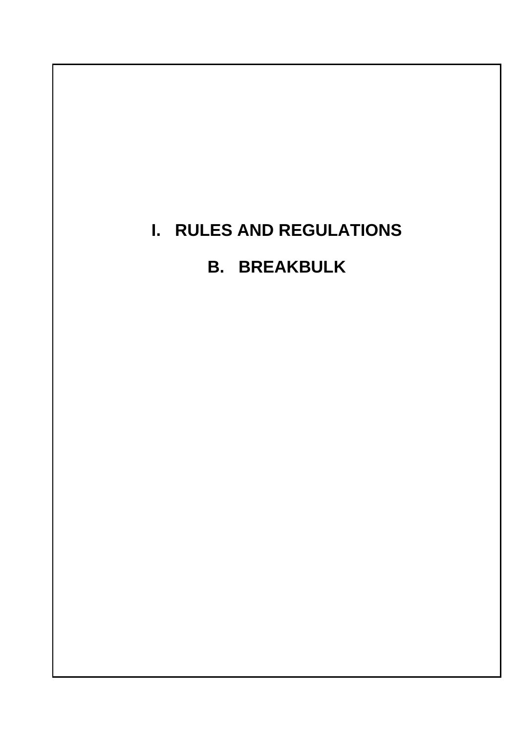# I. RULES AND REGULATIONS

## B. BREAKBULK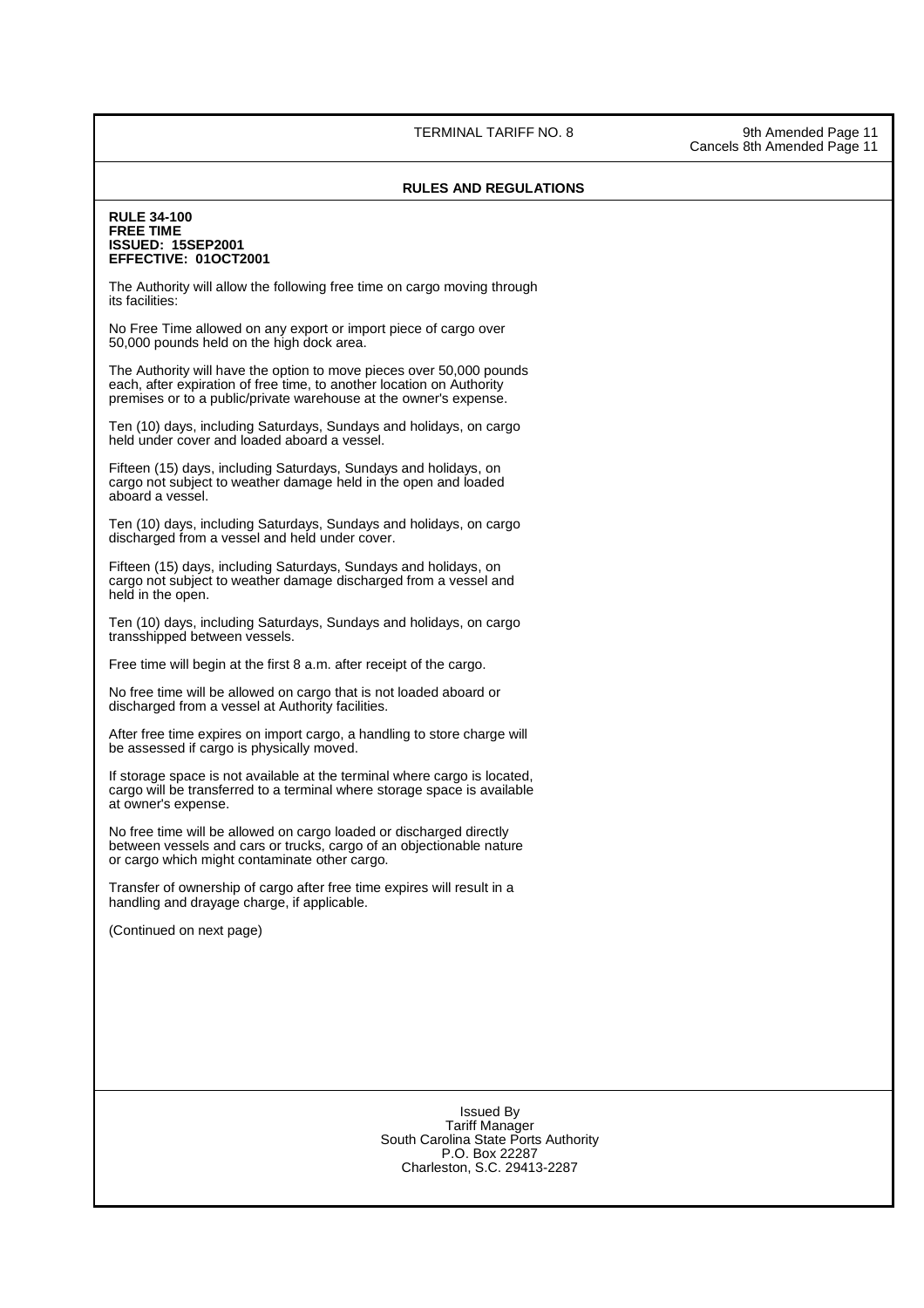## RULES AND REGULATIONS

**RULE 34-100**
**FREE TIME**
**ISSUED: 15SEP2001**
**EFFECTIVE: 01OCT2001**

The Authority will allow the following free time on cargo moving through its facilities:

No Free Time allowed on any export or import piece of cargo over 50,000 pounds held on the high dock area.

The Authority will have the option to move pieces over 50,000 pounds each, after expiration of free time, to another location on Authority premises or to a public/private warehouse at the owner's expense.

Ten (10) days, including Saturdays, Sundays and holidays, on cargo held under cover and loaded aboard a vessel.

Fifteen (15) days, including Saturdays, Sundays and holidays, on cargo not subject to weather damage held in the open and loaded aboard a vessel.

Ten (10) days, including Saturdays, Sundays and holidays, on cargo discharged from a vessel and held under cover.

Fifteen (15) days, including Saturdays, Sundays and holidays, on cargo not subject to weather damage discharged from a vessel and held in the open.

Ten (10) days, including Saturdays, Sundays and holidays, on cargo transshipped between vessels.

Free time will begin at the first 8 a.m. after receipt of the cargo.

No free time will be allowed on cargo that is not loaded aboard or discharged from a vessel at Authority facilities.

After free time expires on import cargo, a handling to store charge will be assessed if cargo is physically moved.

If storage space is not available at the terminal where cargo is located, cargo will be transferred to a terminal where storage space is available at owner's expense.

No free time will be allowed on cargo loaded or discharged directly between vessels and cars or trucks, cargo of an objectionable nature or cargo which might contaminate other cargo.

Transfer of ownership of cargo after free time expires will result in a handling and drayage charge, if applicable.

(Continued on next page)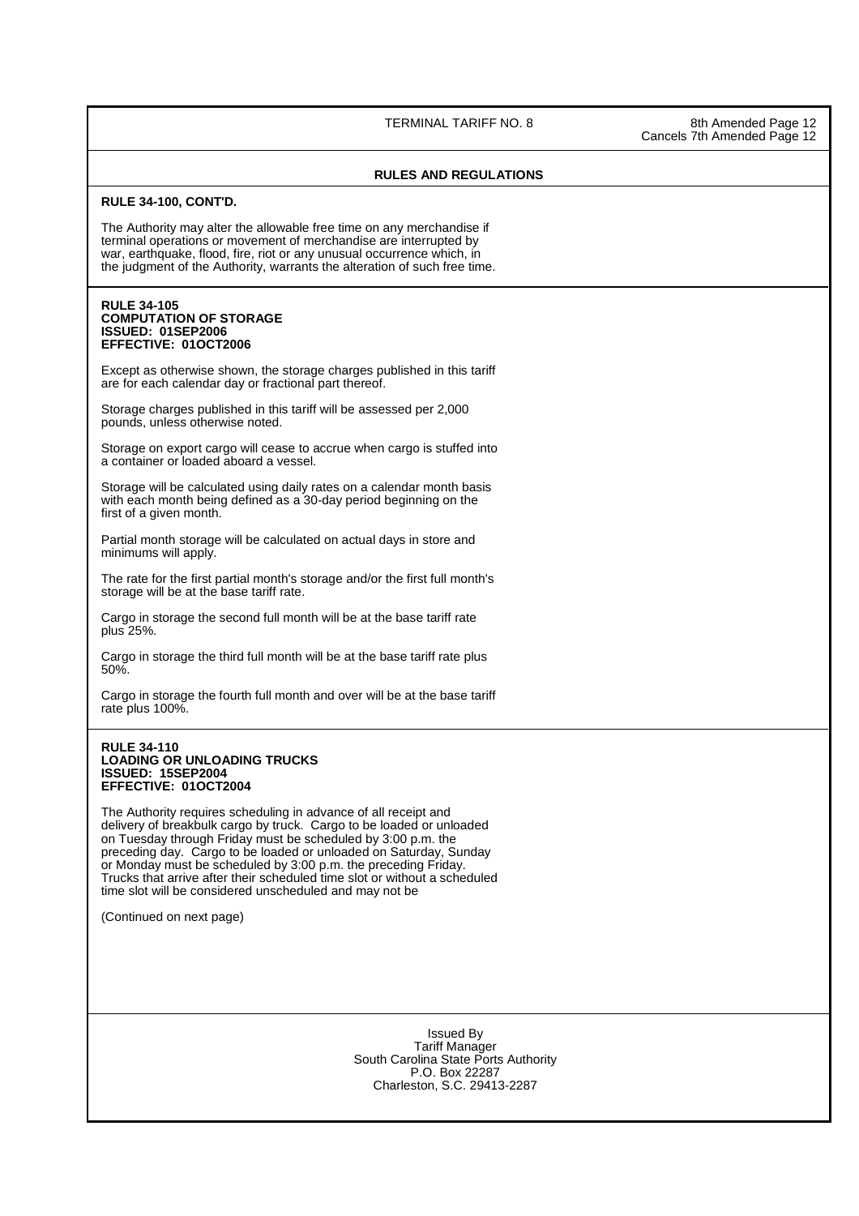## RULES AND REGULATIONS

**RULE 34-100, CONT'D.**

The Authority may alter the allowable free time on any merchandise if terminal operations or movement of merchandise are interrupted by war, earthquake, flood, fire, riot or any unusual occurrence which, in the judgment of the Authority, warrants the alteration of such free time.

**RULE 34-105**
**COMPUTATION OF STORAGE**
**ISSUED: 01SEP2006**
**EFFECTIVE: 01OCT2006**

Except as otherwise shown, the storage charges published in this tariff are for each calendar day or fractional part thereof.

Storage charges published in this tariff will be assessed per 2,000 pounds, unless otherwise noted.

Storage on export cargo will cease to accrue when cargo is stuffed into a container or loaded aboard a vessel.

Storage will be calculated using daily rates on a calendar month basis with each month being defined as a 30-day period beginning on the first of a given month.

Partial month storage will be calculated on actual days in store and minimums will apply.

The rate for the first partial month's storage and/or the first full month's storage will be at the base tariff rate.

Cargo in storage the second full month will be at the base tariff rate plus 25%.

Cargo in storage the third full month will be at the base tariff rate plus 50%.

Cargo in storage the fourth full month and over will be at the base tariff rate plus 100%.

**RULE 34-110**
**LOADING OR UNLOADING TRUCKS**
**ISSUED: 15SEP2004**
**EFFECTIVE: 01OCT2004**

The Authority requires scheduling in advance of all receipt and delivery of breakbulk cargo by truck. Cargo to be loaded or unloaded on Tuesday through Friday must be scheduled by 3:00 p.m. the preceding day. Cargo to be loaded or unloaded on Saturday, Sunday or Monday must be scheduled by 3:00 p.m. the preceding Friday. Trucks that arrive after their scheduled time slot or without a scheduled time slot will be considered unscheduled and may not be

(Continued on next page)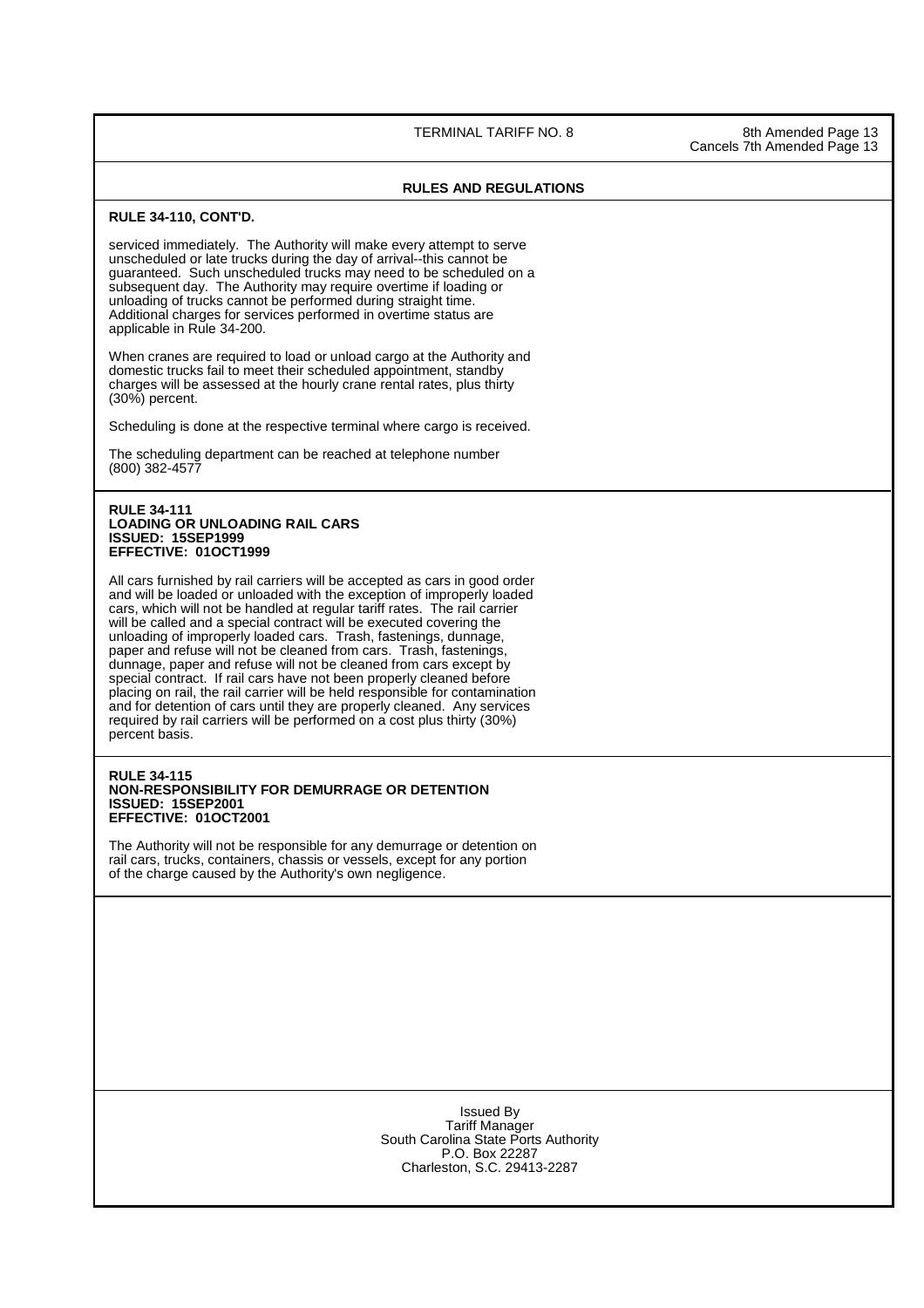## RULES AND REGULATIONS

**RULE 34-110, CONT'D.**

serviced immediately. The Authority will make every attempt to serve unscheduled or late trucks during the day of arrival--this cannot be guaranteed. Such unscheduled trucks may need to be scheduled on a subsequent day. The Authority may require overtime if loading or unloading of trucks cannot be performed during straight time. Additional charges for services performed in overtime status are applicable in Rule 34-200.

When cranes are required to load or unload cargo at the Authority and domestic trucks fail to meet their scheduled appointment, standby charges will be assessed at the hourly crane rental rates, plus thirty (30%) percent.

Scheduling is done at the respective terminal where cargo is received.

The scheduling department can be reached at telephone number (800) 382-4577

**RULE 34-111**
**LOADING OR UNLOADING RAIL CARS**
**ISSUED: 15SEP1999**
**EFFECTIVE: 01OCT1999**

All cars furnished by rail carriers will be accepted as cars in good order and will be loaded or unloaded with the exception of improperly loaded cars, which will not be handled at regular tariff rates. The rail carrier will be called and a special contract will be executed covering the unloading of improperly loaded cars. Trash, fastenings, dunnage, paper and refuse will not be cleaned from cars. Trash, fastenings, dunnage, paper and refuse will not be cleaned from cars except by special contract. If rail cars have not been properly cleaned before placing on rail, the rail carrier will be held responsible for contamination and for detention of cars until they are properly cleaned. Any services required by rail carriers will be performed on a cost plus thirty (30%) percent basis.

**RULE 34-115**
**NON-RESPONSIBILITY FOR DEMURRAGE OR DETENTION**
**ISSUED: 15SEP2001**
**EFFECTIVE: 01OCT2001**

The Authority will not be responsible for any demurrage or detention on rail cars, trucks, containers, chassis or vessels, except for any portion of the charge caused by the Authority's own negligence.

Issued By
Tariff Manager
South Carolina State Ports Authority
P.O. Box 22287
Charleston, S.C. 29413-2287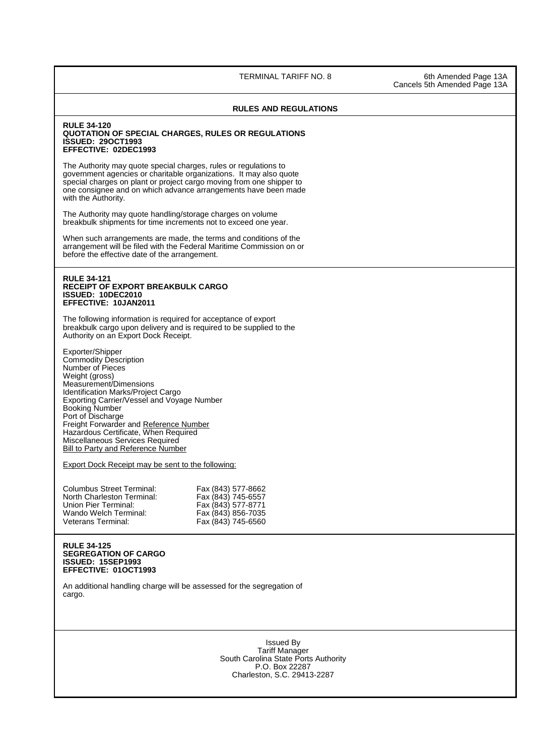## RULES AND REGULATIONS

**RULE 34-120**
**QUOTATION OF SPECIAL CHARGES, RULES OR REGULATIONS**
**ISSUED: 29OCT1993**
**EFFECTIVE: 02DEC1993**

The Authority may quote special charges, rules or regulations to government agencies or charitable organizations. It may also quote special charges on plant or project cargo moving from one shipper to one consignee and on which advance arrangements have been made with the Authority.

The Authority may quote handling/storage charges on volume breakbulk shipments for time increments not to exceed one year.

When such arrangements are made, the terms and conditions of the arrangement will be filed with the Federal Maritime Commission on or before the effective date of the arrangement.

**RULE 34-121**
**RECEIPT OF EXPORT BREAKBULK CARGO**
**ISSUED: 10DEC2010**
**EFFECTIVE: 10JAN2011**

The following information is required for acceptance of export breakbulk cargo upon delivery and is required to be supplied to the Authority on an Export Dock Receipt.

Exporter/Shipper
Commodity Description
Number of Pieces
Weight (gross)
Measurement/Dimensions
Identification Marks/Project Cargo
Exporting Carrier/Vessel and Voyage Number
Booking Number
Port of Discharge
Freight Forwarder and Reference Number
Hazardous Certificate, When Required
Miscellaneous Services Required
Bill to Party and Reference Number

Export Dock Receipt may be sent to the following:

| | |
|---|---|
| Columbus Street Terminal: | Fax (843) 577-8662 |
| North Charleston Terminal: | Fax (843) 745-6557 |
| Union Pier Terminal: | Fax (843) 577-8771 |
| Wando Welch Terminal: | Fax (843) 856-7035 |
| Veterans Terminal: | Fax (843) 745-6560 |

**RULE 34-125**
**SEGREGATION OF CARGO**
**ISSUED: 15SEP1993**
**EFFECTIVE: 01OCT1993**

An additional handling charge will be assessed for the segregation of cargo.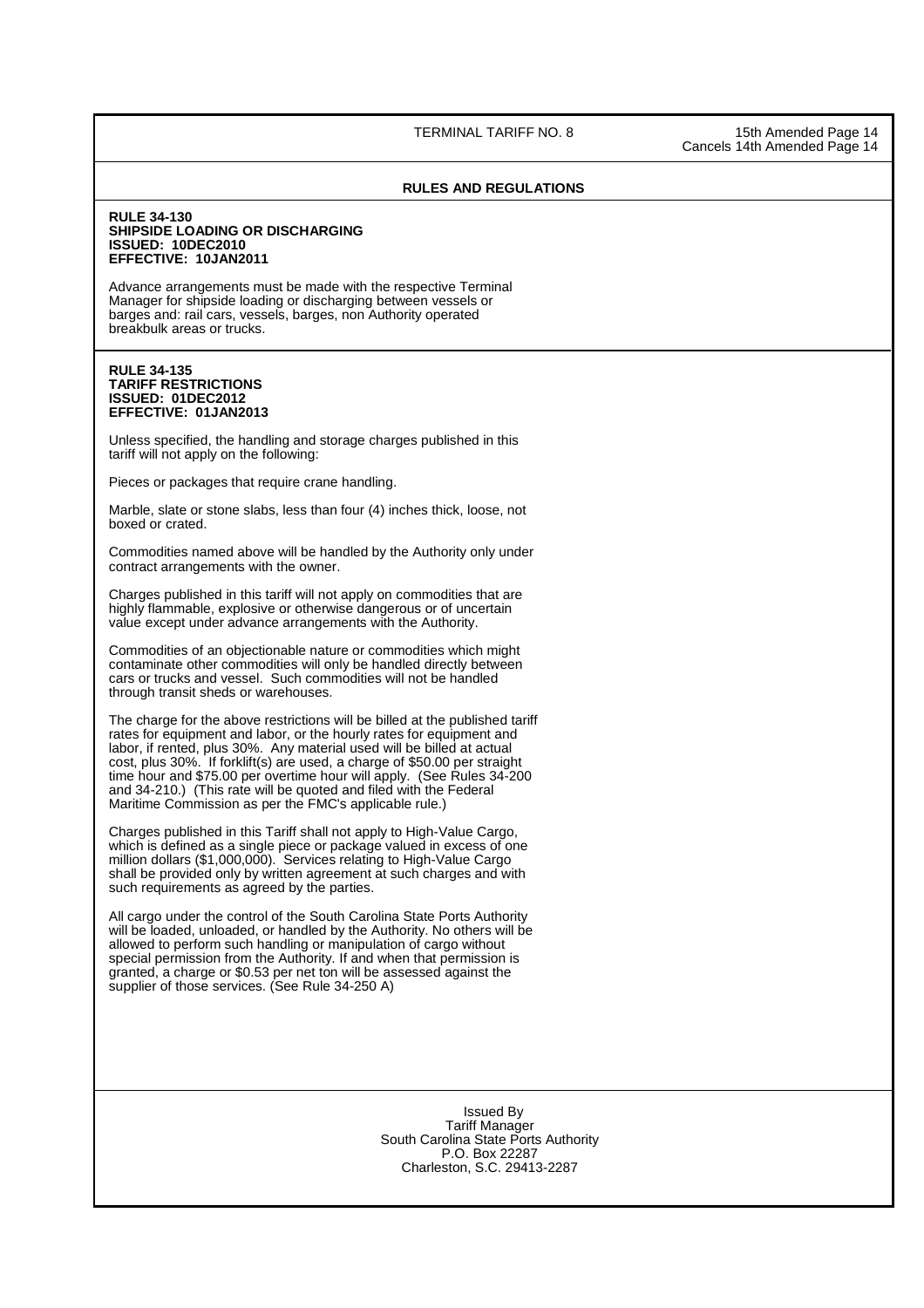## RULES AND REGULATIONS

**RULE 34-130**
**SHIPSIDE LOADING OR DISCHARGING**
**ISSUED: 10DEC2010**
**EFFECTIVE: 10JAN2011**

Advance arrangements must be made with the respective Terminal Manager for shipside loading or discharging between vessels or barges and: rail cars, vessels, barges, non Authority operated breakbulk areas or trucks.

**RULE 34-135**
**TARIFF RESTRICTIONS**
**ISSUED: 01DEC2012**
**EFFECTIVE: 01JAN2013**

Unless specified, the handling and storage charges published in this tariff will not apply on the following:

Pieces or packages that require crane handling.

Marble, slate or stone slabs, less than four (4) inches thick, loose, not boxed or crated.

Commodities named above will be handled by the Authority only under contract arrangements with the owner.

Charges published in this tariff will not apply on commodities that are highly flammable, explosive or otherwise dangerous or of uncertain value except under advance arrangements with the Authority.

Commodities of an objectionable nature or commodities which might contaminate other commodities will only be handled directly between cars or trucks and vessel. Such commodities will not be handled through transit sheds or warehouses.

The charge for the above restrictions will be billed at the published tariff rates for equipment and labor, or the hourly rates for equipment and labor, if rented, plus 30%. Any material used will be billed at actual cost, plus 30%. If forklift(s) are used, a charge of $50.00 per straight time hour and $75.00 per overtime hour will apply. (See Rules 34-200 and 34-210.) (This rate will be quoted and filed with the Federal Maritime Commission as per the FMC's applicable rule.)

Charges published in this Tariff shall not apply to High-Value Cargo, which is defined as a single piece or package valued in excess of one million dollars ($1,000,000). Services relating to High-Value Cargo shall be provided only by written agreement at such charges and with such requirements as agreed by the parties.

All cargo under the control of the South Carolina State Ports Authority will be loaded, unloaded, or handled by the Authority. No others will be allowed to perform such handling or manipulation of cargo without special permission from the Authority. If and when that permission is granted, a charge or $0.53 per net ton will be assessed against the supplier of those services. (See Rule 34-250 A)

Issued By
Tariff Manager
South Carolina State Ports Authority
P.O. Box 22287
Charleston, S.C. 29413-2287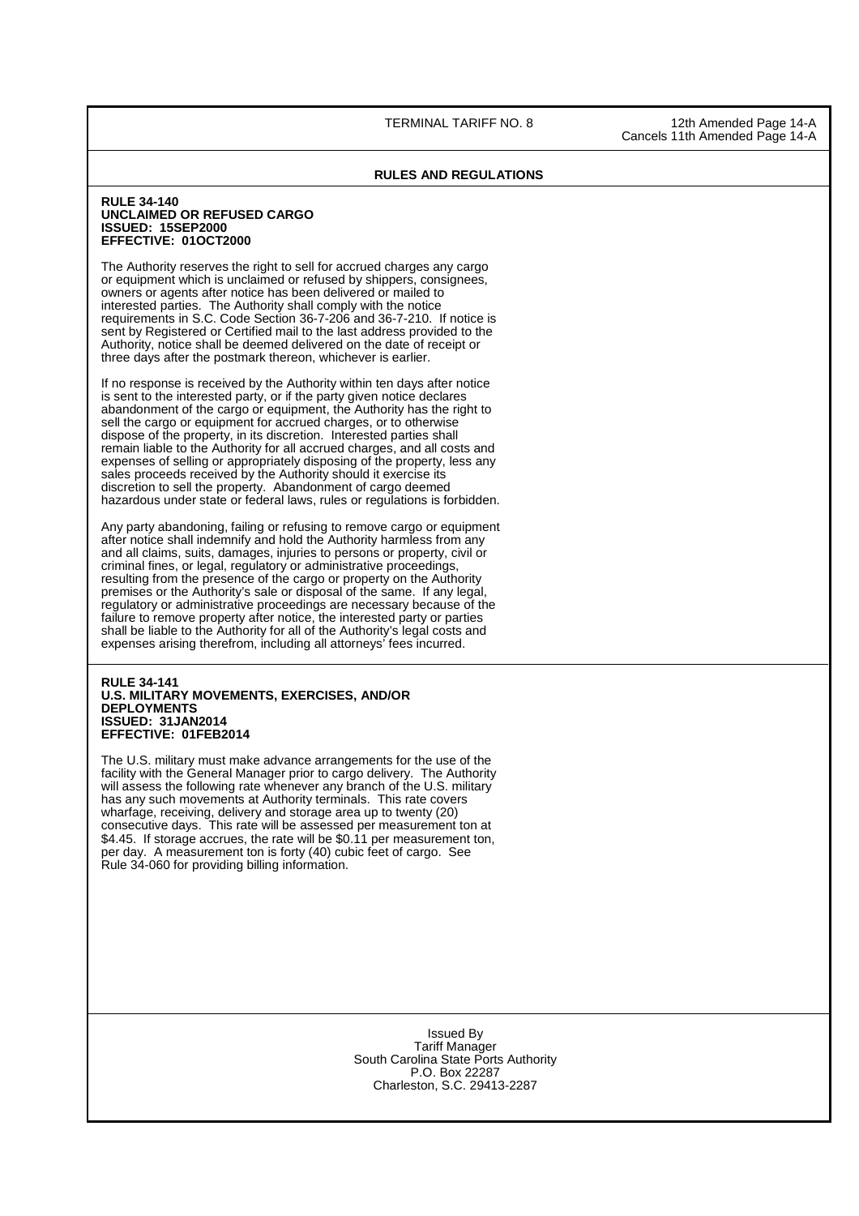## RULES AND REGULATIONS

**RULE 34-140**
**UNCLAIMED OR REFUSED CARGO**
**ISSUED: 15SEP2000**
**EFFECTIVE: 01OCT2000**

The Authority reserves the right to sell for accrued charges any cargo or equipment which is unclaimed or refused by shippers, consignees, owners or agents after notice has been delivered or mailed to interested parties. The Authority shall comply with the notice requirements in S.C. Code Section 36-7-206 and 36-7-210. If notice is sent by Registered or Certified mail to the last address provided to the Authority, notice shall be deemed delivered on the date of receipt or three days after the postmark thereon, whichever is earlier.

If no response is received by the Authority within ten days after notice is sent to the interested party, or if the party given notice declares abandonment of the cargo or equipment, the Authority has the right to sell the cargo or equipment for accrued charges, or to otherwise dispose of the property, in its discretion. Interested parties shall remain liable to the Authority for all accrued charges, and all costs and expenses of selling or appropriately disposing of the property, less any sales proceeds received by the Authority should it exercise its discretion to sell the property. Abandonment of cargo deemed hazardous under state or federal laws, rules or regulations is forbidden.

Any party abandoning, failing or refusing to remove cargo or equipment after notice shall indemnify and hold the Authority harmless from any and all claims, suits, damages, injuries to persons or property, civil or criminal fines, or legal, regulatory or administrative proceedings, resulting from the presence of the cargo or property on the Authority premises or the Authority's sale or disposal of the same. If any legal, regulatory or administrative proceedings are necessary because of the failure to remove property after notice, the interested party or parties shall be liable to the Authority for all of the Authority's legal costs and expenses arising therefrom, including all attorneys' fees incurred.

**RULE 34-141**
**U.S. MILITARY MOVEMENTS, EXERCISES, AND/OR DEPLOYMENTS**
**ISSUED: 31JAN2014**
**EFFECTIVE: 01FEB2014**

The U.S. military must make advance arrangements for the use of the facility with the General Manager prior to cargo delivery. The Authority will assess the following rate whenever any branch of the U.S. military has any such movements at Authority terminals. This rate covers wharfage, receiving, delivery and storage area up to twenty (20) consecutive days. This rate will be assessed per measurement ton at $4.45. If storage accrues, the rate will be $0.11 per measurement ton, per day. A measurement ton is forty (40) cubic feet of cargo. See Rule 34-060 for providing billing information.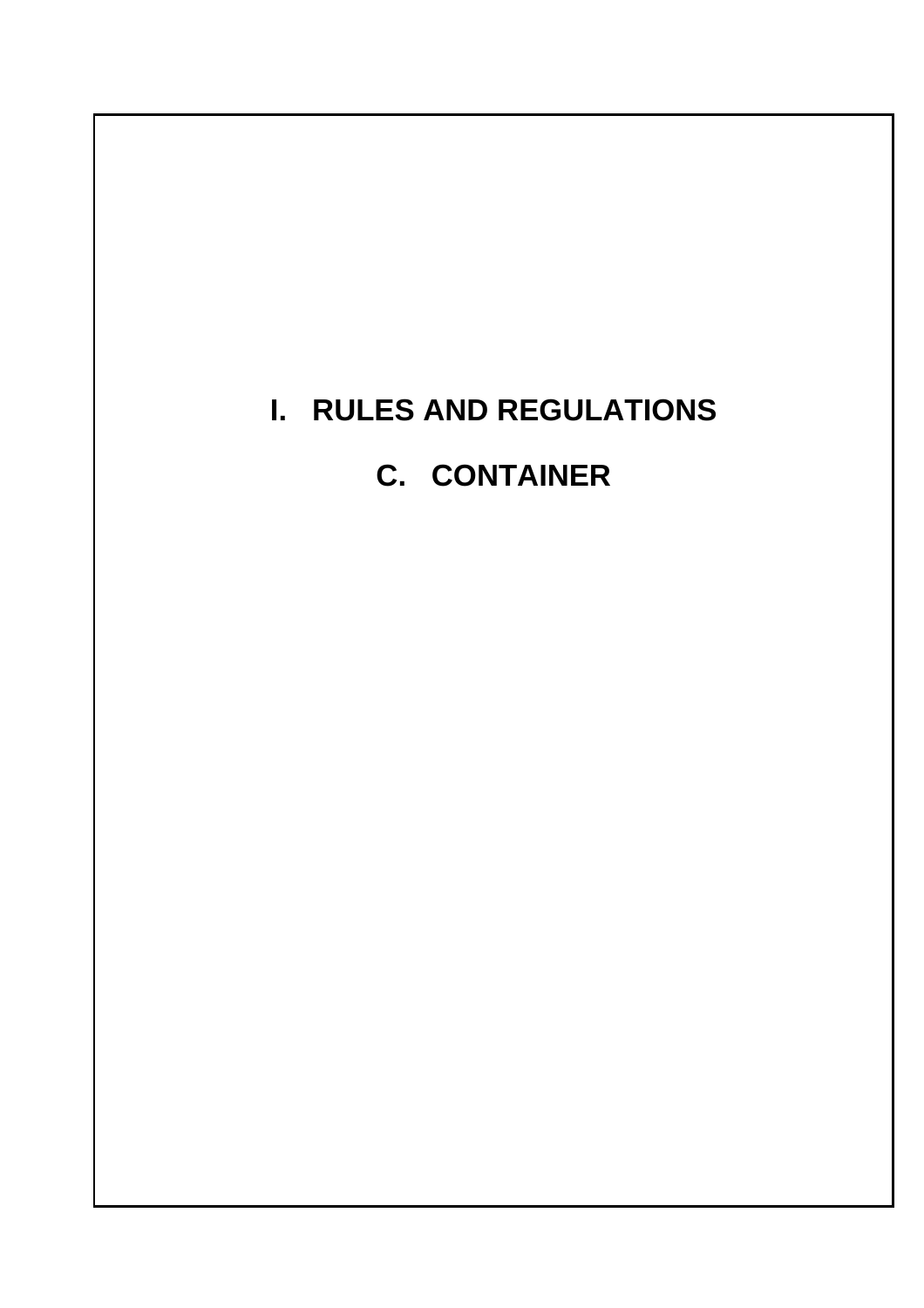# I. RULES AND REGULATIONS

## C. CONTAINER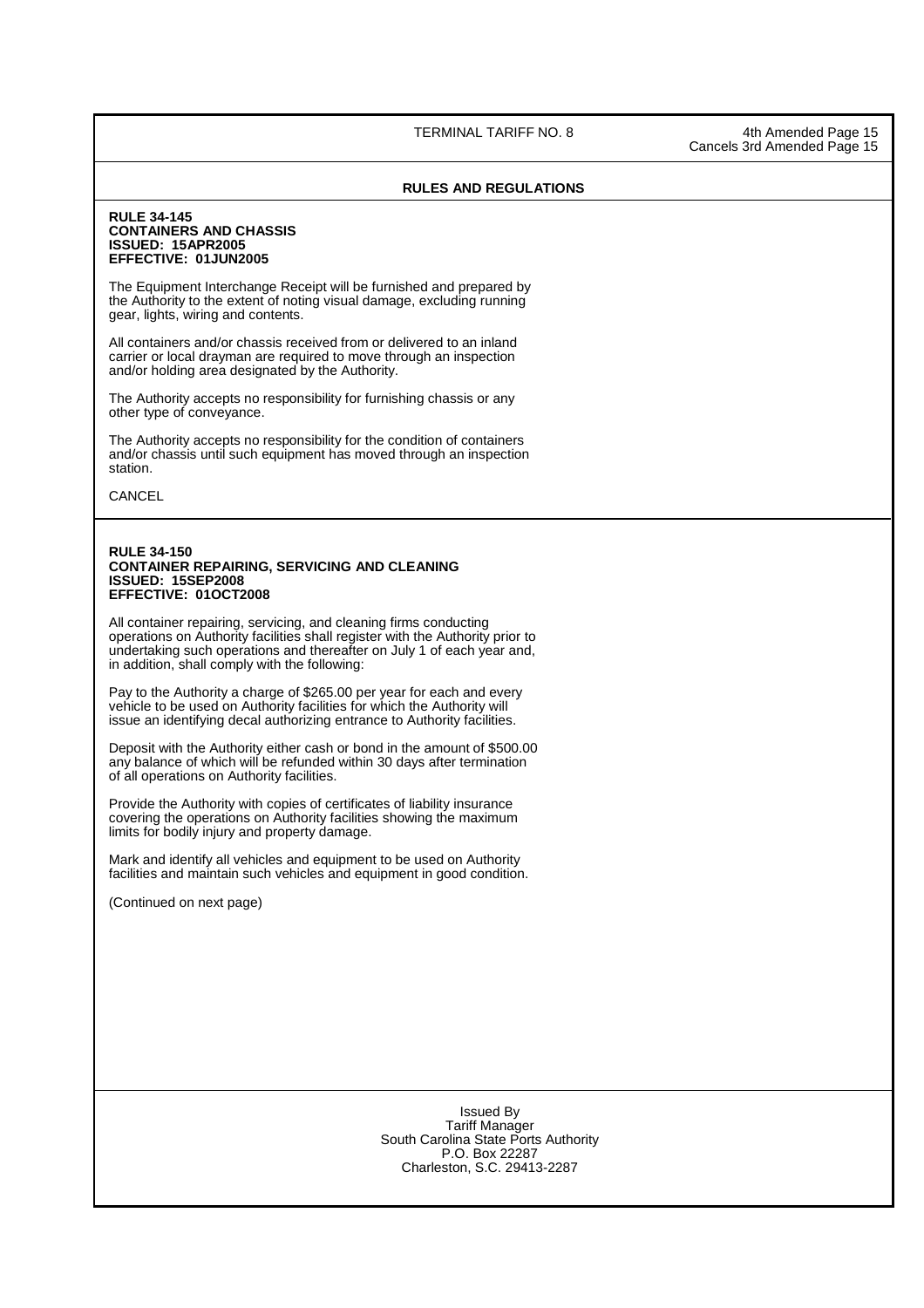## RULES AND REGULATIONS

**RULE 34-145**
**CONTAINERS AND CHASSIS**
**ISSUED: 15APR2005**
**EFFECTIVE: 01JUN2005**

The Equipment Interchange Receipt will be furnished and prepared by the Authority to the extent of noting visual damage, excluding running gear, lights, wiring and contents.

All containers and/or chassis received from or delivered to an inland carrier or local drayman are required to move through an inspection and/or holding area designated by the Authority.

The Authority accepts no responsibility for furnishing chassis or any other type of conveyance.

The Authority accepts no responsibility for the condition of containers and/or chassis until such equipment has moved through an inspection station.

CANCEL

---

**RULE 34-150**
**CONTAINER REPAIRING, SERVICING AND CLEANING**
**ISSUED: 15SEP2008**
**EFFECTIVE: 01OCT2008**

All container repairing, servicing, and cleaning firms conducting operations on Authority facilities shall register with the Authority prior to undertaking such operations and thereafter on July 1 of each year and, in addition, shall comply with the following:

Pay to the Authority a charge of $265.00 per year for each and every vehicle to be used on Authority facilities for which the Authority will issue an identifying decal authorizing entrance to Authority facilities.

Deposit with the Authority either cash or bond in the amount of $500.00 any balance of which will be refunded within 30 days after termination of all operations on Authority facilities.

Provide the Authority with copies of certificates of liability insurance covering the operations on Authority facilities showing the maximum limits for bodily injury and property damage.

Mark and identify all vehicles and equipment to be used on Authority facilities and maintain such vehicles and equipment in good condition.

(Continued on next page)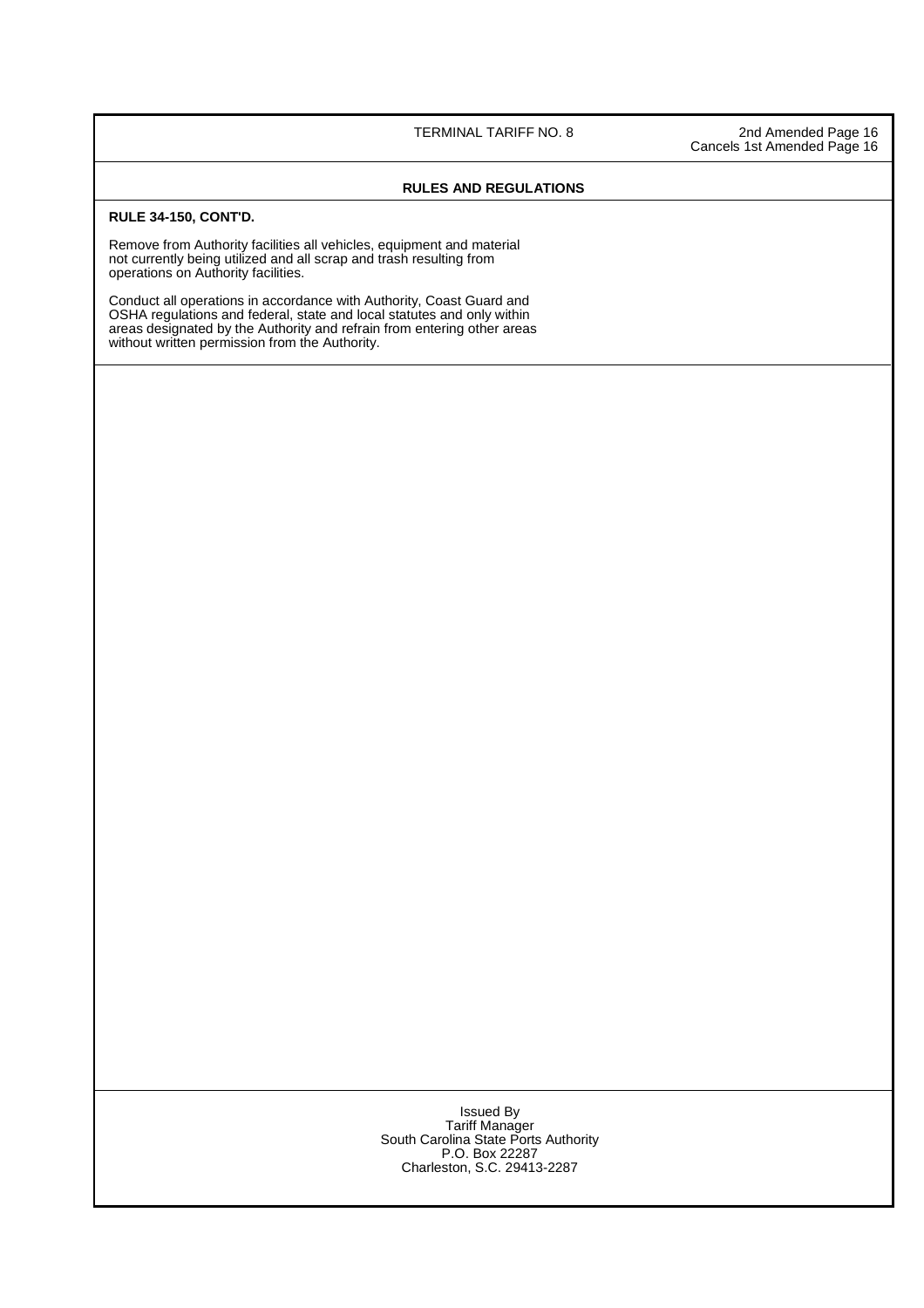## RULES AND REGULATIONS

**RULE 34-150, CONT'D.**

Remove from Authority facilities all vehicles, equipment and material not currently being utilized and all scrap and trash resulting from operations on Authority facilities.

Conduct all operations in accordance with Authority, Coast Guard and OSHA regulations and federal, state and local statutes and only within areas designated by the Authority and refrain from entering other areas without written permission from the Authority.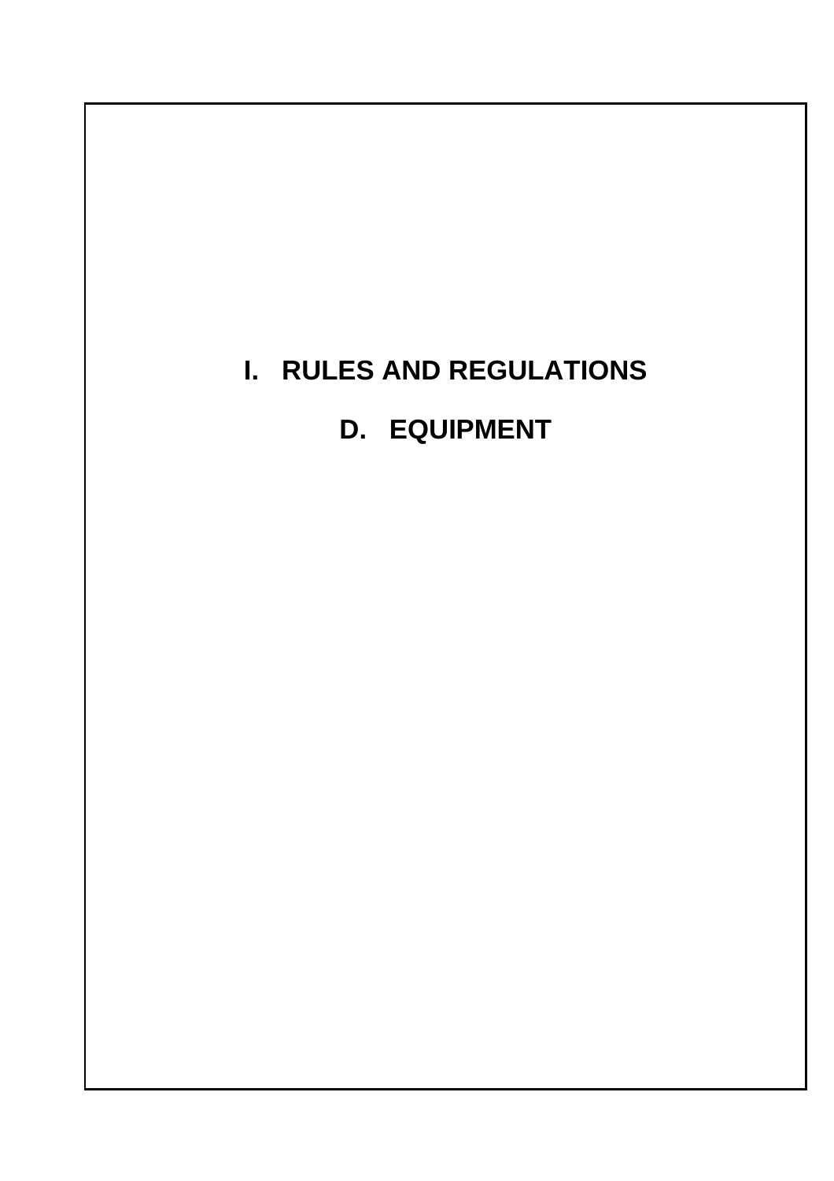# I. RULES AND REGULATIONS

## D. EQUIPMENT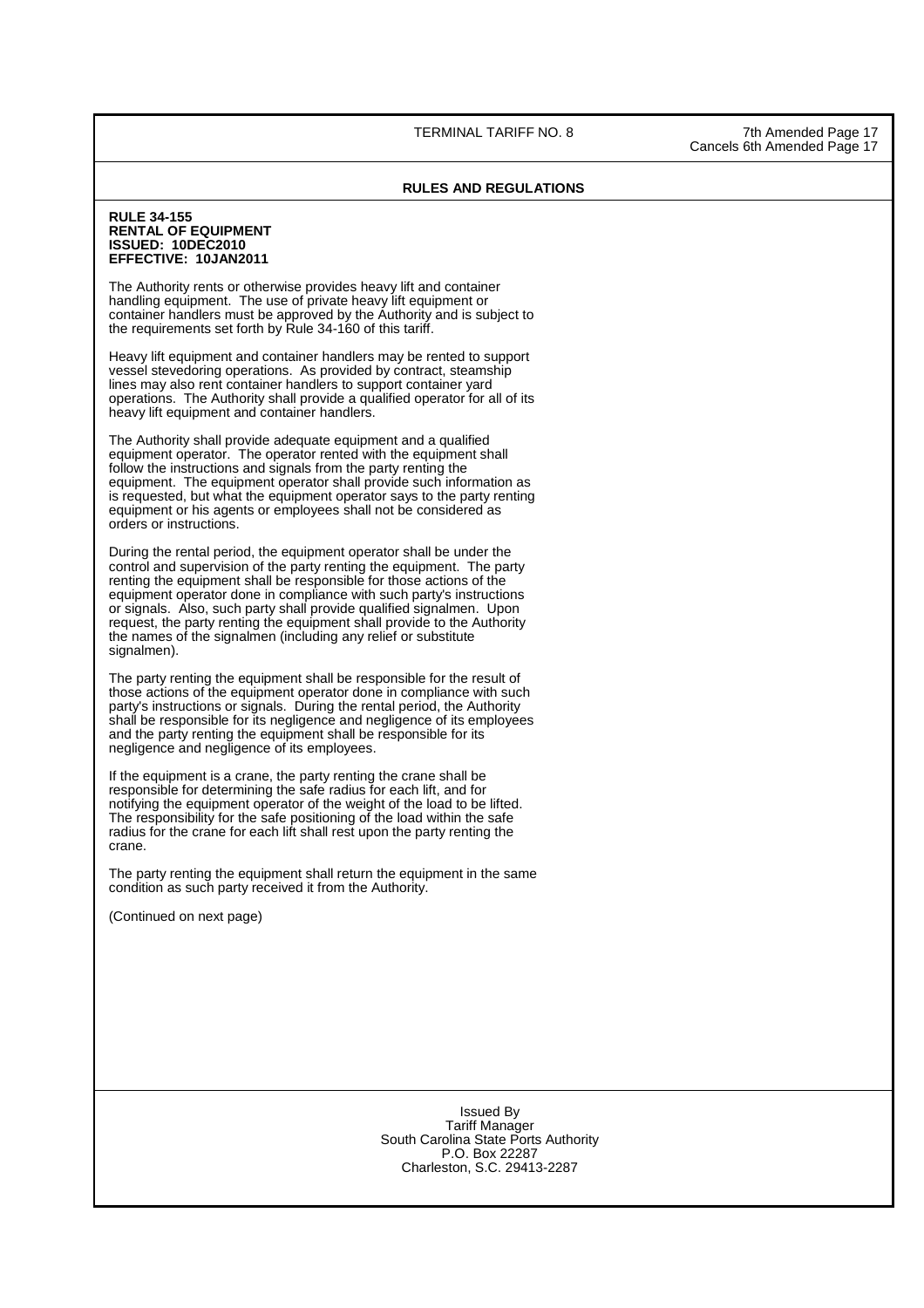## RULES AND REGULATIONS

**RULE 34-155**
**RENTAL OF EQUIPMENT**
**ISSUED: 10DEC2010**
**EFFECTIVE: 10JAN2011**

The Authority rents or otherwise provides heavy lift and container handling equipment. The use of private heavy lift equipment or container handlers must be approved by the Authority and is subject to the requirements set forth by Rule 34-160 of this tariff.

Heavy lift equipment and container handlers may be rented to support vessel stevedoring operations. As provided by contract, steamship lines may also rent container handlers to support container yard operations. The Authority shall provide a qualified operator for all of its heavy lift equipment and container handlers.

The Authority shall provide adequate equipment and a qualified equipment operator. The operator rented with the equipment shall follow the instructions and signals from the party renting the equipment. The equipment operator shall provide such information as is requested, but what the equipment operator says to the party renting equipment or his agents or employees shall not be considered as orders or instructions.

During the rental period, the equipment operator shall be under the control and supervision of the party renting the equipment. The party renting the equipment shall be responsible for those actions of the equipment operator done in compliance with such party's instructions or signals. Also, such party shall provide qualified signalmen. Upon request, the party renting the equipment shall provide to the Authority the names of the signalmen (including any relief or substitute signalmen).

The party renting the equipment shall be responsible for the result of those actions of the equipment operator done in compliance with such party's instructions or signals. During the rental period, the Authority shall be responsible for its negligence and negligence of its employees and the party renting the equipment shall be responsible for its negligence and negligence of its employees.

If the equipment is a crane, the party renting the crane shall be responsible for determining the safe radius for each lift, and for notifying the equipment operator of the weight of the load to be lifted. The responsibility for the safe positioning of the load within the safe radius for the crane for each lift shall rest upon the party renting the crane.

The party renting the equipment shall return the equipment in the same condition as such party received it from the Authority.

(Continued on next page)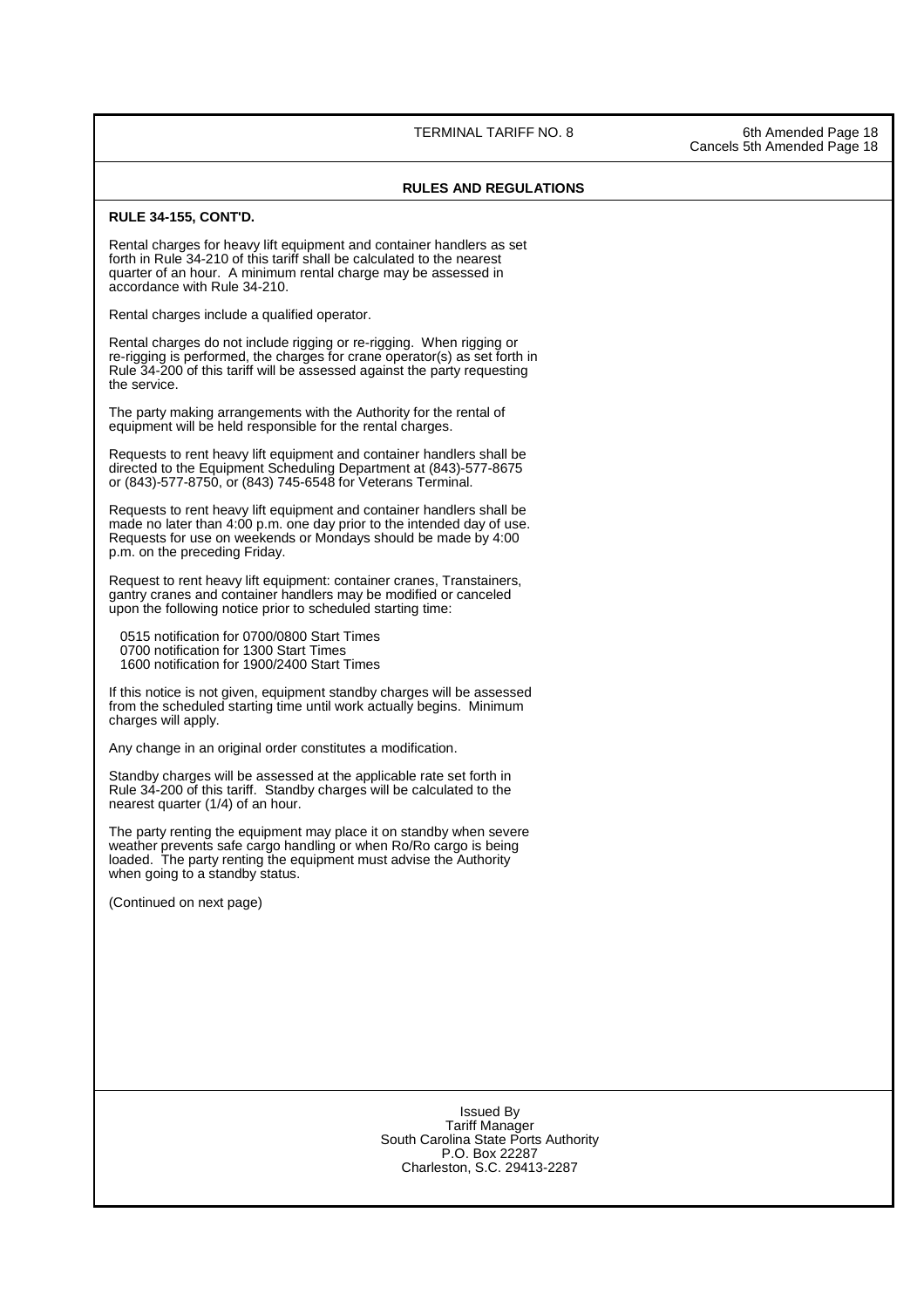**RULES AND REGULATIONS**

**RULE 34-155, CONT'D.**

Rental charges for heavy lift equipment and container handlers as set forth in Rule 34-210 of this tariff shall be calculated to the nearest quarter of an hour. A minimum rental charge may be assessed in accordance with Rule 34-210.

Rental charges include a qualified operator.

Rental charges do not include rigging or re-rigging. When rigging or re-rigging is performed, the charges for crane operator(s) as set forth in Rule 34-200 of this tariff will be assessed against the party requesting the service.

The party making arrangements with the Authority for the rental of equipment will be held responsible for the rental charges.

Requests to rent heavy lift equipment and container handlers shall be directed to the Equipment Scheduling Department at (843)-577-8675 or (843)-577-8750, or (843) 745-6548 for Veterans Terminal.

Requests to rent heavy lift equipment and container handlers shall be made no later than 4:00 p.m. one day prior to the intended day of use. Requests for use on weekends or Mondays should be made by 4:00 p.m. on the preceding Friday.

Request to rent heavy lift equipment: container cranes, Transtainers, gantry cranes and container handlers may be modified or canceled upon the following notice prior to scheduled starting time:

0515 notification for 0700/0800 Start Times
0700 notification for 1300 Start Times
1600 notification for 1900/2400 Start Times

If this notice is not given, equipment standby charges will be assessed from the scheduled starting time until work actually begins. Minimum charges will apply.

Any change in an original order constitutes a modification.

Standby charges will be assessed at the applicable rate set forth in Rule 34-200 of this tariff. Standby charges will be calculated to the nearest quarter (1/4) of an hour.

The party renting the equipment may place it on standby when severe weather prevents safe cargo handling or when Ro/Ro cargo is being loaded. The party renting the equipment must advise the Authority when going to a standby status.

(Continued on next page)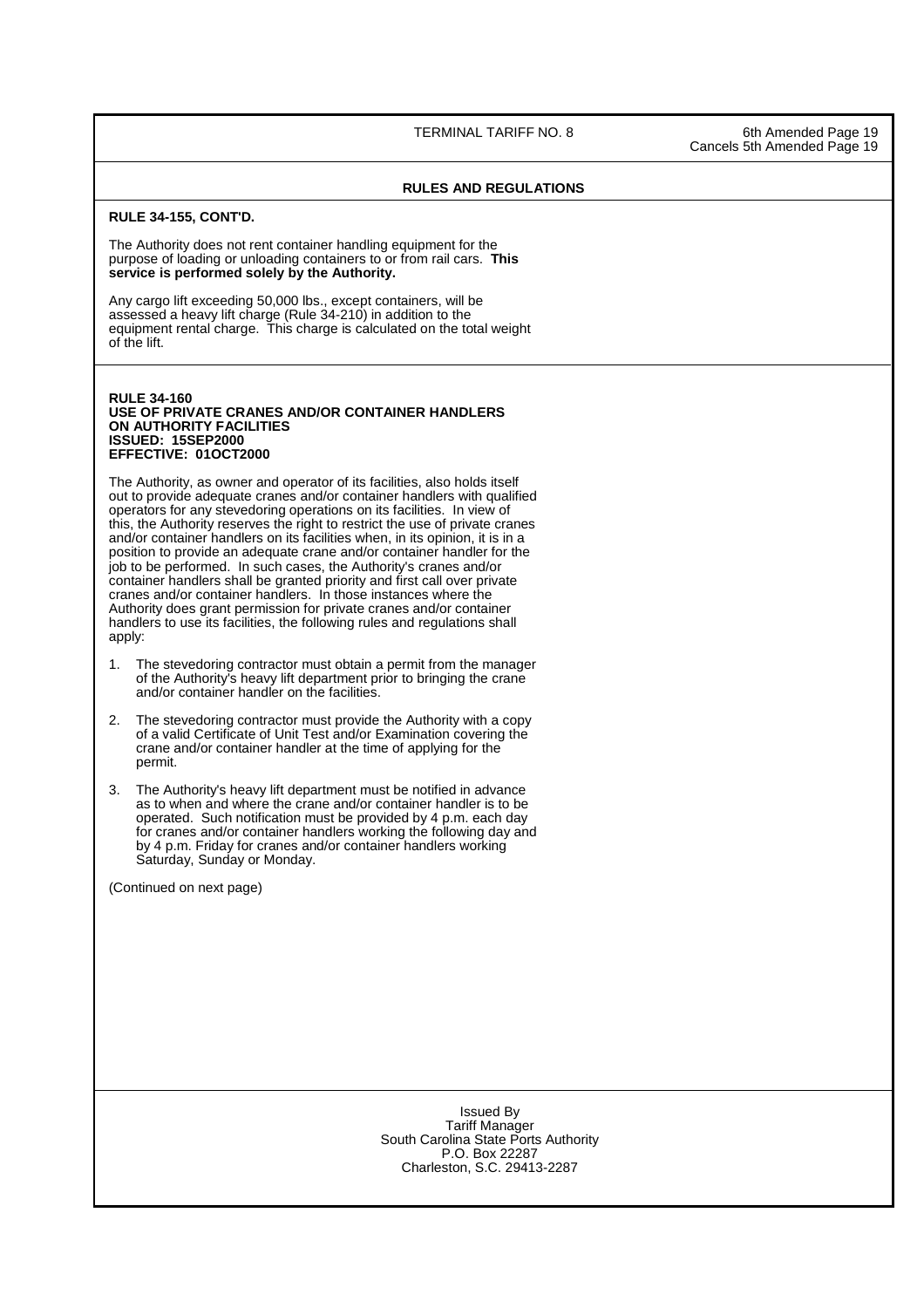**RULES AND REGULATIONS**

**RULE 34-155, CONT'D.**

The Authority does not rent container handling equipment for the purpose of loading or unloading containers to or from rail cars. **This service is performed solely by the Authority.**

Any cargo lift exceeding 50,000 lbs., except containers, will be assessed a heavy lift charge (Rule 34-210) in addition to the equipment rental charge. This charge is calculated on the total weight of the lift.

**RULE 34-160**
**USE OF PRIVATE CRANES AND/OR CONTAINER HANDLERS ON AUTHORITY FACILITIES**
**ISSUED: 15SEP2000**
**EFFECTIVE: 01OCT2000**

The Authority, as owner and operator of its facilities, also holds itself out to provide adequate cranes and/or container handlers with qualified operators for any stevedoring operations on its facilities. In view of this, the Authority reserves the right to restrict the use of private cranes and/or container handlers on its facilities when, in its opinion, it is in a position to provide an adequate crane and/or container handler for the job to be performed. In such cases, the Authority's cranes and/or container handlers shall be granted priority and first call over private cranes and/or container handlers. In those instances where the Authority does grant permission for private cranes and/or container handlers to use its facilities, the following rules and regulations shall apply:

1. The stevedoring contractor must obtain a permit from the manager of the Authority's heavy lift department prior to bringing the crane and/or container handler on the facilities.

2. The stevedoring contractor must provide the Authority with a copy of a valid Certificate of Unit Test and/or Examination covering the crane and/or container handler at the time of applying for the permit.

3. The Authority's heavy lift department must be notified in advance as to when and where the crane and/or container handler is to be operated. Such notification must be provided by 4 p.m. each day for cranes and/or container handlers working the following day and by 4 p.m. Friday for cranes and/or container handlers working Saturday, Sunday or Monday.

(Continued on next page)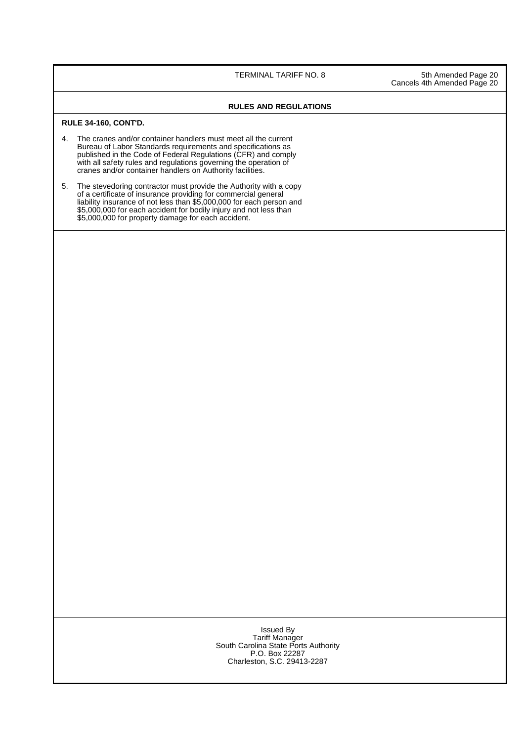## RULES AND REGULATIONS

**RULE 34-160, CONT'D.**

4. The cranes and/or container handlers must meet all the current Bureau of Labor Standards requirements and specifications as published in the Code of Federal Regulations (CFR) and comply with all safety rules and regulations governing the operation of cranes and/or container handlers on Authority facilities.

5. The stevedoring contractor must provide the Authority with a copy of a certificate of insurance providing for commercial general liability insurance of not less than $5,000,000 for each person and $5,000,000 for each accident for bodily injury and not less than $5,000,000 for property damage for each accident.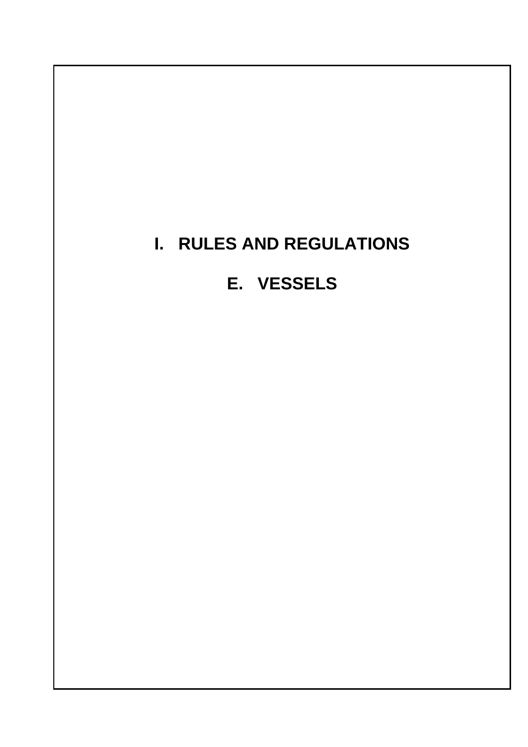# I. RULES AND REGULATIONS

## E. VESSELS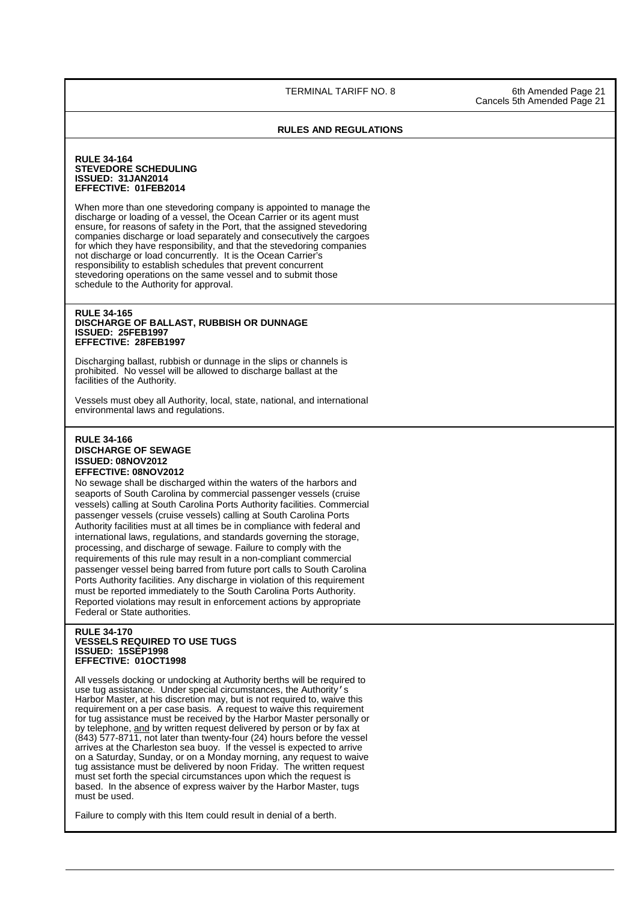## RULES AND REGULATIONS

**RULE 34-164**
**STEVEDORE SCHEDULING**
**ISSUED: 31JAN2014**
**EFFECTIVE: 01FEB2014**

When more than one stevedoring company is appointed to manage the discharge or loading of a vessel, the Ocean Carrier or its agent must ensure, for reasons of safety in the Port, that the assigned stevedoring companies discharge or load separately and consecutively the cargoes for which they have responsibility, and that the stevedoring companies not discharge or load concurrently. It is the Ocean Carrier's responsibility to establish schedules that prevent concurrent stevedoring operations on the same vessel and to submit those schedule to the Authority for approval.

**RULE 34-165**
**DISCHARGE OF BALLAST, RUBBISH OR DUNNAGE**
**ISSUED: 25FEB1997**
**EFFECTIVE: 28FEB1997**

Discharging ballast, rubbish or dunnage in the slips or channels is prohibited. No vessel will be allowed to discharge ballast at the facilities of the Authority.

Vessels must obey all Authority, local, state, national, and international environmental laws and regulations.

**RULE 34-166**
**DISCHARGE OF SEWAGE**
**ISSUED: 08NOV2012**
**EFFECTIVE: 08NOV2012**

No sewage shall be discharged within the waters of the harbors and seaports of South Carolina by commercial passenger vessels (cruise vessels) calling at South Carolina Ports Authority facilities. Commercial passenger vessels (cruise vessels) calling at South Carolina Ports Authority facilities must at all times be in compliance with federal and international laws, regulations, and standards governing the storage, processing, and discharge of sewage. Failure to comply with the requirements of this rule may result in a non-compliant commercial passenger vessel being barred from future port calls to South Carolina Ports Authority facilities. Any discharge in violation of this requirement must be reported immediately to the South Carolina Ports Authority. Reported violations may result in enforcement actions by appropriate Federal or State authorities.

**RULE 34-170**
**VESSELS REQUIRED TO USE TUGS**
**ISSUED: 15SEP1998**
**EFFECTIVE: 01OCT1998**

All vessels docking or undocking at Authority berths will be required to use tug assistance. Under special circumstances, the Authority's Harbor Master, at his discretion may, but is not required to, waive this requirement on a per case basis. A request to waive this requirement for tug assistance must be received by the Harbor Master personally or by telephone, and by written request delivered by person or by fax at (843) 577-8711, not later than twenty-four (24) hours before the vessel arrives at the Charleston sea buoy. If the vessel is expected to arrive on a Saturday, Sunday, or on a Monday morning, any request to waive tug assistance must be delivered by noon Friday. The written request must set forth the special circumstances upon which the request is based. In the absence of express waiver by the Harbor Master, tugs must be used.

Failure to comply with this Item could result in denial of a berth.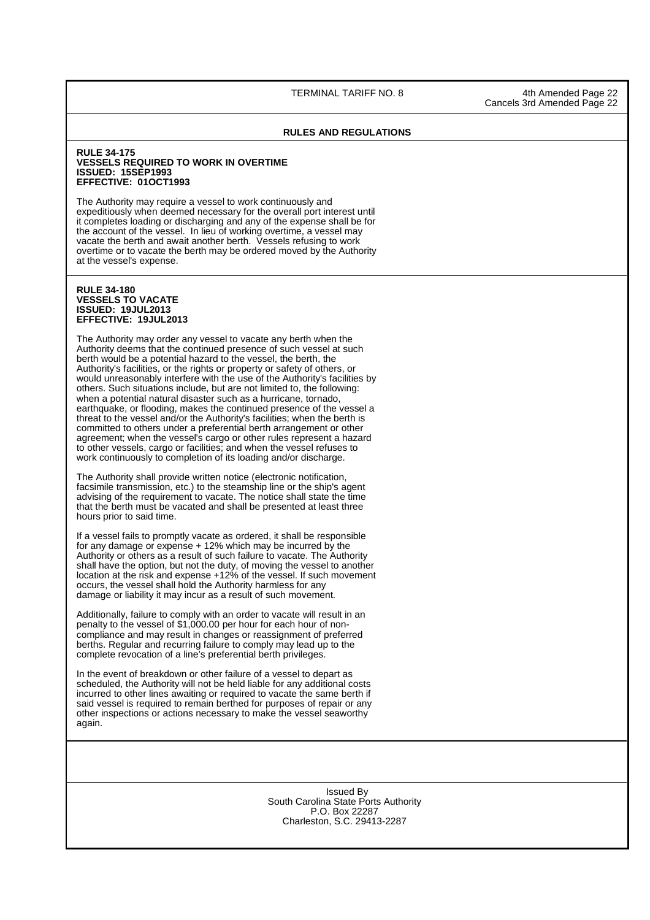## RULES AND REGULATIONS

**RULE 34-175**
**VESSELS REQUIRED TO WORK IN OVERTIME**
**ISSUED: 15SEP1993**
**EFFECTIVE: 01OCT1993**

The Authority may require a vessel to work continuously and expeditiously when deemed necessary for the overall port interest until it completes loading or discharging and any of the expense shall be for the account of the vessel. In lieu of working overtime, a vessel may vacate the berth and await another berth. Vessels refusing to work overtime or to vacate the berth may be ordered moved by the Authority at the vessel's expense.

**RULE 34-180**
**VESSELS TO VACATE**
**ISSUED: 19JUL2013**
**EFFECTIVE: 19JUL2013**

The Authority may order any vessel to vacate any berth when the Authority deems that the continued presence of such vessel at such berth would be a potential hazard to the vessel, the berth, the Authority's facilities, or the rights or property or safety of others, or would unreasonably interfere with the use of the Authority's facilities by others. Such situations include, but are not limited to, the following: when a potential natural disaster such as a hurricane, tornado, earthquake, or flooding, makes the continued presence of the vessel a threat to the vessel and/or the Authority's facilities; when the berth is committed to others under a preferential berth arrangement or other agreement; when the vessel's cargo or other rules represent a hazard to other vessels, cargo or facilities; and when the vessel refuses to work continuously to completion of its loading and/or discharge.

The Authority shall provide written notice (electronic notification, facsimile transmission, etc.) to the steamship line or the ship's agent advising of the requirement to vacate. The notice shall state the time that the berth must be vacated and shall be presented at least three hours prior to said time.

If a vessel fails to promptly vacate as ordered, it shall be responsible for any damage or expense + 12% which may be incurred by the Authority or others as a result of such failure to vacate. The Authority shall have the option, but not the duty, of moving the vessel to another location at the risk and expense +12% of the vessel. If such movement occurs, the vessel shall hold the Authority harmless for any damage or liability it may incur as a result of such movement.

Additionally, failure to comply with an order to vacate will result in an penalty to the vessel of $1,000.00 per hour for each hour of non-compliance and may result in changes or reassignment of preferred berths. Regular and recurring failure to comply may lead up to the complete revocation of a line's preferential berth privileges.

In the event of breakdown or other failure of a vessel to depart as scheduled, the Authority will not be held liable for any additional costs incurred to other lines awaiting or required to vacate the same berth if said vessel is required to remain berthed for purposes of repair or any other inspections or actions necessary to make the vessel seaworthy again.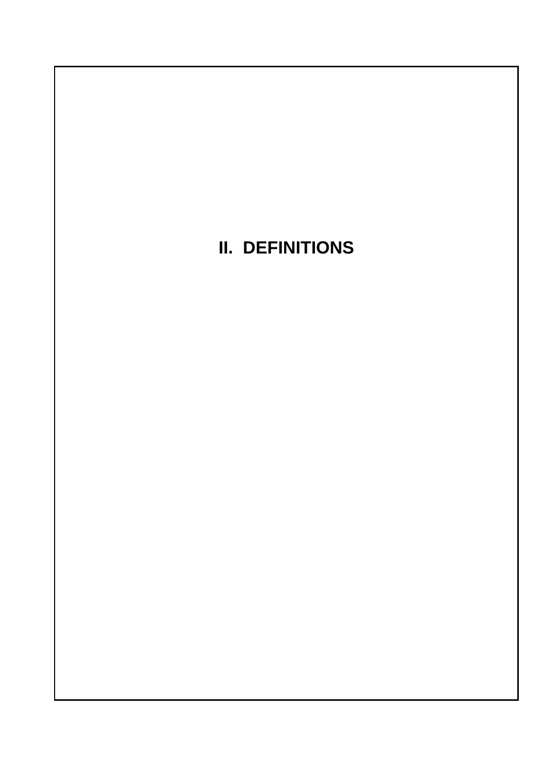# II. DEFINITIONS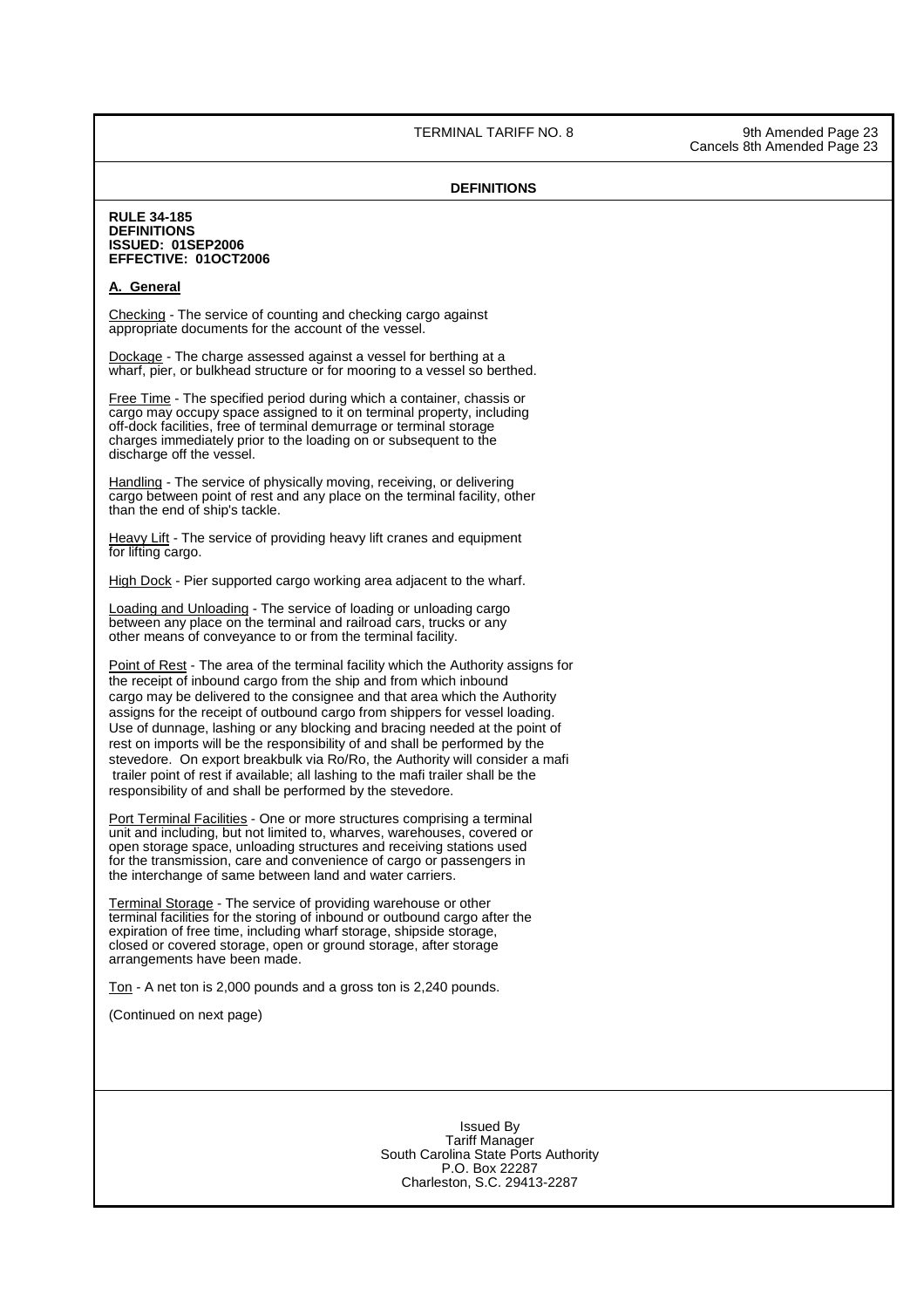## DEFINITIONS

**RULE 34-185**
**DEFINITIONS**
**ISSUED: 01SEP2006**
**EFFECTIVE: 01OCT2006**

### A. General

Checking - The service of counting and checking cargo against appropriate documents for the account of the vessel.

Dockage - The charge assessed against a vessel for berthing at a wharf, pier, or bulkhead structure or for mooring to a vessel so berthed.

Free Time - The specified period during which a container, chassis or cargo may occupy space assigned to it on terminal property, including off-dock facilities, free of terminal demurrage or terminal storage charges immediately prior to the loading on or subsequent to the discharge off the vessel.

Handling - The service of physically moving, receiving, or delivering cargo between point of rest and any place on the terminal facility, other than the end of ship's tackle.

Heavy Lift - The service of providing heavy lift cranes and equipment for lifting cargo.

High Dock - Pier supported cargo working area adjacent to the wharf.

Loading and Unloading - The service of loading or unloading cargo between any place on the terminal and railroad cars, trucks or any other means of conveyance to or from the terminal facility.

Point of Rest - The area of the terminal facility which the Authority assigns for the receipt of inbound cargo from the ship and from which inbound cargo may be delivered to the consignee and that area which the Authority assigns for the receipt of outbound cargo from shippers for vessel loading. Use of dunnage, lashing or any blocking and bracing needed at the point of rest on imports will be the responsibility of and shall be performed by the stevedore. On export breakbulk via Ro/Ro, the Authority will consider a mafi trailer point of rest if available; all lashing to the mafi trailer shall be the responsibility of and shall be performed by the stevedore.

Port Terminal Facilities - One or more structures comprising a terminal unit and including, but not limited to, wharves, warehouses, covered or open storage space, unloading structures and receiving stations used for the transmission, care and convenience of cargo or passengers in the interchange of same between land and water carriers.

Terminal Storage - The service of providing warehouse or other terminal facilities for the storing of inbound or outbound cargo after the expiration of free time, including wharf storage, shipside storage, closed or covered storage, open or ground storage, after storage arrangements have been made.

Ton - A net ton is 2,000 pounds and a gross ton is 2,240 pounds.

(Continued on next page)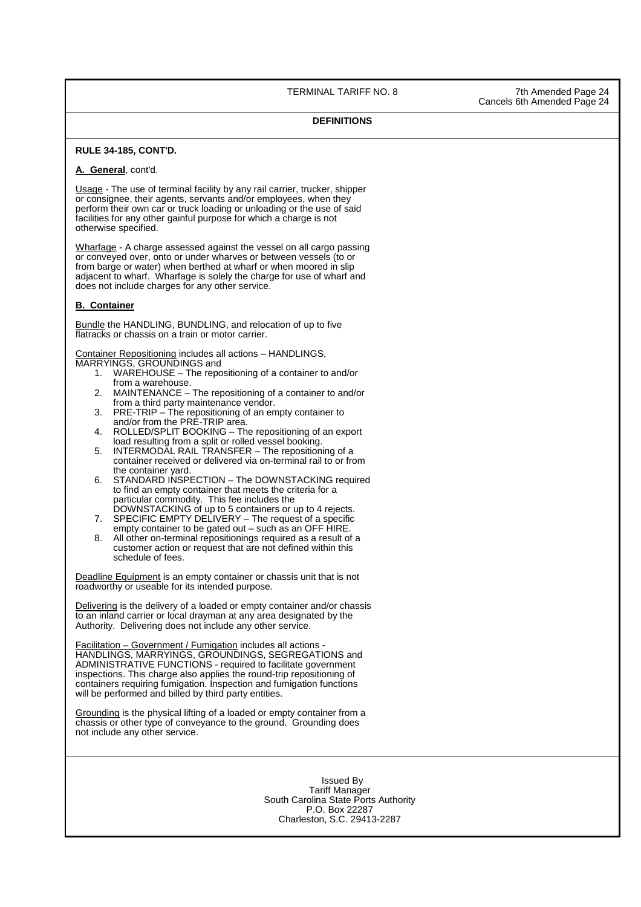## DEFINITIONS

**RULE 34-185, CONT'D.**

**A. General**, cont'd.

Usage - The use of terminal facility by any rail carrier, trucker, shipper or consignee, their agents, servants and/or employees, when they perform their own car or truck loading or unloading or the use of said facilities for any other gainful purpose for which a charge is not otherwise specified.

Wharfage - A charge assessed against the vessel on all cargo passing or conveyed over, onto or under wharves or between vessels (to or from barge or water) when berthed at wharf or when moored in slip adjacent to wharf. Wharfage is solely the charge for use of wharf and does not include charges for any other service.

**B. Container**

Bundle the HANDLING, BUNDLING, and relocation of up to five flatracks or chassis on a train or motor carrier.

Container Repositioning includes all actions – HANDLINGS, MARRYINGS, GROUNDINGS and

1. WAREHOUSE – The repositioning of a container to and/or from a warehouse.
2. MAINTENANCE – The repositioning of a container to and/or from a third party maintenance vendor.
3. PRE-TRIP – The repositioning of an empty container to and/or from the PRE-TRIP area.
4. ROLLED/SPLIT BOOKING – The repositioning of an export load resulting from a split or rolled vessel booking.
5. INTERMODAL RAIL TRANSFER – The repositioning of a container received or delivered via on-terminal rail to or from the container yard.
6. STANDARD INSPECTION – The DOWNSTACKING required to find an empty container that meets the criteria for a particular commodity. This fee includes the DOWNSTACKING of up to 5 containers or up to 4 rejects.
7. SPECIFIC EMPTY DELIVERY – The request of a specific empty container to be gated out – such as an OFF HIRE.
8. All other on-terminal repositionings required as a result of a customer action or request that are not defined within this schedule of fees.

Deadline Equipment is an empty container or chassis unit that is not roadworthy or useable for its intended purpose.

Delivering is the delivery of a loaded or empty container and/or chassis to an inland carrier or local drayman at any area designated by the Authority. Delivering does not include any other service.

Facilitation – Government / Fumigation includes all actions - HANDLINGS, MARRYINGS, GROUNDINGS, SEGREGATIONS and ADMINISTRATIVE FUNCTIONS - required to facilitate government inspections. This charge also applies the round-trip repositioning of containers requiring fumigation. Inspection and fumigation functions will be performed and billed by third party entities.

Grounding is the physical lifting of a loaded or empty container from a chassis or other type of conveyance to the ground. Grounding does not include any other service.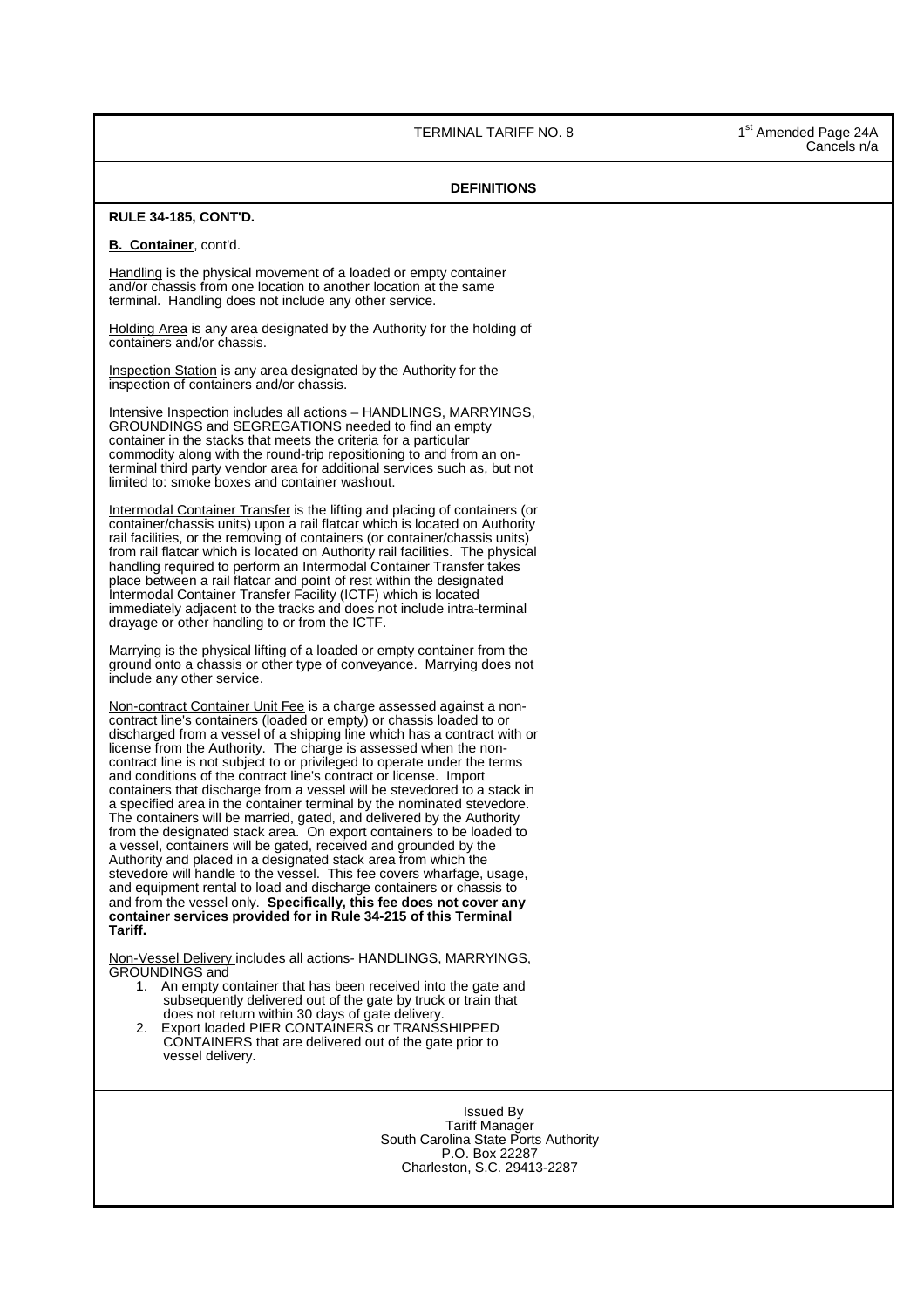## DEFINITIONS

**RULE 34-185, CONT'D.**

**B. Container**, cont'd.

Handling is the physical movement of a loaded or empty container and/or chassis from one location to another location at the same terminal. Handling does not include any other service.

Holding Area is any area designated by the Authority for the holding of containers and/or chassis.

Inspection Station is any area designated by the Authority for the inspection of containers and/or chassis.

Intensive Inspection includes all actions – HANDLINGS, MARRYINGS, GROUNDINGS and SEGREGATIONS needed to find an empty container in the stacks that meets the criteria for a particular commodity along with the round-trip repositioning to and from an on-terminal third party vendor area for additional services such as, but not limited to: smoke boxes and container washout.

Intermodal Container Transfer is the lifting and placing of containers (or container/chassis units) upon a rail flatcar which is located on Authority rail facilities, or the removing of containers (or container/chassis units) from rail flatcar which is located on Authority rail facilities. The physical handling required to perform an Intermodal Container Transfer takes place between a rail flatcar and point of rest within the designated Intermodal Container Transfer Facility (ICTF) which is located immediately adjacent to the tracks and does not include intra-terminal drayage or other handling to or from the ICTF.

Marrying is the physical lifting of a loaded or empty container from the ground onto a chassis or other type of conveyance. Marrying does not include any other service.

Non-contract Container Unit Fee is a charge assessed against a non-contract line's containers (loaded or empty) or chassis loaded to or discharged from a vessel of a shipping line which has a contract with or license from the Authority. The charge is assessed when the non-contract line is not subject to or privileged to operate under the terms and conditions of the contract line's contract or license. Import containers that discharge from a vessel will be stevedored to a stack in a specified area in the container terminal by the nominated stevedore. The containers will be married, gated, and delivered by the Authority from the designated stack area. On export containers to be loaded to a vessel, containers will be gated, received and grounded by the Authority and placed in a designated stack area from which the stevedore will handle to the vessel. This fee covers wharfage, usage, and equipment rental to load and discharge containers or chassis to and from the vessel only. **Specifically, this fee does not cover any container services provided for in Rule 34-215 of this Terminal Tariff.**

Non-Vessel Delivery includes all actions- HANDLINGS, MARRYINGS, GROUNDINGS and

1. An empty container that has been received into the gate and subsequently delivered out of the gate by truck or train that does not return within 30 days of gate delivery.
2. Export loaded PIER CONTAINERS or TRANSSHIPPED CONTAINERS that are delivered out of the gate prior to vessel delivery.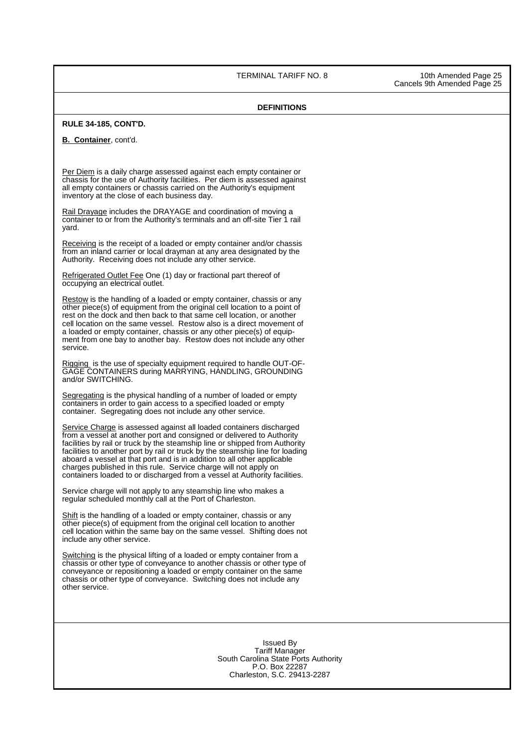## DEFINITIONS

**RULE 34-185, CONT'D.**

**B. Container**, cont'd.

Per Diem is a daily charge assessed against each empty container or chassis for the use of Authority facilities. Per diem is assessed against all empty containers or chassis carried on the Authority's equipment inventory at the close of each business day.

Rail Drayage includes the DRAYAGE and coordination of moving a container to or from the Authority's terminals and an off-site Tier 1 rail yard.

Receiving is the receipt of a loaded or empty container and/or chassis from an inland carrier or local drayman at any area designated by the Authority. Receiving does not include any other service.

Refrigerated Outlet Fee One (1) day or fractional part thereof of occupying an electrical outlet.

Restow is the handling of a loaded or empty container, chassis or any other piece(s) of equipment from the original cell location to a point of rest on the dock and then back to that same cell location, or another cell location on the same vessel. Restow also is a direct movement of a loaded or empty container, chassis or any other piece(s) of equipment from one bay to another bay. Restow does not include any other service.

Rigging is the use of specialty equipment required to handle OUT-OF-GAGE CONTAINERS during MARRYING, HANDLING, GROUNDING and/or SWITCHING.

Segregating is the physical handling of a number of loaded or empty containers in order to gain access to a specified loaded or empty container. Segregating does not include any other service.

Service Charge is assessed against all loaded containers discharged from a vessel at another port and consigned or delivered to Authority facilities by rail or truck by the steamship line or shipped from Authority facilities to another port by rail or truck by the steamship line for loading aboard a vessel at that port and is in addition to all other applicable charges published in this rule. Service charge will not apply on containers loaded to or discharged from a vessel at Authority facilities.

Service charge will not apply to any steamship line who makes a regular scheduled monthly call at the Port of Charleston.

Shift is the handling of a loaded or empty container, chassis or any other piece(s) of equipment from the original cell location to another cell location within the same bay on the same vessel. Shifting does not include any other service.

Switching is the physical lifting of a loaded or empty container from a chassis or other type of conveyance to another chassis or other type of conveyance or repositioning a loaded or empty container on the same chassis or other type of conveyance. Switching does not include any other service.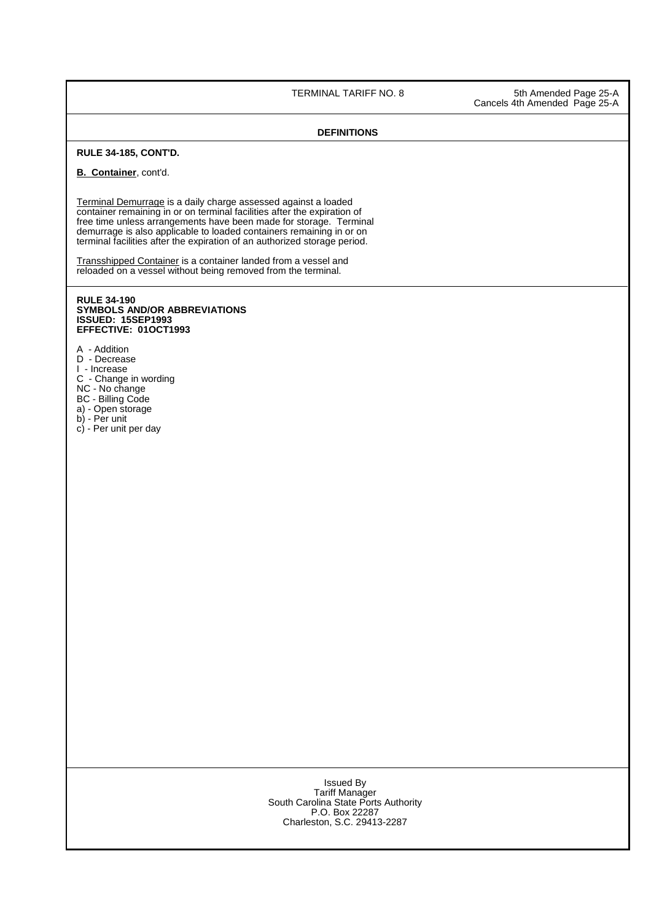## DEFINITIONS

**RULE 34-185, CONT'D.**

**B. Container**, cont'd.

Terminal Demurrage is a daily charge assessed against a loaded container remaining in or on terminal facilities after the expiration of free time unless arrangements have been made for storage. Terminal demurrage is also applicable to loaded containers remaining in or on terminal facilities after the expiration of an authorized storage period.

Transshipped Container is a container landed from a vessel and reloaded on a vessel without being removed from the terminal.

**RULE 34-190**
**SYMBOLS AND/OR ABBREVIATIONS**
**ISSUED: 15SEP1993**
**EFFECTIVE: 01OCT1993**

A - Addition
D - Decrease
I - Increase
C - Change in wording
NC - No change
BC - Billing Code
a) - Open storage
b) - Per unit
c) - Per unit per day

Issued By
Tariff Manager
South Carolina State Ports Authority
P.O. Box 22287
Charleston, S.C. 29413-2287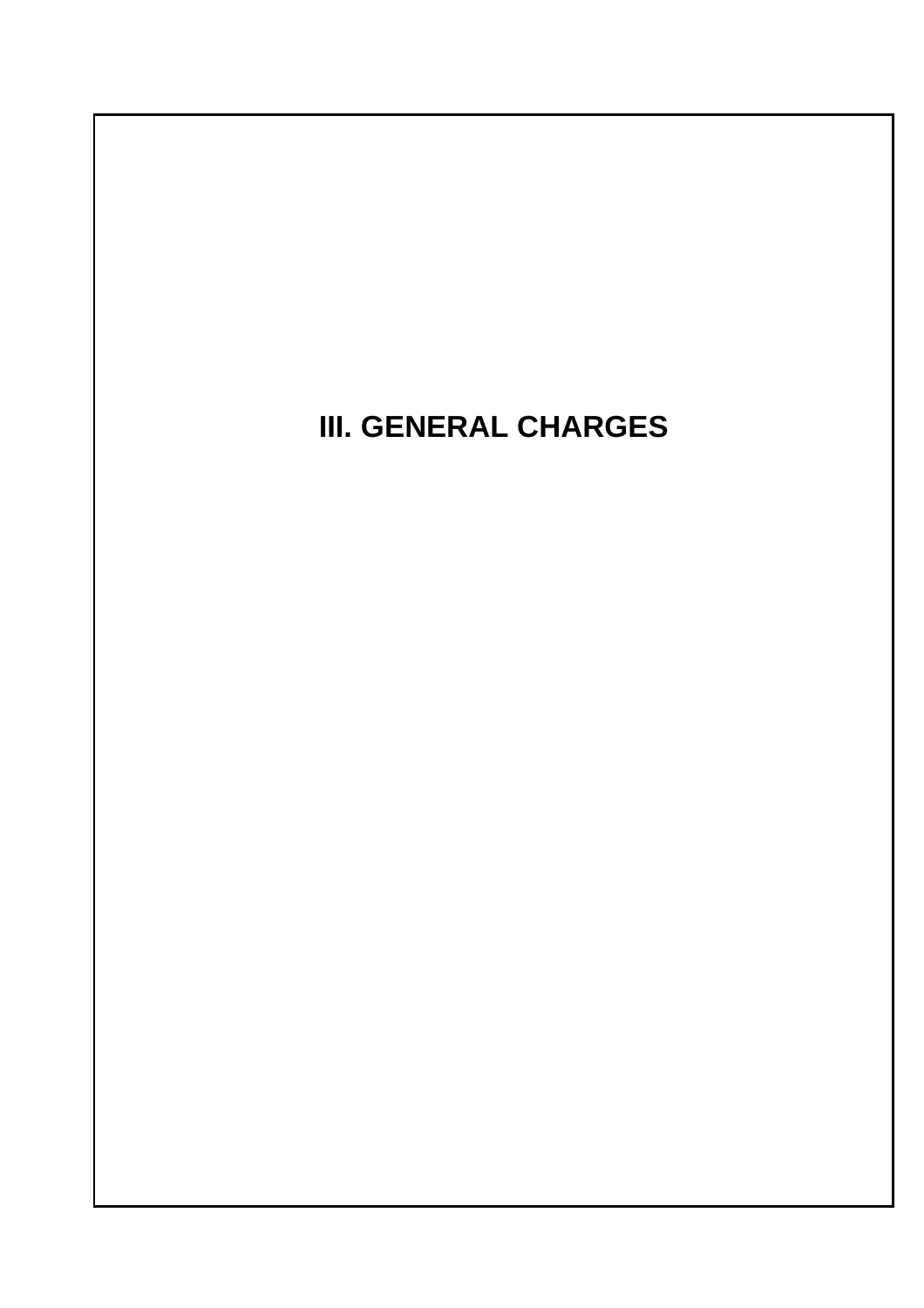# III. GENERAL CHARGES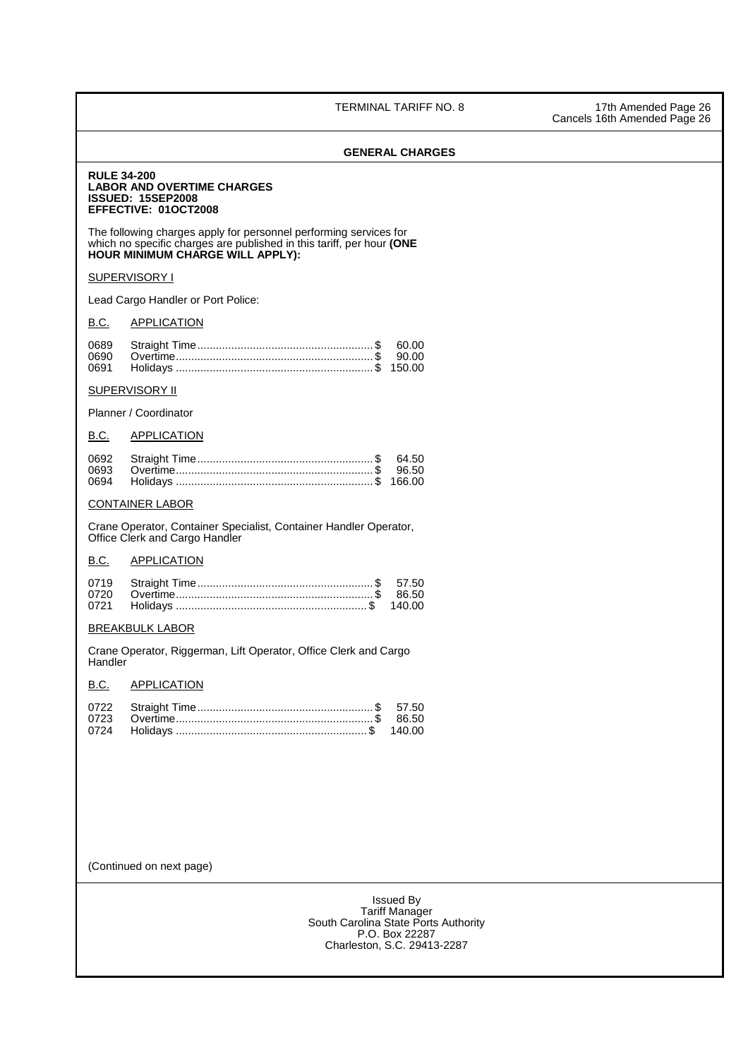## GENERAL CHARGES

**RULE 34-200**
**LABOR AND OVERTIME CHARGES**
**ISSUED: 15SEP2008**
**EFFECTIVE: 01OCT2008**

The following charges apply for personnel performing services for which no specific charges are published in this tariff, per hour **(ONE HOUR MINIMUM CHARGE WILL APPLY):**

SUPERVISORY I

Lead Cargo Handler or Port Police:

| B.C. | APPLICATION | |
|---|---|---|
| 0689 | Straight Time | $ 60.00 |
| 0690 | Overtime | $ 90.00 |
| 0691 | Holidays | $ 150.00 |

SUPERVISORY II

Planner / Coordinator

| B.C. | APPLICATION | |
|---|---|---|
| 0692 | Straight Time | $ 64.50 |
| 0693 | Overtime | $ 96.50 |
| 0694 | Holidays | $ 166.00 |

CONTAINER LABOR

Crane Operator, Container Specialist, Container Handler Operator, Office Clerk and Cargo Handler

| B.C. | APPLICATION | |
|---|---|---|
| 0719 | Straight Time | $ 57.50 |
| 0720 | Overtime | $ 86.50 |
| 0721 | Holidays | $ 140.00 |

BREAKBULK LABOR

Crane Operator, Riggerman, Lift Operator, Office Clerk and Cargo Handler

| B.C. | APPLICATION | |
|---|---|---|
| 0722 | Straight Time | $ 57.50 |
| 0723 | Overtime | $ 86.50 |
| 0724 | Holidays | $ 140.00 |

(Continued on next page)

Issued By
Tariff Manager
South Carolina State Ports Authority
P.O. Box 22287
Charleston, S.C. 29413-2287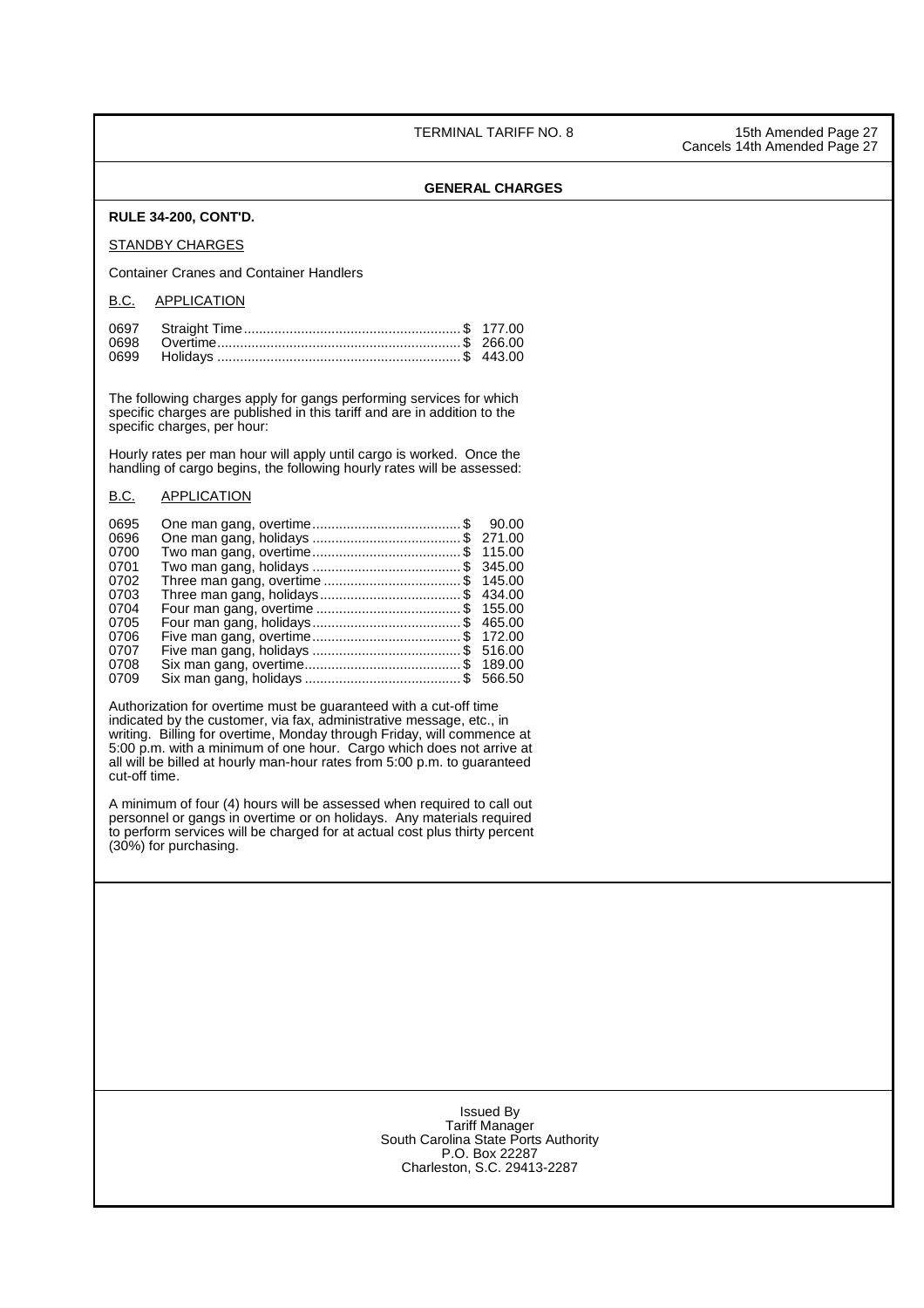**GENERAL CHARGES**

**RULE 34-200, CONT'D.**

STANDBY CHARGES

Container Cranes and Container Handlers

| B.C. | APPLICATION | |
|---|---|---|
| 0697 | Straight Time | $ 177.00 |
| 0698 | Overtime | $ 266.00 |
| 0699 | Holidays | $ 443.00 |

The following charges apply for gangs performing services for which specific charges are published in this tariff and are in addition to the specific charges, per hour:

Hourly rates per man hour will apply until cargo is worked. Once the handling of cargo begins, the following hourly rates will be assessed:

| B.C. | APPLICATION | |
|---|---|---|
| 0695 | One man gang, overtime | $ 90.00 |
| 0696 | One man gang, holidays | $ 271.00 |
| 0700 | Two man gang, overtime | $ 115.00 |
| 0701 | Two man gang, holidays | $ 345.00 |
| 0702 | Three man gang, overtime | $ 145.00 |
| 0703 | Three man gang, holidays | $ 434.00 |
| 0704 | Four man gang, overtime | $ 155.00 |
| 0705 | Four man gang, holidays | $ 465.00 |
| 0706 | Five man gang, overtime | $ 172.00 |
| 0707 | Five man gang, holidays | $ 516.00 |
| 0708 | Six man gang, overtime | $ 189.00 |
| 0709 | Six man gang, holidays | $ 566.50 |

Authorization for overtime must be guaranteed with a cut-off time indicated by the customer, via fax, administrative message, etc., in writing. Billing for overtime, Monday through Friday, will commence at 5:00 p.m. with a minimum of one hour. Cargo which does not arrive at all will be billed at hourly man-hour rates from 5:00 p.m. to guaranteed cut-off time.

A minimum of four (4) hours will be assessed when required to call out personnel or gangs in overtime or on holidays. Any materials required to perform services will be charged for at actual cost plus thirty percent (30%) for purchasing.

Issued By
Tariff Manager
South Carolina State Ports Authority
P.O. Box 22287
Charleston, S.C. 29413-2287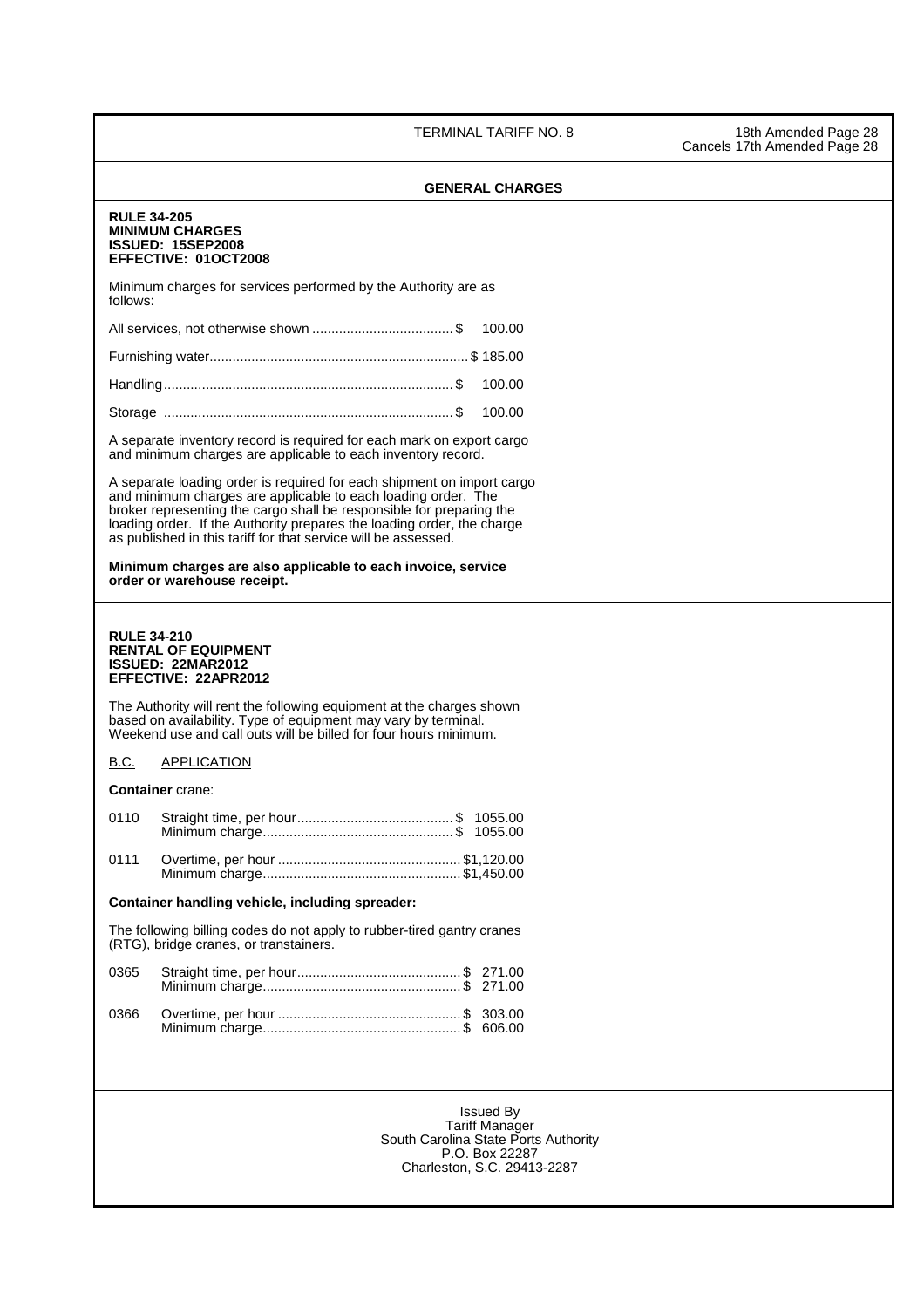## GENERAL CHARGES

**RULE 34-205**
**MINIMUM CHARGES**
**ISSUED: 15SEP2008**
**EFFECTIVE: 01OCT2008**

Minimum charges for services performed by the Authority are as follows:

All services, not otherwise shown .................................... $ 100.00

Furnishing water.................................................................. $ 185.00

Handling.......................................................................... $ 100.00

Storage .......................................................................... $ 100.00

A separate inventory record is required for each mark on export cargo and minimum charges are applicable to each inventory record.

A separate loading order is required for each shipment on import cargo and minimum charges are applicable to each loading order. The broker representing the cargo shall be responsible for preparing the loading order. If the Authority prepares the loading order, the charge as published in this tariff for that service will be assessed.

**Minimum charges are also applicable to each invoice, service order or warehouse receipt.**

**RULE 34-210**
**RENTAL OF EQUIPMENT**
**ISSUED: 22MAR2012**
**EFFECTIVE: 22APR2012**

The Authority will rent the following equipment at the charges shown based on availability. Type of equipment may vary by terminal. Weekend use and call outs will be billed for four hours minimum.

<u>B.C.</u> <u>APPLICATION</u>

**Container** crane:

0110 Straight time, per hour......................................... $ 1055.00
Minimum charge................................................. $ 1055.00

0111 Overtime, per hour ................................................ $1,120.00
Minimum charge................................................... $1,450.00

**Container handling vehicle, including spreader:**

The following billing codes do not apply to rubber-tired gantry cranes (RTG), bridge cranes, or transtainers.

0365 Straight time, per hour........................................... $ 271.00
Minimum charge................................................... $ 271.00

0366 Overtime, per hour ................................................ $ 303.00
Minimum charge................................................... $ 606.00

Issued By
Tariff Manager
South Carolina State Ports Authority
P.O. Box 22287
Charleston, S.C. 29413-2287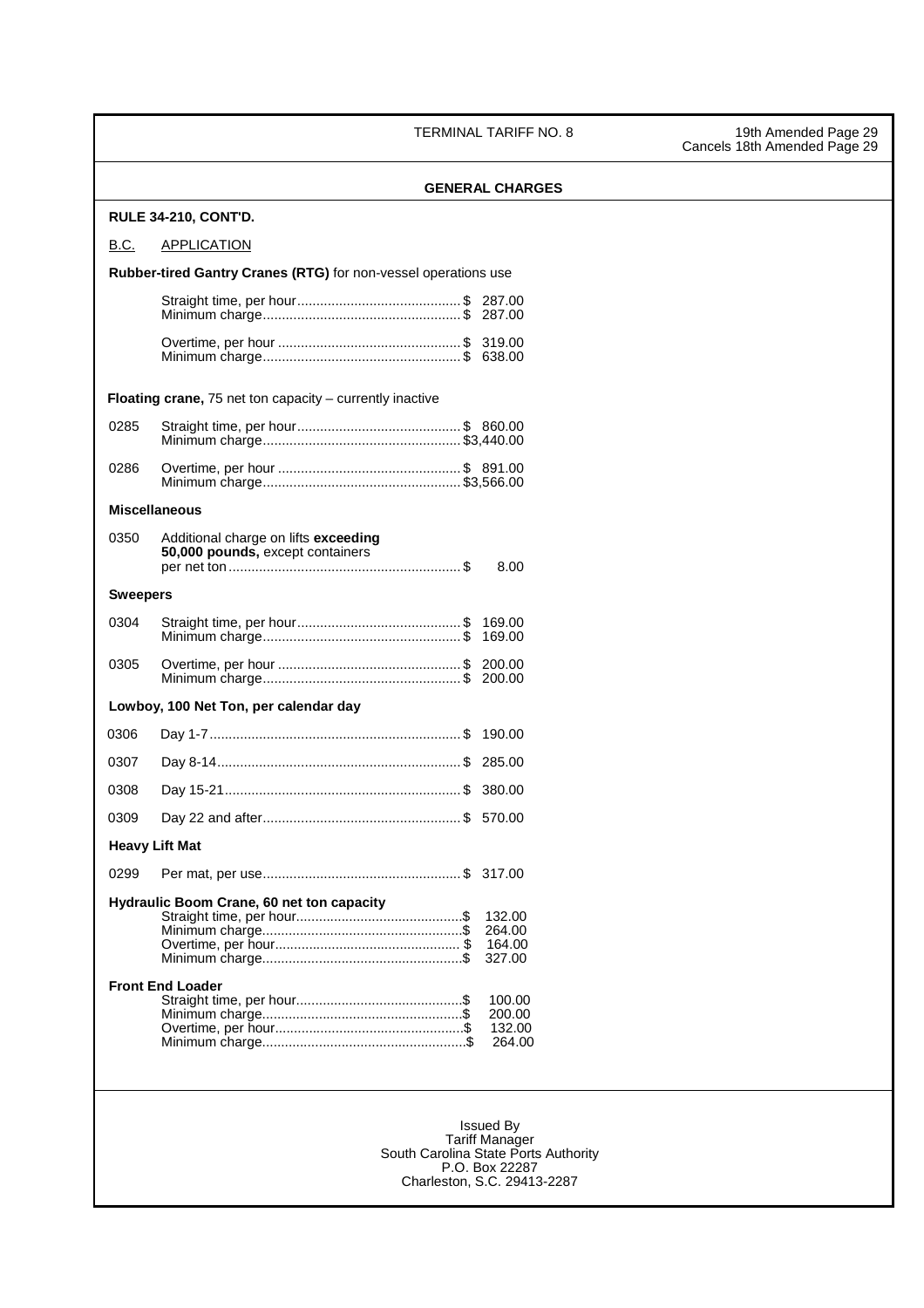## GENERAL CHARGES

**RULE 34-210, CONT'D.**

| B.C. | APPLICATION | |
|---|---|---|
| | **Rubber-tired Gantry Cranes (RTG)** for non-vessel operations use | |
| | Straight time, per hour | $ 287.00 |
| | Minimum charge | $ 287.00 |
| | Overtime, per hour | $ 319.00 |
| | Minimum charge | $ 638.00 |
| | **Floating crane,** 75 net ton capacity – currently inactive | |
| 0285 | Straight time, per hour | $ 860.00 |
| | Minimum charge | $3,440.00 |
| 0286 | Overtime, per hour | $ 891.00 |
| | Minimum charge | $3,566.00 |
| | **Miscellaneous** | |
| 0350 | Additional charge on lifts **exceeding 50,000 pounds,** except containers per net ton | $ 8.00 |
| | **Sweepers** | |
| 0304 | Straight time, per hour | $ 169.00 |
| | Minimum charge | $ 169.00 |
| 0305 | Overtime, per hour | $ 200.00 |
| | Minimum charge | $ 200.00 |
| | **Lowboy, 100 Net Ton, per calendar day** | |
| 0306 | Day 1-7 | $ 190.00 |
| 0307 | Day 8-14 | $ 285.00 |
| 0308 | Day 15-21 | $ 380.00 |
| 0309 | Day 22 and after | $ 570.00 |
| | **Heavy Lift Mat** | |
| 0299 | Per mat, per use | $ 317.00 |
| | **Hydraulic Boom Crane, 60 net ton capacity** | |
| | Straight time, per hour | $ 132.00 |
| | Minimum charge | $ 264.00 |
| | Overtime, per hour | $ 164.00 |
| | Minimum charge | $ 327.00 |
| | **Front End Loader** | |
| | Straight time, per hour | $ 100.00 |
| | Minimum charge | $ 200.00 |
| | Overtime, per hour | $ 132.00 |
| | Minimum charge | $ 264.00 |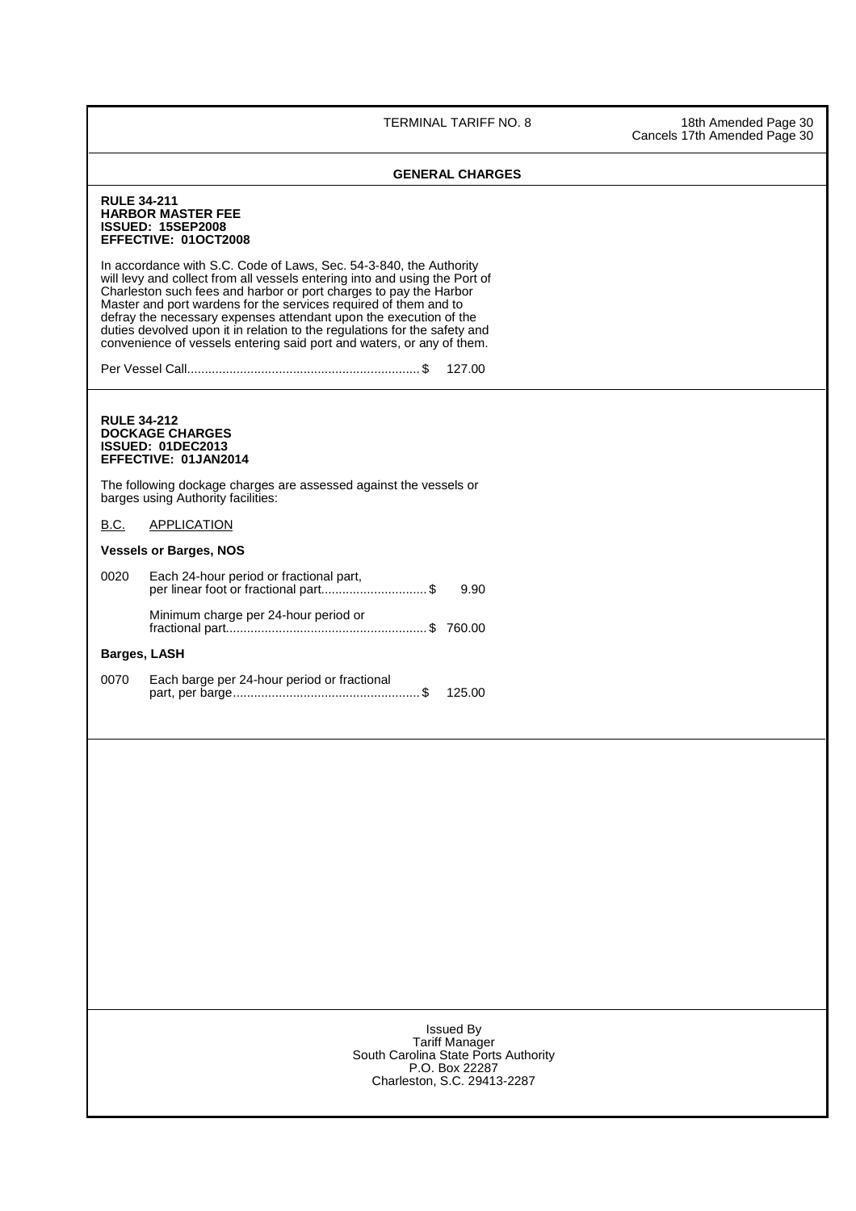# GENERAL CHARGES

**RULE 34-211**
**HARBOR MASTER FEE**
**ISSUED: 15SEP2008**
**EFFECTIVE: 01OCT2008**

In accordance with S.C. Code of Laws, Sec. 54-3-840, the Authority will levy and collect from all vessels entering into and using the Port of Charleston such fees and harbor or port charges to pay the Harbor Master and port wardens for the services required of them and to defray the necessary expenses attendant upon the execution of the duties devolved upon it in relation to the regulations for the safety and convenience of vessels entering said port and waters, or any of them.

Per Vessel Call.................................................................$ 127.00

**RULE 34-212**
**DOCKAGE CHARGES**
**ISSUED: 01DEC2013**
**EFFECTIVE: 01JAN2014**

The following dockage charges are assessed against the vessels or barges using Authority facilities:

| B.C. | APPLICATION | |
|---|---|---|
| | **Vessels or Barges, NOS** | |
| 0020 | Each 24-hour period or fractional part, per linear foot or fractional part | $ 9.90 |
| | Minimum charge per 24-hour period or fractional part | $ 760.00 |
| | **Barges, LASH** | |
| 0070 | Each barge per 24-hour period or fractional part, per barge | $ 125.00 |

Issued By
Tariff Manager
South Carolina State Ports Authority
P.O. Box 22287
Charleston, S.C. 29413-2287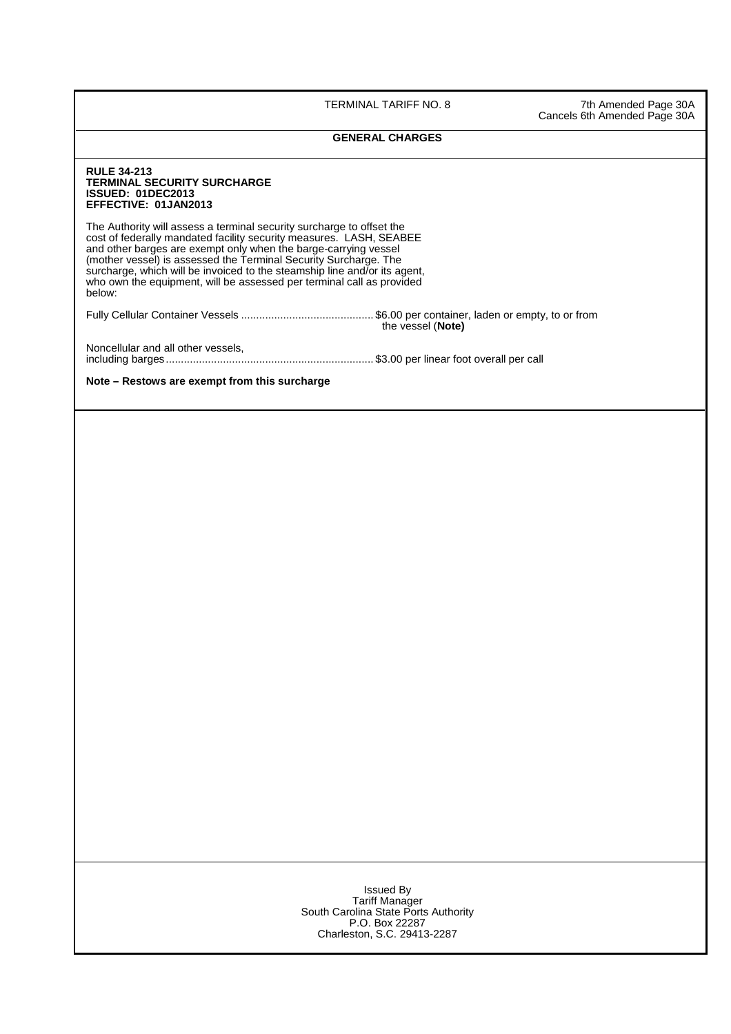TERMINAL TARIFF NO. 8

7th Amended Page 30A
Cancels 6th Amended Page 30A

## GENERAL CHARGES

**RULE 34-213**
**TERMINAL SECURITY SURCHARGE**
**ISSUED: 01DEC2013**
**EFFECTIVE: 01JAN2013**

The Authority will assess a terminal security surcharge to offset the cost of federally mandated facility security measures. LASH, SEABEE and other barges are exempt only when the barge-carrying vessel (mother vessel) is assessed the Terminal Security Surcharge. The surcharge, which will be invoiced to the steamship line and/or its agent, who own the equipment, will be assessed per terminal call as provided below:

Fully Cellular Container Vessels ........................................... $6.00 per container, laden or empty, to or from the vessel (**Note)**

Noncellular and all other vessels, including barges.................................................................... $3.00 per linear foot overall per call

**Note – Restows are exempt from this surcharge**

Issued By
Tariff Manager
South Carolina State Ports Authority
P.O. Box 22287
Charleston, S.C. 29413-2287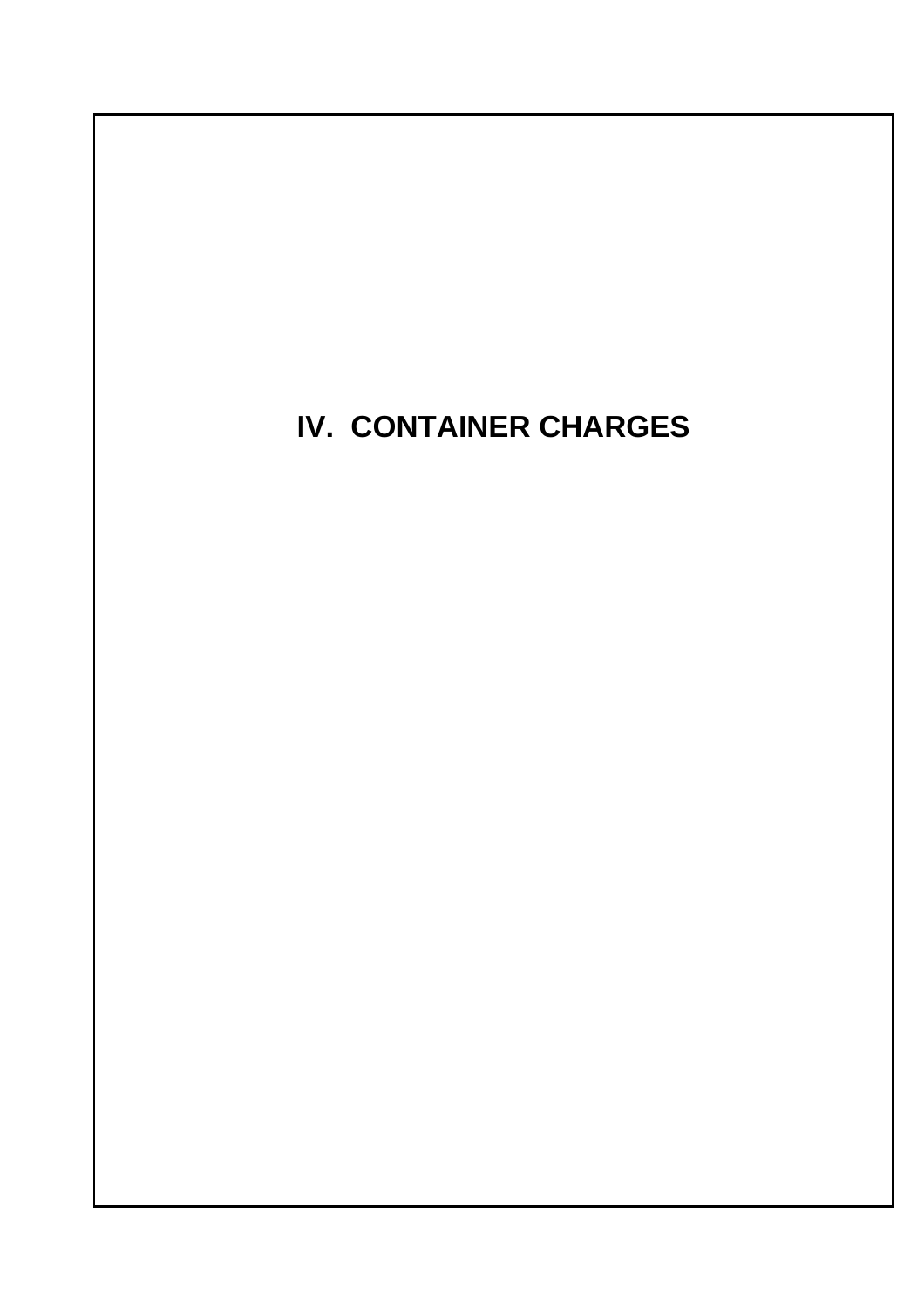# IV. CONTAINER CHARGES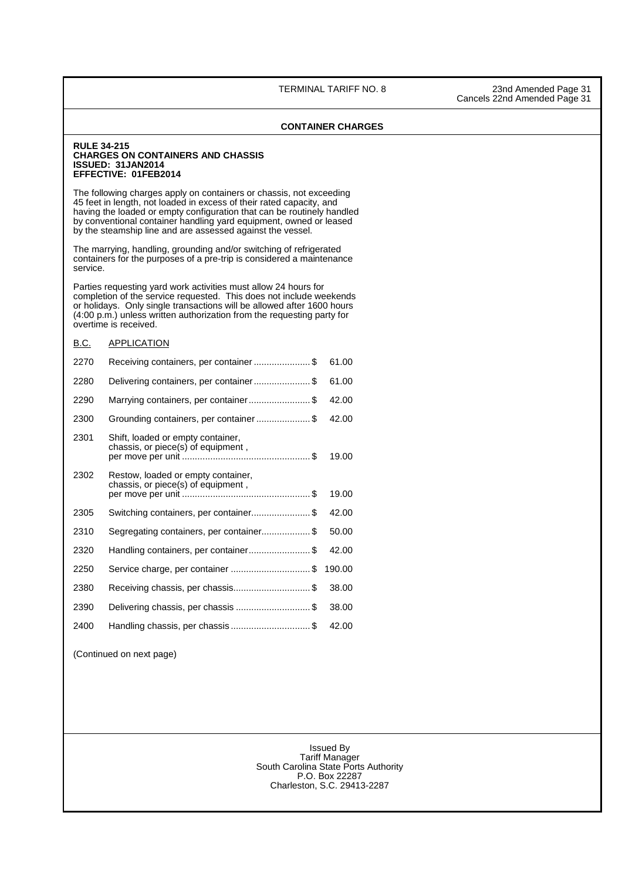## CONTAINER CHARGES

**RULE 34-215**
**CHARGES ON CONTAINERS AND CHASSIS**
**ISSUED: 31JAN2014**
**EFFECTIVE: 01FEB2014**

The following charges apply on containers or chassis, not exceeding 45 feet in length, not loaded in excess of their rated capacity, and having the loaded or empty configuration that can be routinely handled by conventional container handling yard equipment, owned or leased by the steamship line and are assessed against the vessel.

The marrying, handling, grounding and/or switching of refrigerated containers for the purposes of a pre-trip is considered a maintenance service.

Parties requesting yard work activities must allow 24 hours for completion of the service requested. This does not include weekends or holidays. Only single transactions will be allowed after 1600 hours (4:00 p.m.) unless written authorization from the requesting party for overtime is received.

| B.C. | APPLICATION | |
|---|---|---|
| 2270 | Receiving containers, per container | $ 61.00 |
| 2280 | Delivering containers, per container | $ 61.00 |
| 2290 | Marrying containers, per container | $ 42.00 |
| 2300 | Grounding containers, per container | $ 42.00 |
| 2301 | Shift, loaded or empty container, chassis, or piece(s) of equipment, per move per unit | $ 19.00 |
| 2302 | Restow, loaded or empty container, chassis, or piece(s) of equipment, per move per unit | $ 19.00 |
| 2305 | Switching containers, per container | $ 42.00 |
| 2310 | Segregating containers, per container | $ 50.00 |
| 2320 | Handling containers, per container | $ 42.00 |
| 2250 | Service charge, per container | $ 190.00 |
| 2380 | Receiving chassis, per chassis | $ 38.00 |
| 2390 | Delivering chassis, per chassis | $ 38.00 |
| 2400 | Handling chassis, per chassis | $ 42.00 |

(Continued on next page)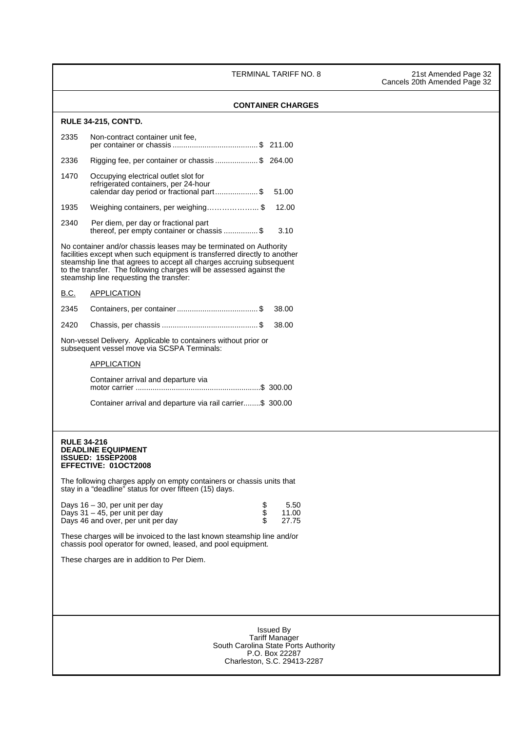## CONTAINER CHARGES

**RULE 34-215, CONT'D.**

| | | |
|---|---|---|
| 2335 | Non-contract container unit fee, per container or chassis | $ 211.00 |
| 2336 | Rigging fee, per container or chassis | $ 264.00 |
| 1470 | Occupying electrical outlet slot for refrigerated containers, per 24-hour calendar day period or fractional part | $ 51.00 |
| 1935 | Weighing containers, per weighing | $ 12.00 |
| 2340 | Per diem, per day or fractional part thereof, per empty container or chassis | $ 3.10 |

No container and/or chassis leases may be terminated on Authority facilities except when such equipment is transferred directly to another steamship line that agrees to accept all charges accruing subsequent to the transfer. The following charges will be assessed against the steamship line requesting the transfer:

| B.C. | APPLICATION | |
|---|---|---|
| 2345 | Containers, per container | $ 38.00 |
| 2420 | Chassis, per chassis | $ 38.00 |

Non-vessel Delivery. Applicable to containers without prior or subsequent vessel move via SCSPA Terminals:

| APPLICATION | |
|---|---|
| Container arrival and departure via motor carrier | $ 300.00 |
| Container arrival and departure via rail carrier | $ 300.00 |

**RULE 34-216**
**DEADLINE EQUIPMENT**
**ISSUED: 15SEP2008**
**EFFECTIVE: 01OCT2008**

The following charges apply on empty containers or chassis units that stay in a "deadline" status for over fifteen (15) days.

| | |
|---|---|
| Days 16 – 30, per unit per day | $ 5.50 |
| Days 31 – 45, per unit per day | $ 11.00 |
| Days 46 and over, per unit per day | $ 27.75 |

These charges will be invoiced to the last known steamship line and/or chassis pool operator for owned, leased, and pool equipment.

These charges are in addition to Per Diem.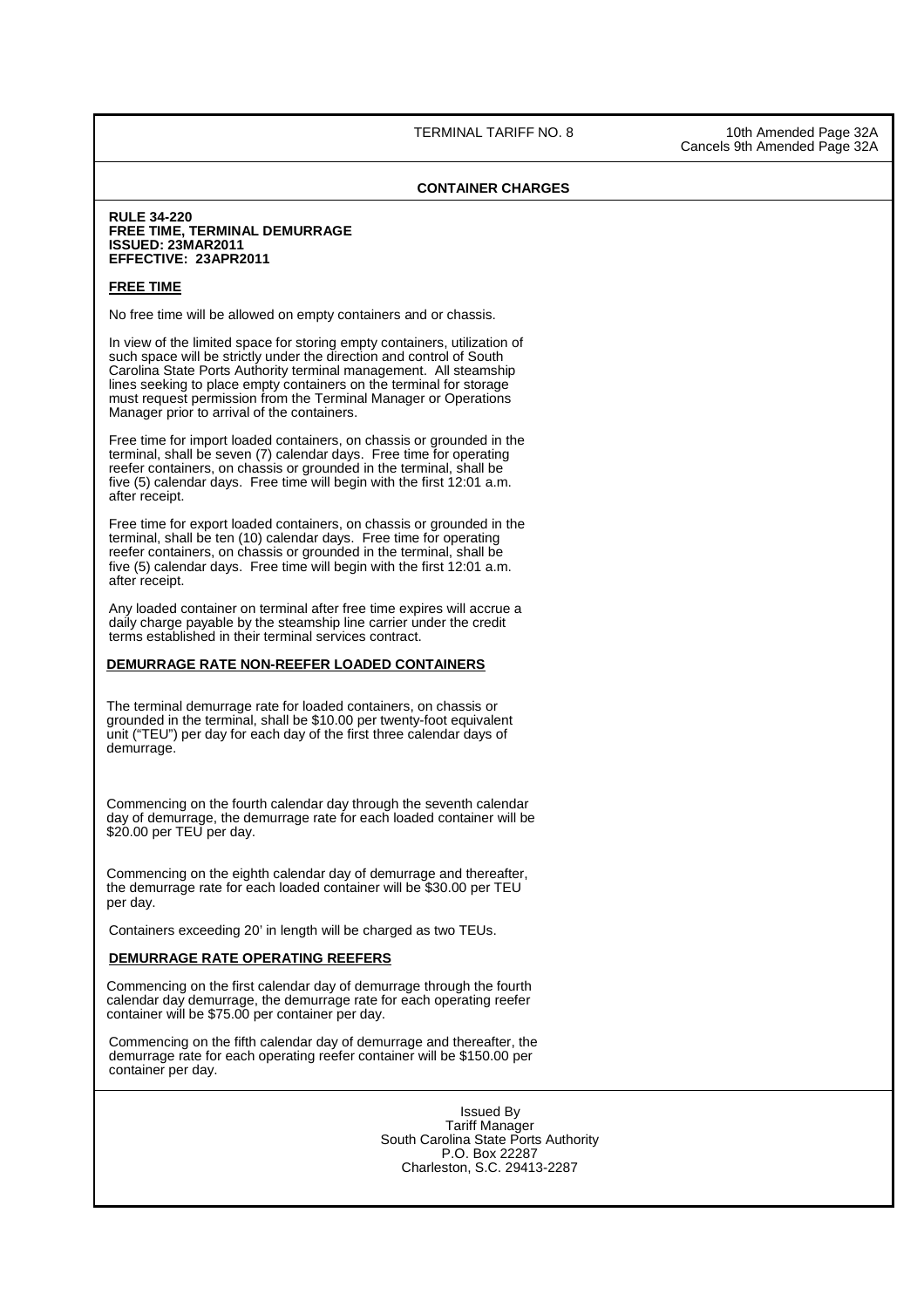TERMINAL TARIFF NO. 8 — 10th Amended Page 32A, Cancels 9th Amended Page 32A

## CONTAINER CHARGES

**RULE 34-220**
**FREE TIME, TERMINAL DEMURRAGE**
**ISSUED: 23MAR2011**
**EFFECTIVE: 23APR2011**

### FREE TIME

No free time will be allowed on empty containers and or chassis.

In view of the limited space for storing empty containers, utilization of such space will be strictly under the direction and control of South Carolina State Ports Authority terminal management. All steamship lines seeking to place empty containers on the terminal for storage must request permission from the Terminal Manager or Operations Manager prior to arrival of the containers.

Free time for import loaded containers, on chassis or grounded in the terminal, shall be seven (7) calendar days. Free time for operating reefer containers, on chassis or grounded in the terminal, shall be five (5) calendar days. Free time will begin with the first 12:01 a.m. after receipt.

Free time for export loaded containers, on chassis or grounded in the terminal, shall be ten (10) calendar days. Free time for operating reefer containers, on chassis or grounded in the terminal, shall be five (5) calendar days. Free time will begin with the first 12:01 a.m. after receipt.

Any loaded container on terminal after free time expires will accrue a daily charge payable by the steamship line carrier under the credit terms established in their terminal services contract.

### DEMURRAGE RATE NON-REEFER LOADED CONTAINERS

The terminal demurrage rate for loaded containers, on chassis or grounded in the terminal, shall be $10.00 per twenty-foot equivalent unit ("TEU") per day for each day of the first three calendar days of demurrage.

Commencing on the fourth calendar day through the seventh calendar day of demurrage, the demurrage rate for each loaded container will be $20.00 per TEU per day.

Commencing on the eighth calendar day of demurrage and thereafter, the demurrage rate for each loaded container will be $30.00 per TEU per day.

Containers exceeding 20' in length will be charged as two TEUs.

### DEMURRAGE RATE OPERATING REEFERS

Commencing on the first calendar day of demurrage through the fourth calendar day demurrage, the demurrage rate for each operating reefer container will be $75.00 per container per day.

Commencing on the fifth calendar day of demurrage and thereafter, the demurrage rate for each operating reefer container will be $150.00 per container per day.

Issued By
Tariff Manager
South Carolina State Ports Authority
P.O. Box 22287
Charleston, S.C. 29413-2287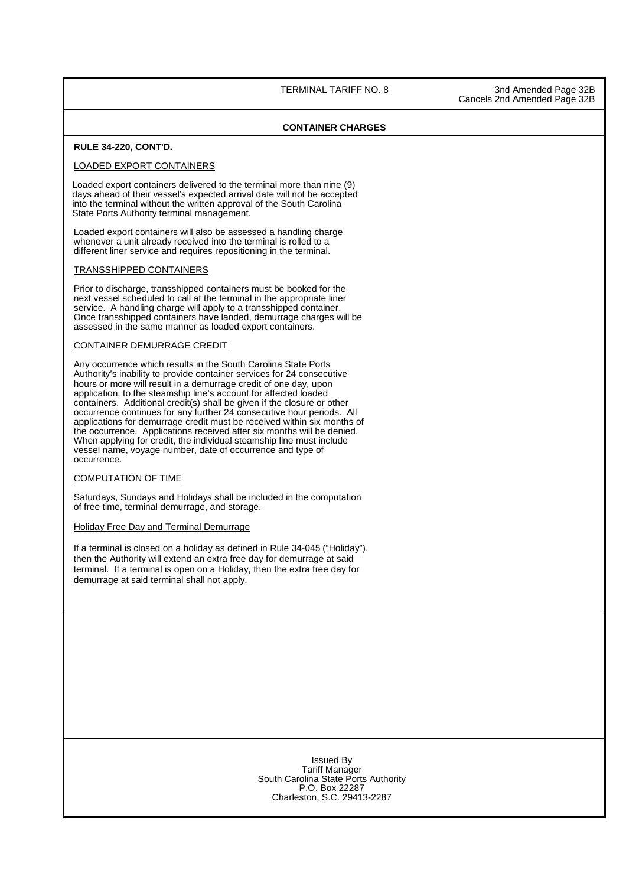## CONTAINER CHARGES

**RULE 34-220, CONT'D.**

LOADED EXPORT CONTAINERS

Loaded export containers delivered to the terminal more than nine (9) days ahead of their vessel's expected arrival date will not be accepted into the terminal without the written approval of the South Carolina State Ports Authority terminal management.

Loaded export containers will also be assessed a handling charge whenever a unit already received into the terminal is rolled to a different liner service and requires repositioning in the terminal.

TRANSSHIPPED CONTAINERS

Prior to discharge, transshipped containers must be booked for the next vessel scheduled to call at the terminal in the appropriate liner service. A handling charge will apply to a transshipped container. Once transshipped containers have landed, demurrage charges will be assessed in the same manner as loaded export containers.

CONTAINER DEMURRAGE CREDIT

Any occurrence which results in the South Carolina State Ports Authority's inability to provide container services for 24 consecutive hours or more will result in a demurrage credit of one day, upon application, to the steamship line's account for affected loaded containers. Additional credit(s) shall be given if the closure or other occurrence continues for any further 24 consecutive hour periods. All applications for demurrage credit must be received within six months of the occurrence. Applications received after six months will be denied. When applying for credit, the individual steamship line must include vessel name, voyage number, date of occurrence and type of occurrence.

COMPUTATION OF TIME

Saturdays, Sundays and Holidays shall be included in the computation of free time, terminal demurrage, and storage.

Holiday Free Day and Terminal Demurrage

If a terminal is closed on a holiday as defined in Rule 34-045 ("Holiday"), then the Authority will extend an extra free day for demurrage at said terminal. If a terminal is open on a Holiday, then the extra free day for demurrage at said terminal shall not apply.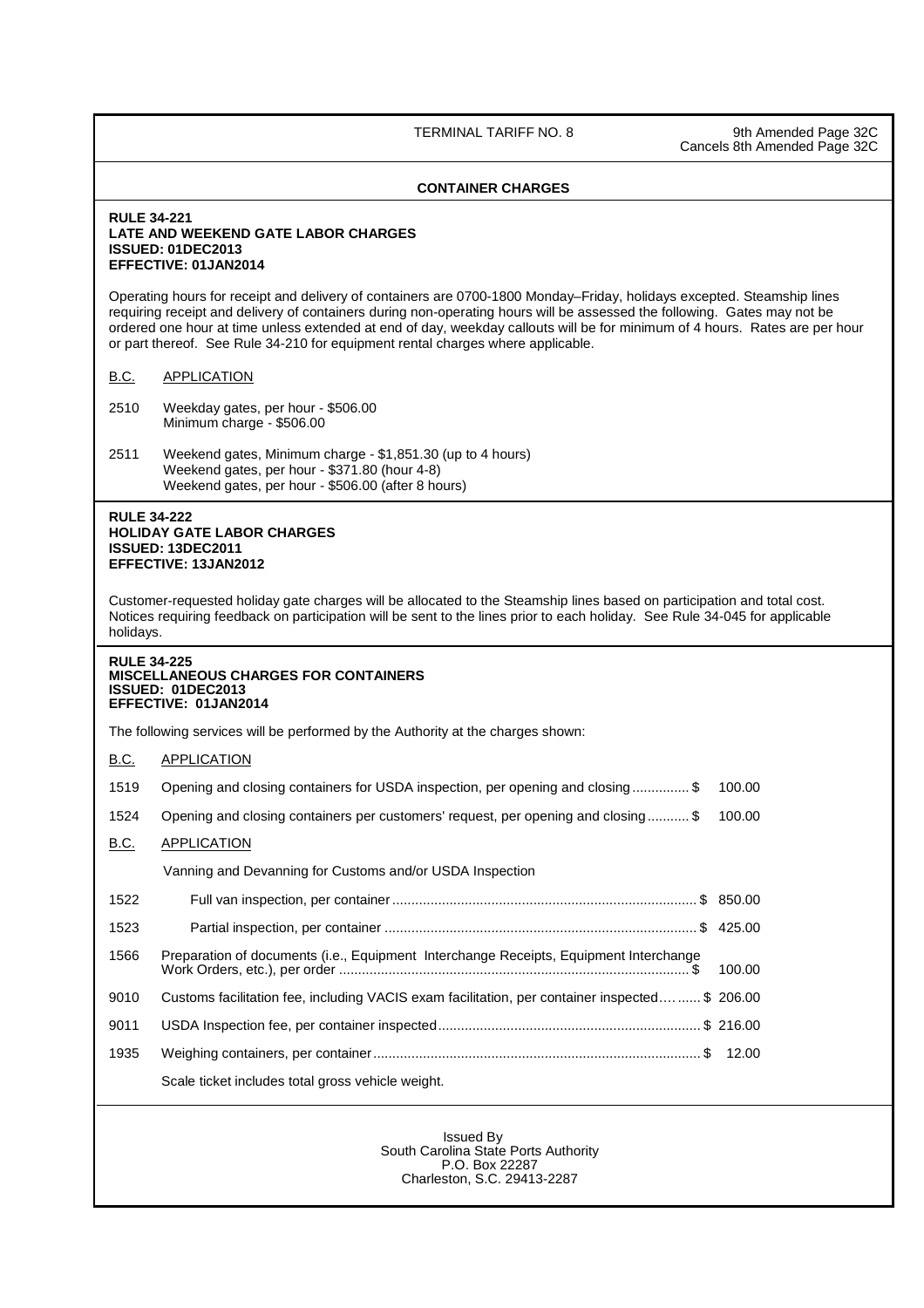TERMINAL TARIFF NO. 8 — 9th Amended Page 32C — Cancels 8th Amended Page 32C

## CONTAINER CHARGES

**RULE 34-221**
**LATE AND WEEKEND GATE LABOR CHARGES**
**ISSUED: 01DEC2013**
**EFFECTIVE: 01JAN2014**

Operating hours for receipt and delivery of containers are 0700-1800 Monday–Friday, holidays excepted. Steamship lines requiring receipt and delivery of containers during non-operating hours will be assessed the following. Gates may not be ordered one hour at time unless extended at end of day, weekday callouts will be for minimum of 4 hours. Rates are per hour or part thereof. See Rule 34-210 for equipment rental charges where applicable.

| B.C. | APPLICATION |
|---|---|
| 2510 | Weekday gates, per hour - $506.00<br>Minimum charge - $506.00 |
| 2511 | Weekend gates, Minimum charge - $1,851.30 (up to 4 hours)<br>Weekend gates, per hour - $371.80 (hour 4-8)<br>Weekend gates, per hour - $506.00 (after 8 hours) |

**RULE 34-222**
**HOLIDAY GATE LABOR CHARGES**
**ISSUED: 13DEC2011**
**EFFECTIVE: 13JAN2012**

Customer-requested holiday gate charges will be allocated to the Steamship lines based on participation and total cost. Notices requiring feedback on participation will be sent to the lines prior to each holiday. See Rule 34-045 for applicable holidays.

**RULE 34-225**
**MISCELLANEOUS CHARGES FOR CONTAINERS**
**ISSUED: 01DEC2013**
**EFFECTIVE: 01JAN2014**

The following services will be performed by the Authority at the charges shown:

| B.C. | APPLICATION | |
|---|---|---|
| 1519 | Opening and closing containers for USDA inspection, per opening and closing | $ 100.00 |
| 1524 | Opening and closing containers per customers' request, per opening and closing | $ 100.00 |

| B.C. | APPLICATION | |
|---|---|---|
| | Vanning and Devanning for Customs and/or USDA Inspection | |
| 1522 | Full van inspection, per container | $ 850.00 |
| 1523 | Partial inspection, per container | $ 425.00 |
| 1566 | Preparation of documents (i.e., Equipment Interchange Receipts, Equipment Interchange Work Orders, etc.), per order | $ 100.00 |
| 9010 | Customs facilitation fee, including VACIS exam facilitation, per container inspected | $ 206.00 |
| 9011 | USDA Inspection fee, per container inspected | $ 216.00 |
| 1935 | Weighing containers, per container | $ 12.00 |

Scale ticket includes total gross vehicle weight.

Issued By
South Carolina State Ports Authority
P.O. Box 22287
Charleston, S.C. 29413-2287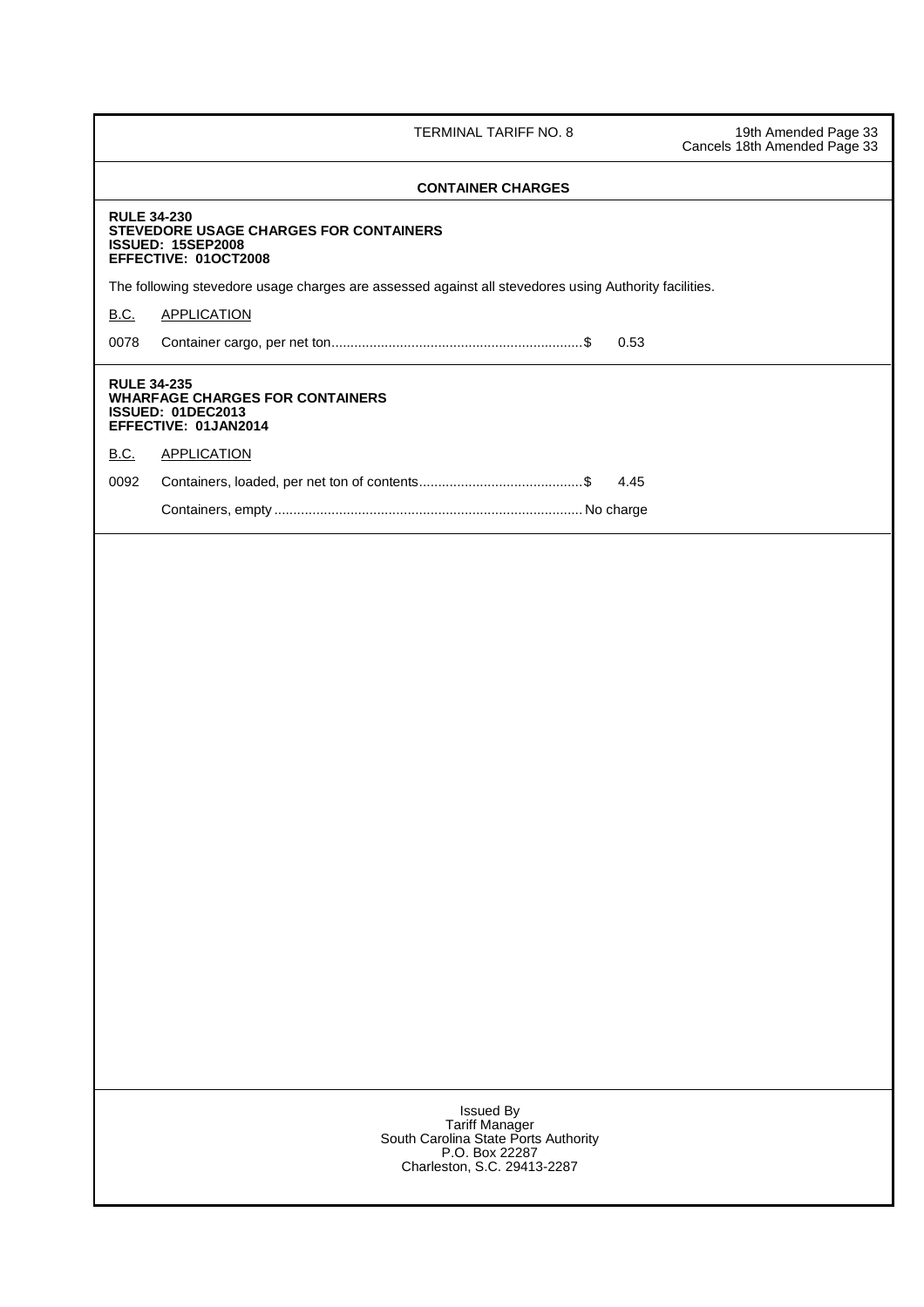## CONTAINER CHARGES

### RULE 34-230
**STEVEDORE USAGE CHARGES FOR CONTAINERS**
**ISSUED: 15SEP2008**
**EFFECTIVE: 01OCT2008**

The following stevedore usage charges are assessed against all stevedores using Authority facilities.

| B.C. | APPLICATION | |
|---|---|---|
| 0078 | Container cargo, per net ton ........................................ $ | 0.53 |

### RULE 34-235
**WHARFAGE CHARGES FOR CONTAINERS**
**ISSUED: 01DEC2013**
**EFFECTIVE: 01JAN2014**

| B.C. | APPLICATION | |
|---|---|---|
| 0092 | Containers, loaded, per net ton of contents ........................................ $ | 4.45 |
| | Containers, empty ........................................ | No charge |

Issued By
Tariff Manager
South Carolina State Ports Authority
P.O. Box 22287
Charleston, S.C. 29413-2287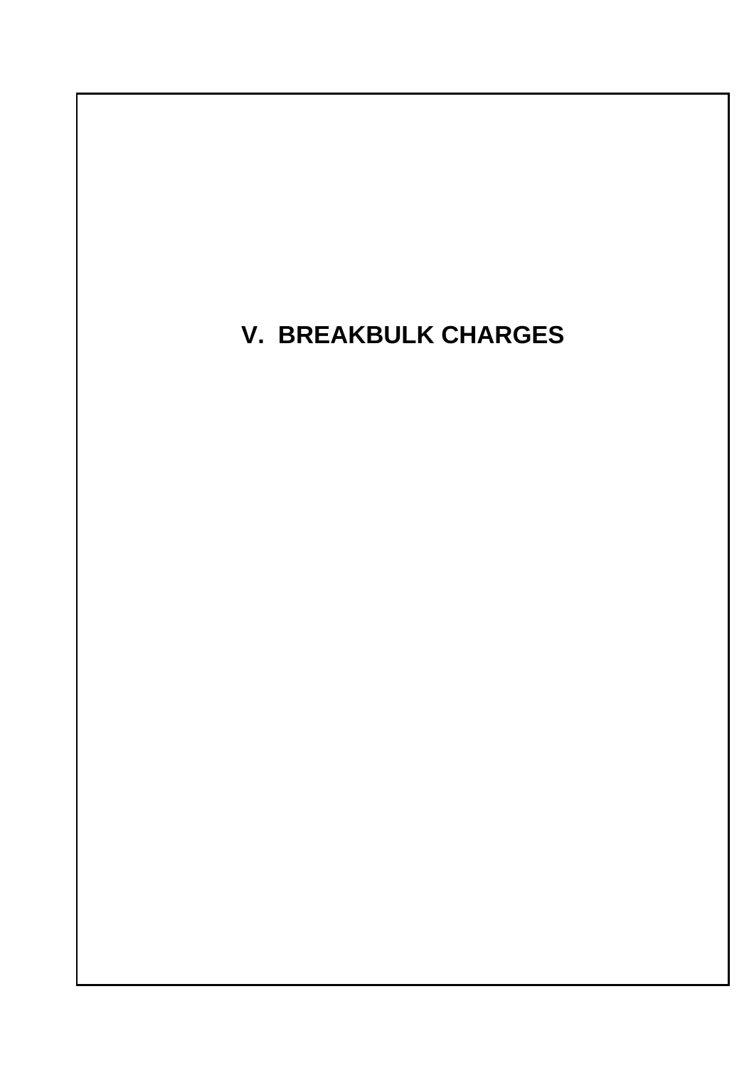# V. BREAKBULK CHARGES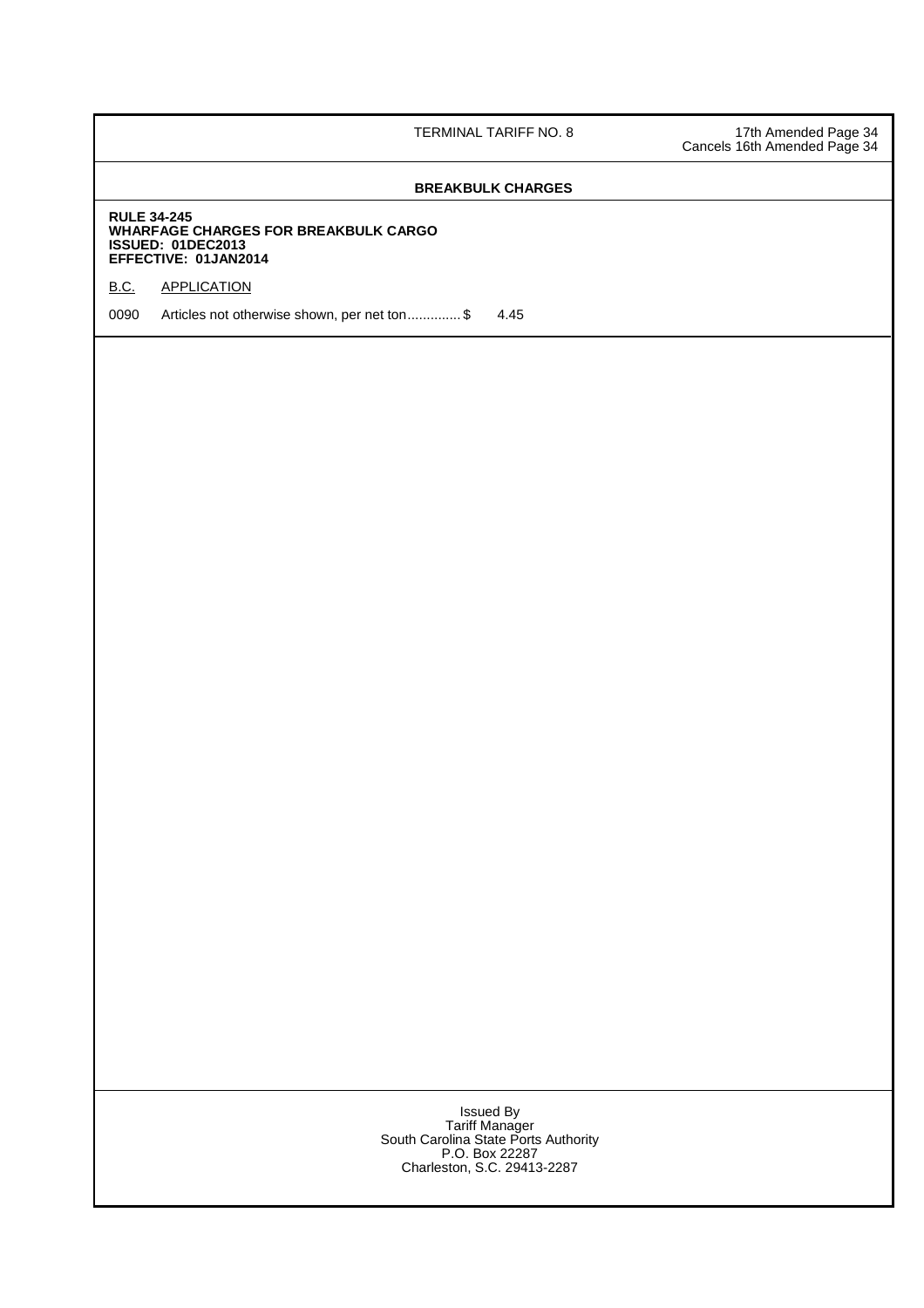## BREAKBULK CHARGES

**RULE 34-245**
**WHARFAGE CHARGES FOR BREAKBULK CARGO**
**ISSUED: 01DEC2013**
**EFFECTIVE: 01JAN2014**

| B.C. | APPLICATION | |
|---|---|---|
| 0090 | Articles not otherwise shown, per net ton.............$ | 4.45 |

Issued By
Tariff Manager
South Carolina State Ports Authority
P.O. Box 22287
Charleston, S.C. 29413-2287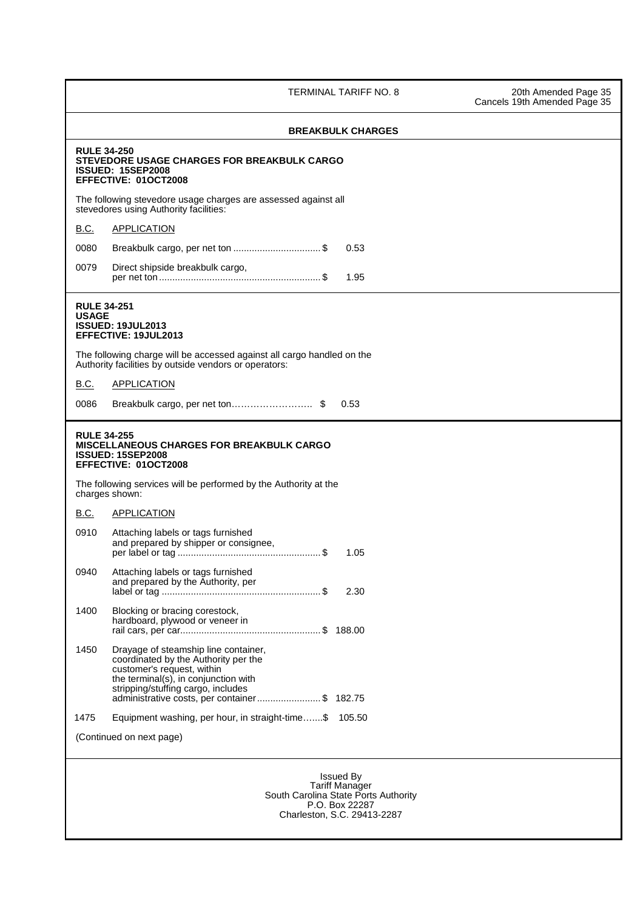TERMINAL TARIFF NO. 8 — 20th Amended Page 35 — Cancels 19th Amended Page 35

## BREAKBULK CHARGES

**RULE 34-250**
**STEVEDORE USAGE CHARGES FOR BREAKBULK CARGO**
**ISSUED: 15SEP2008**
**EFFECTIVE: 01OCT2008**

The following stevedore usage charges are assessed against all stevedores using Authority facilities:

| B.C. | APPLICATION | |
|---|---|---|
| 0080 | Breakbulk cargo, per net ton ................................ $ | 0.53 |
| 0079 | Direct shipside breakbulk cargo, per net ton ............................................................ $ | 1.95 |

**RULE 34-251**
**USAGE**
**ISSUED: 19JUL2013**
**EFFECTIVE: 19JUL2013**

The following charge will be accessed against all cargo handled on the Authority facilities by outside vendors or operators:

| B.C. | APPLICATION | |
|---|---|---|
| 0086 | Breakbulk cargo, per net ton……………………. $ | 0.53 |

**RULE 34-255**
**MISCELLANEOUS CHARGES FOR BREAKBULK CARGO**
**ISSUED: 15SEP2008**
**EFFECTIVE: 01OCT2008**

The following services will be performed by the Authority at the charges shown:

| B.C. | APPLICATION | |
|---|---|---|
| 0910 | Attaching labels or tags furnished and prepared by shipper or consignee, per label or tag ..................................................... $ | 1.05 |
| 0940 | Attaching labels or tags furnished and prepared by the Authority, per label or tag ........................................................... $ | 2.30 |
| 1400 | Blocking or bracing corestock, hardboard, plywood or veneer in rail cars, per car.................................................... $ | 188.00 |
| 1450 | Drayage of steamship line container, coordinated by the Authority per the customer's request, within the terminal(s), in conjunction with stripping/stuffing cargo, includes administrative costs, per container........................ $ | 182.75 |
| 1475 | Equipment washing, per hour, in straight-time…….$ | 105.50 |

(Continued on next page)

Issued By
Tariff Manager
South Carolina State Ports Authority
P.O. Box 22287
Charleston, S.C. 29413-2287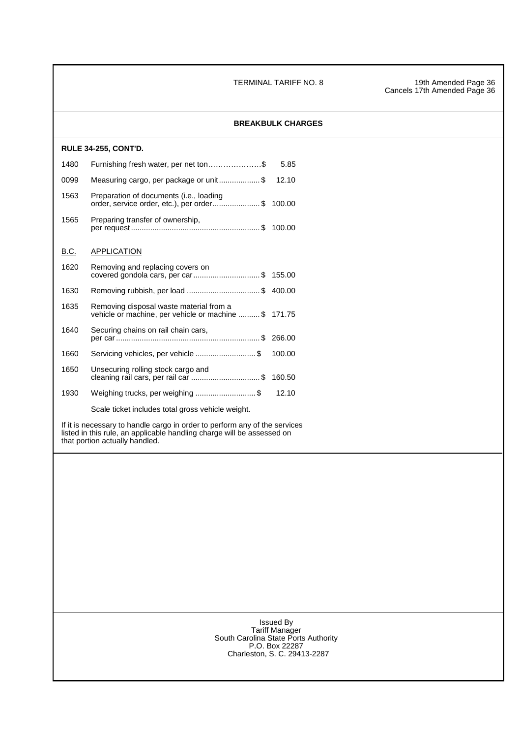TERMINAL TARIFF NO. 8 — 19th Amended Page 36, Cancels 17th Amended Page 36

## BREAKBULK CHARGES

**RULE 34-255, CONT'D.**

| | | |
|---|---|---|
| 1480 | Furnishing fresh water, per net ton | $ 5.85 |
| 0099 | Measuring cargo, per package or unit | $ 12.10 |
| 1563 | Preparation of documents (i.e., loading order, service order, etc.), per order | $ 100.00 |
| 1565 | Preparing transfer of ownership, per request | $ 100.00 |
| B.C. | APPLICATION | |
| 1620 | Removing and replacing covers on covered gondola cars, per car | $ 155.00 |
| 1630 | Removing rubbish, per load | $ 400.00 |
| 1635 | Removing disposal waste material from a vehicle or machine, per vehicle or machine | $ 171.75 |
| 1640 | Securing chains on rail chain cars, per car | $ 266.00 |
| 1660 | Servicing vehicles, per vehicle | $ 100.00 |
| 1650 | Unsecuring rolling stock cargo and cleaning rail cars, per rail car | $ 160.50 |
| 1930 | Weighing trucks, per weighing | $ 12.10 |
| | Scale ticket includes total gross vehicle weight. | |

If it is necessary to handle cargo in order to perform any of the services listed in this rule, an applicable handling charge will be assessed on that portion actually handled.

Issued By
Tariff Manager
South Carolina State Ports Authority
P.O. Box 22287
Charleston, S. C. 29413-2287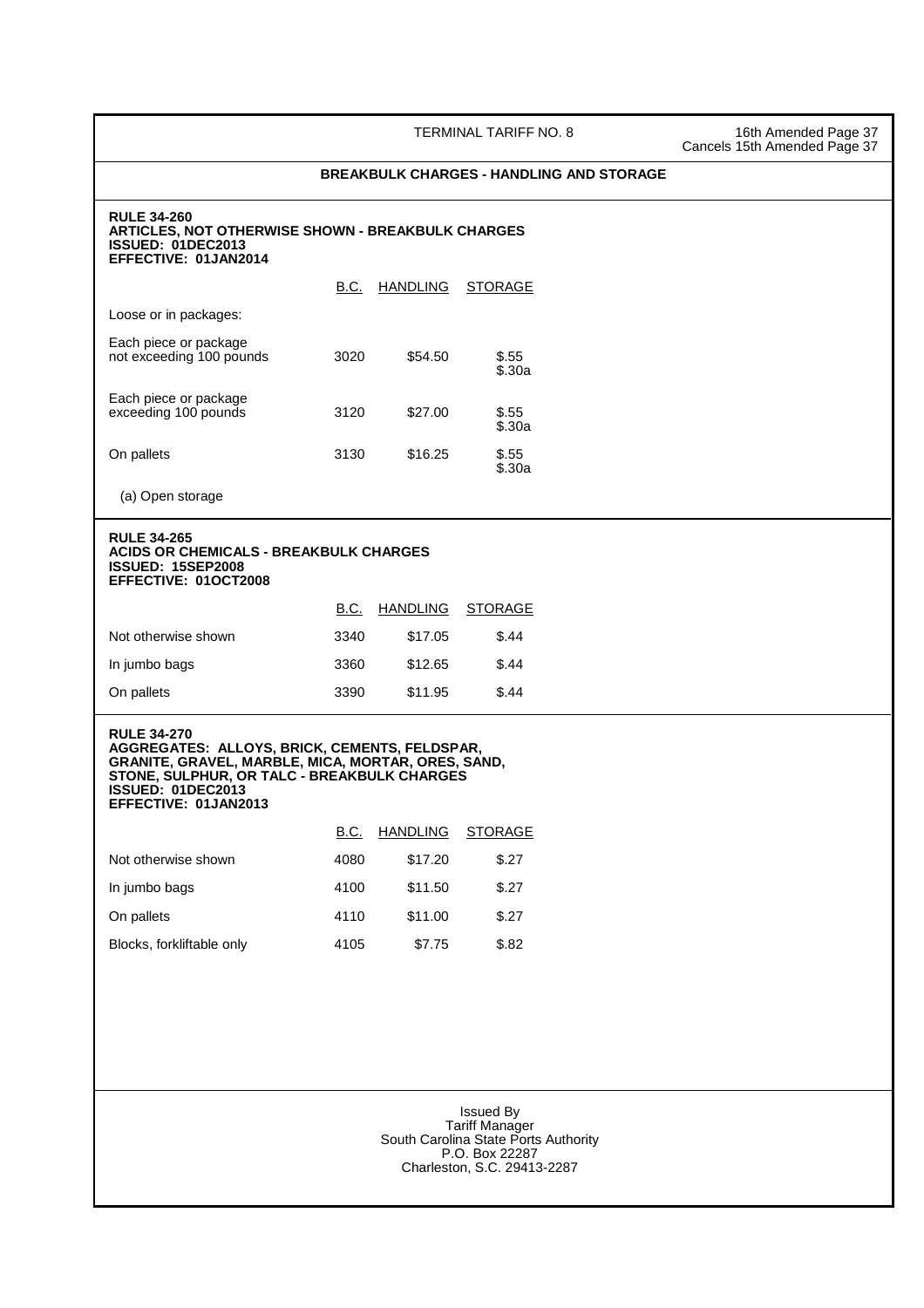## BREAKBULK CHARGES - HANDLING AND STORAGE

### RULE 34-260
**ARTICLES, NOT OTHERWISE SHOWN - BREAKBULK CHARGES**
**ISSUED: 01DEC2013**
**EFFECTIVE: 01JAN2014**

| | B.C. | HANDLING | STORAGE |
|---|---|---|---|
| Loose or in packages: | | | |
| Each piece or package not exceeding 100 pounds | 3020 | \$54.50 | \$.55<br>\$.30a |
| Each piece or package exceeding 100 pounds | 3120 | \$27.00 | \$.55<br>\$.30a |
| On pallets | 3130 | \$16.25 | \$.55<br>\$.30a |

(a) Open storage

### RULE 34-265
**ACIDS OR CHEMICALS - BREAKBULK CHARGES**
**ISSUED: 15SEP2008**
**EFFECTIVE: 01OCT2008**

| | B.C. | HANDLING | STORAGE |
|---|---|---|---|
| Not otherwise shown | 3340 | \$17.05 | \$.44 |
| In jumbo bags | 3360 | \$12.65 | \$.44 |
| On pallets | 3390 | \$11.95 | \$.44 |

### RULE 34-270
**AGGREGATES: ALLOYS, BRICK, CEMENTS, FELDSPAR, GRANITE, GRAVEL, MARBLE, MICA, MORTAR, ORES, SAND, STONE, SULPHUR, OR TALC - BREAKBULK CHARGES**
**ISSUED: 01DEC2013**
**EFFECTIVE: 01JAN2013**

| | B.C. | HANDLING | STORAGE |
|---|---|---|---|
| Not otherwise shown | 4080 | \$17.20 | \$.27 |
| In jumbo bags | 4100 | \$11.50 | \$.27 |
| On pallets | 4110 | \$11.00 | \$.27 |
| Blocks, forkliftable only | 4105 | \$7.75 | \$.82 |

Issued By
Tariff Manager
South Carolina State Ports Authority
P.O. Box 22287
Charleston, S.C. 29413-2287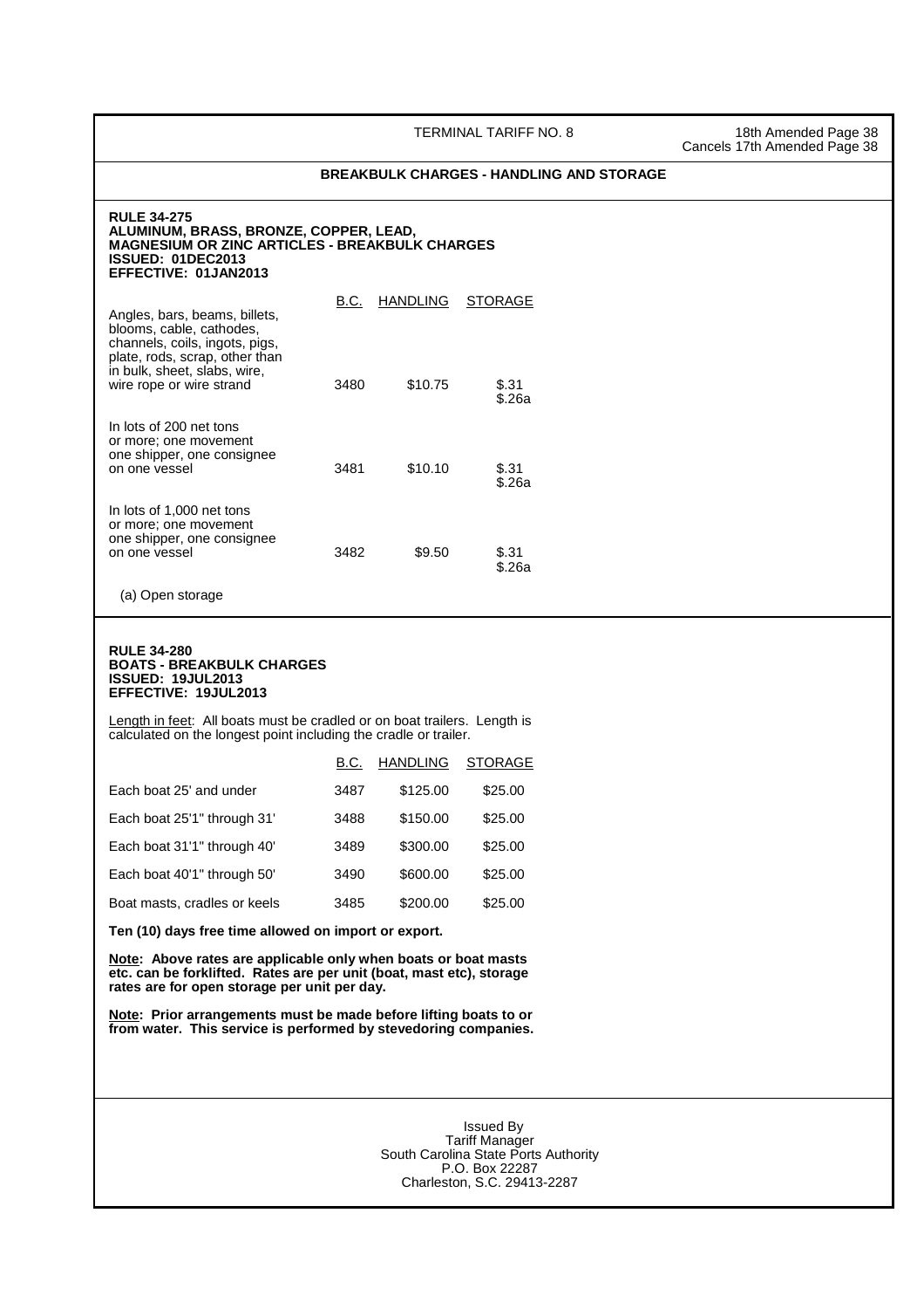## BREAKBULK CHARGES - HANDLING AND STORAGE

**RULE 34-275**
**ALUMINUM, BRASS, BRONZE, COPPER, LEAD, MAGNESIUM OR ZINC ARTICLES - BREAKBULK CHARGES**
**ISSUED: 01DEC2013**
**EFFECTIVE: 01JAN2013**

| | B.C. | HANDLING | STORAGE |
|---|---|---|---|
| Angles, bars, beams, billets, blooms, cable, cathodes, channels, coils, ingots, pigs, plate, rods, scrap, other than in bulk, sheet, slabs, wire, wire rope or wire strand | 3480 | $10.75 | $.31<br>$.26a |
| In lots of 200 net tons or more; one movement one shipper, one consignee on one vessel | 3481 | $10.10 | $.31<br>$.26a |
| In lots of 1,000 net tons or more; one movement one shipper, one consignee on one vessel | 3482 | $9.50 | $.31<br>$.26a |

(a) Open storage

**RULE 34-280**
**BOATS - BREAKBULK CHARGES**
**ISSUED: 19JUL2013**
**EFFECTIVE: 19JUL2013**

Length in feet: All boats must be cradled or on boat trailers. Length is calculated on the longest point including the cradle or trailer.

| | B.C. | HANDLING | STORAGE |
|---|---|---|---|
| Each boat 25' and under | 3487 | $125.00 | $25.00 |
| Each boat 25'1" through 31' | 3488 | $150.00 | $25.00 |
| Each boat 31'1" through 40' | 3489 | $300.00 | $25.00 |
| Each boat 40'1" through 50' | 3490 | $600.00 | $25.00 |
| Boat masts, cradles or keels | 3485 | $200.00 | $25.00 |

**Ten (10) days free time allowed on import or export.**

**Note: Above rates are applicable only when boats or boat masts etc. can be forklifted. Rates are per unit (boat, mast etc), storage rates are for open storage per unit per day.**

**Note: Prior arrangements must be made before lifting boats to or from water. This service is performed by stevedoring companies.**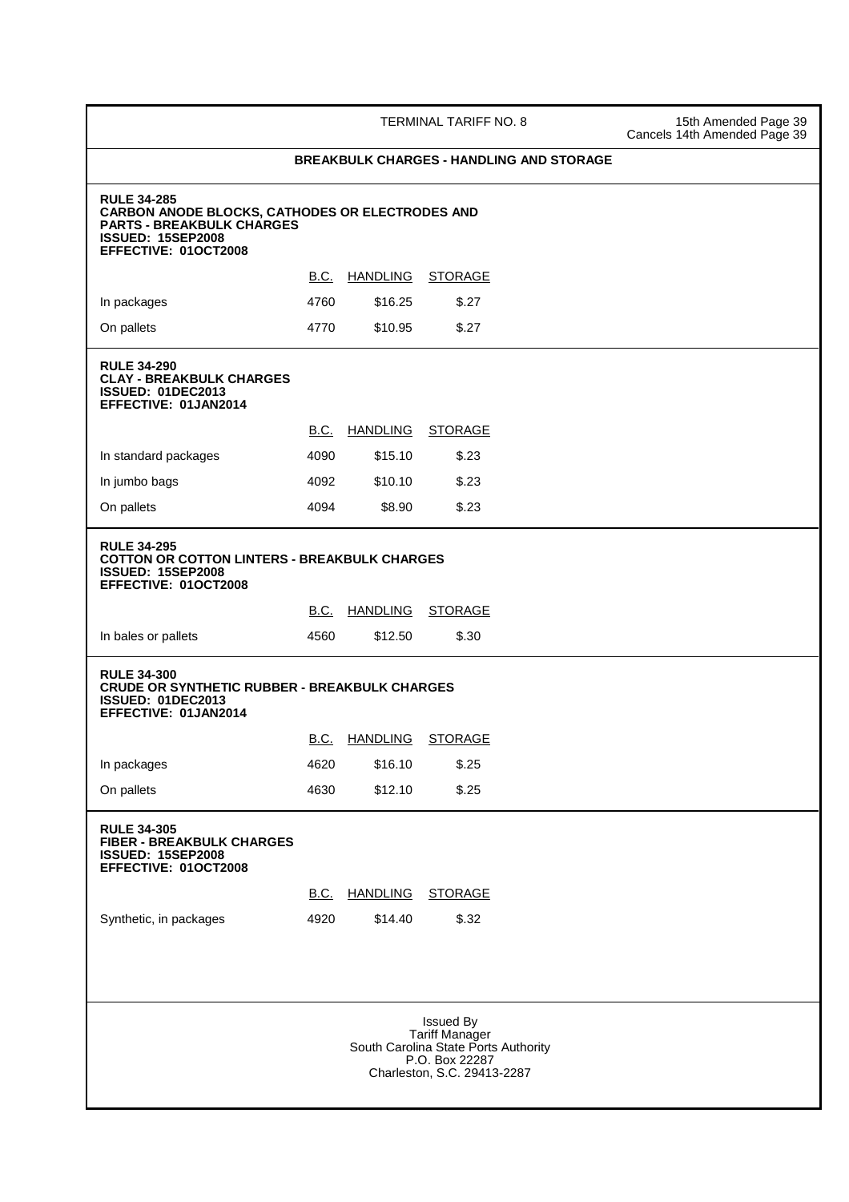TERMINAL TARIFF NO. 8

15th Amended Page 39
Cancels 14th Amended Page 39

## BREAKBULK CHARGES - HANDLING AND STORAGE

**RULE 34-285**
**CARBON ANODE BLOCKS, CATHODES OR ELECTRODES AND PARTS - BREAKBULK CHARGES**
**ISSUED: 15SEP2008**
**EFFECTIVE: 01OCT2008**

| | B.C. | HANDLING | STORAGE |
|---|---|---|---|
| In packages | 4760 | $16.25 | $.27 |
| On pallets | 4770 | $10.95 | $.27 |

**RULE 34-290**
**CLAY - BREAKBULK CHARGES**
**ISSUED: 01DEC2013**
**EFFECTIVE: 01JAN2014**

| | B.C. | HANDLING | STORAGE |
|---|---|---|---|
| In standard packages | 4090 | $15.10 | $.23 |
| In jumbo bags | 4092 | $10.10 | $.23 |
| On pallets | 4094 | $8.90 | $.23 |

**RULE 34-295**
**COTTON OR COTTON LINTERS - BREAKBULK CHARGES**
**ISSUED: 15SEP2008**
**EFFECTIVE: 01OCT2008**

| | B.C. | HANDLING | STORAGE |
|---|---|---|---|
| In bales or pallets | 4560 | $12.50 | $.30 |

**RULE 34-300**
**CRUDE OR SYNTHETIC RUBBER - BREAKBULK CHARGES**
**ISSUED: 01DEC2013**
**EFFECTIVE: 01JAN2014**

| | B.C. | HANDLING | STORAGE |
|---|---|---|---|
| In packages | 4620 | $16.10 | $.25 |
| On pallets | 4630 | $12.10 | $.25 |

**RULE 34-305**
**FIBER - BREAKBULK CHARGES**
**ISSUED: 15SEP2008**
**EFFECTIVE: 01OCT2008**

| | B.C. | HANDLING | STORAGE |
|---|---|---|---|
| Synthetic, in packages | 4920 | $14.40 | $.32 |

Issued By
Tariff Manager
South Carolina State Ports Authority
P.O. Box 22287
Charleston, S.C. 29413-2287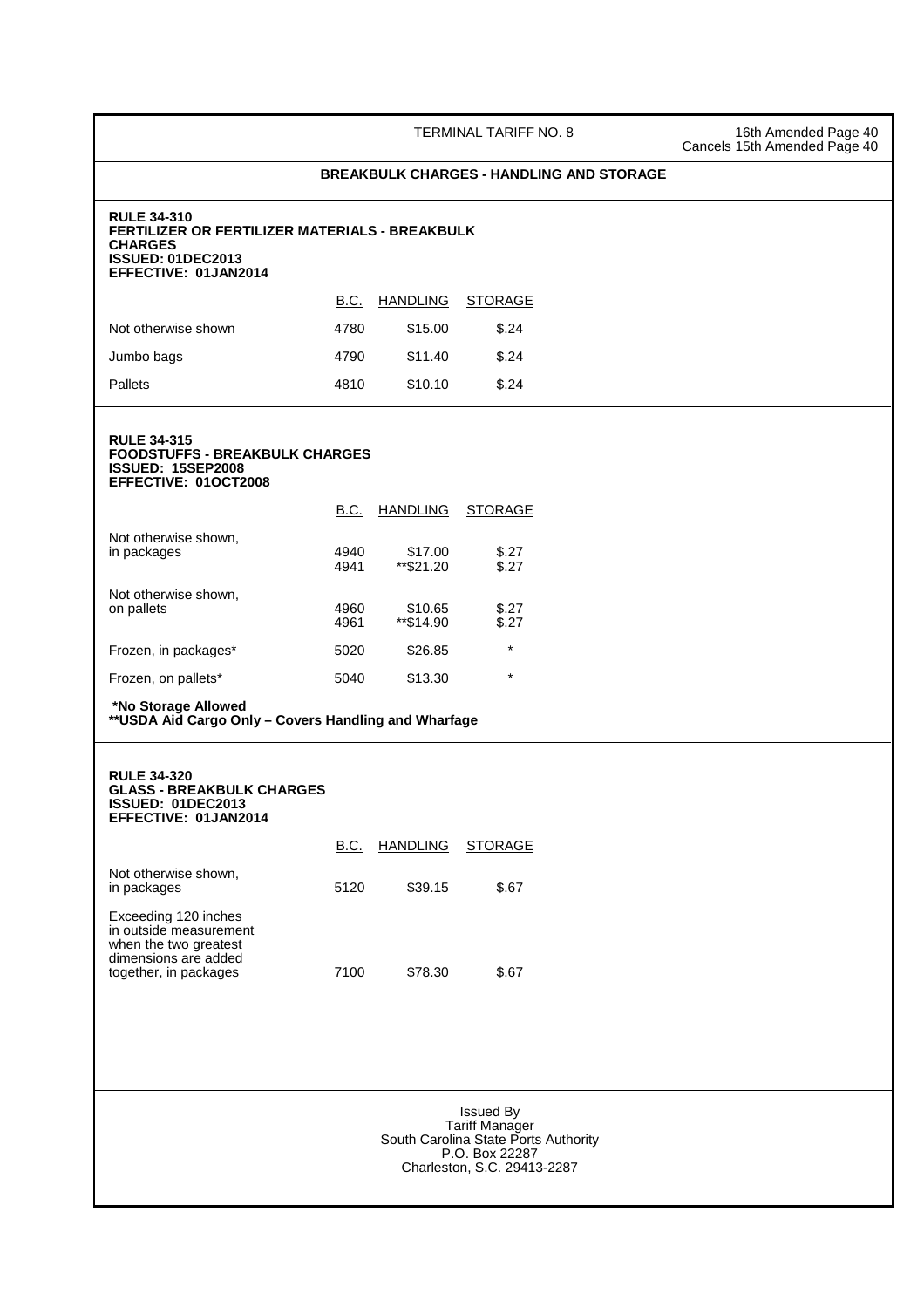TERMINAL TARIFF NO. 8

16th Amended Page 40
Cancels 15th Amended Page 40

## BREAKBULK CHARGES - HANDLING AND STORAGE

### RULE 34-310
**FERTILIZER OR FERTILIZER MATERIALS - BREAKBULK CHARGES**
**ISSUED: 01DEC2013**
**EFFECTIVE: 01JAN2014**

| | B.C. | HANDLING | STORAGE |
|---|---|---|---|
| Not otherwise shown | 4780 | $15.00 | $.24 |
| Jumbo bags | 4790 | $11.40 | $.24 |
| Pallets | 4810 | $10.10 | $.24 |

### RULE 34-315
**FOODSTUFFS - BREAKBULK CHARGES**
**ISSUED: 15SEP2008**
**EFFECTIVE: 01OCT2008**

| | B.C. | HANDLING | STORAGE |
|---|---|---|---|
| Not otherwise shown, in packages | 4940 | $17.00 | $.27 |
| | 4941 | **$21.20 | $.27 |
| Not otherwise shown, on pallets | 4960 | $10.65 | $.27 |
| | 4961 | **$14.90 | $.27 |
| Frozen, in packages* | 5020 | $26.85 | * |
| Frozen, on pallets* | 5040 | $13.30 | * |

**\*No Storage Allowed**
**\*\*USDA Aid Cargo Only – Covers Handling and Wharfage**

### RULE 34-320
**GLASS - BREAKBULK CHARGES**
**ISSUED: 01DEC2013**
**EFFECTIVE: 01JAN2014**

| | B.C. | HANDLING | STORAGE |
|---|---|---|---|
| Not otherwise shown, in packages | 5120 | $39.15 | $.67 |
| Exceeding 120 inches in outside measurement when the two greatest dimensions are added together, in packages | 7100 | $78.30 | $.67 |

Issued By
Tariff Manager
South Carolina State Ports Authority
P.O. Box 22287
Charleston, S.C. 29413-2287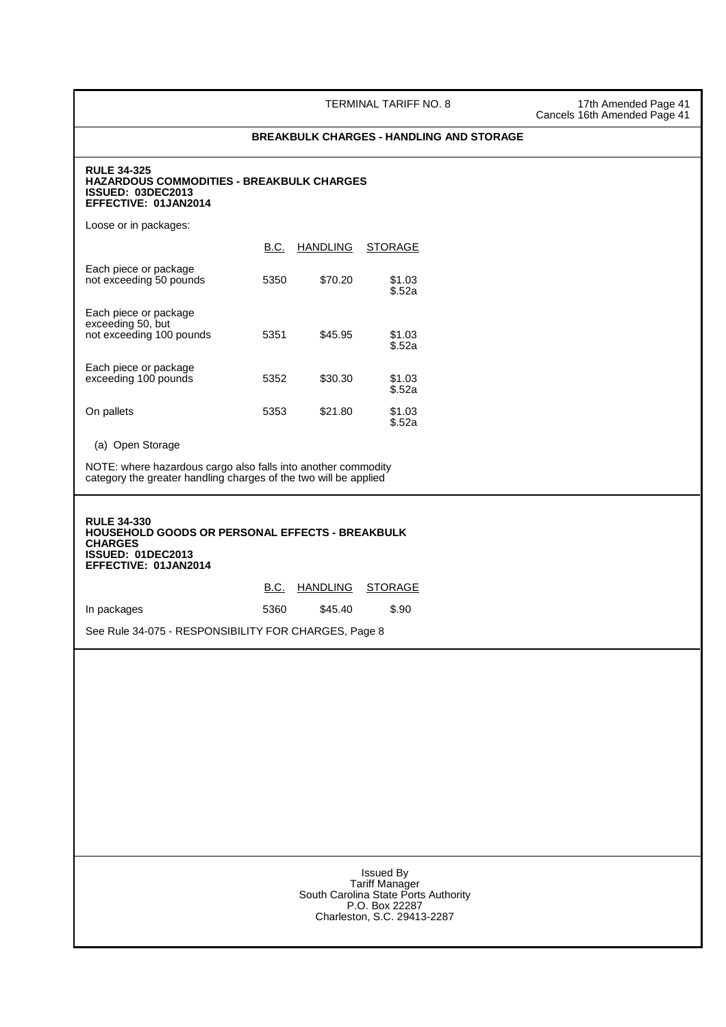## BREAKBULK CHARGES - HANDLING AND STORAGE

**RULE 34-325**
**HAZARDOUS COMMODITIES - BREAKBULK CHARGES**
**ISSUED: 03DEC2013**
**EFFECTIVE: 01JAN2014**

Loose or in packages:

| | B.C. | HANDLING | STORAGE |
|---|---|---|---|
| Each piece or package not exceeding 50 pounds | 5350 | $70.20 | $1.03 $.52a |
| Each piece or package exceeding 50, but not exceeding 100 pounds | 5351 | $45.95 | $1.03 $.52a |
| Each piece or package exceeding 100 pounds | 5352 | $30.30 | $1.03 $.52a |
| On pallets | 5353 | $21.80 | $1.03 $.52a |

(a) Open Storage

NOTE: where hazardous cargo also falls into another commodity category the greater handling charges of the two will be applied

**RULE 34-330**
**HOUSEHOLD GOODS OR PERSONAL EFFECTS - BREAKBULK CHARGES**
**ISSUED: 01DEC2013**
**EFFECTIVE: 01JAN2014**

| | B.C. | HANDLING | STORAGE |
|---|---|---|---|
| In packages | 5360 | $45.40 | $.90 |

See Rule 34-075 - RESPONSIBILITY FOR CHARGES, Page 8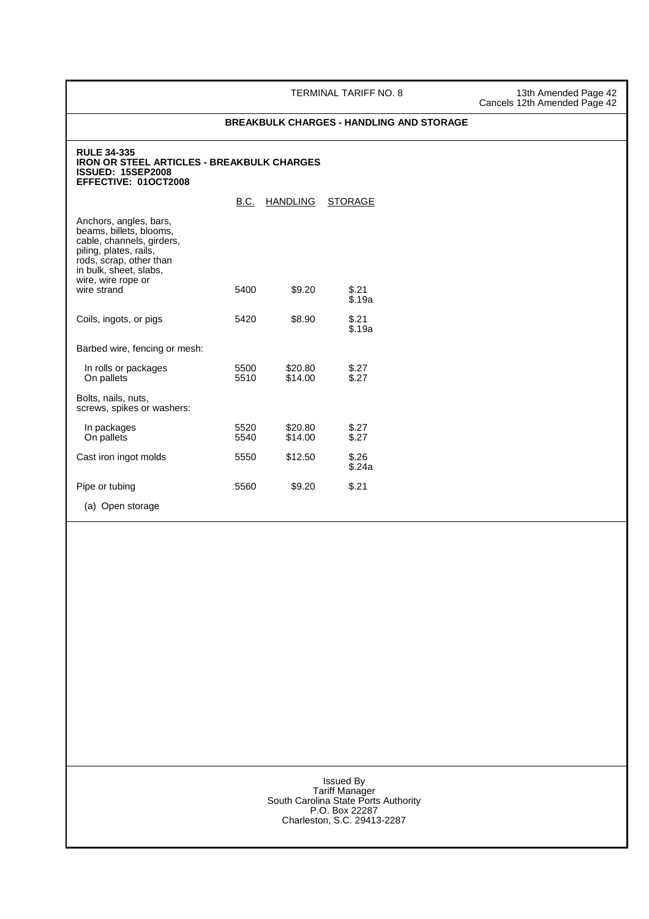TERMINAL TARIFF NO. 8

13th Amended Page 42
Cancels 12th Amended Page 42

## BREAKBULK CHARGES - HANDLING AND STORAGE

**RULE 34-335**
**IRON OR STEEL ARTICLES - BREAKBULK CHARGES**
**ISSUED: 15SEP2008**
**EFFECTIVE: 01OCT2008**

| | B.C. | HANDLING | STORAGE |
|---|---|---|---|
| Anchors, angles, bars, beams, billets, blooms, cable, channels, girders, piling, plates, rails, rods, scrap, other than in bulk, sheet, slabs, wire, wire rope or wire strand | 5400 | $9.20 | $.21<br>$.19a |
| Coils, ingots, or pigs | 5420 | $8.90 | $.21<br>$.19a |
| Barbed wire, fencing or mesh: | | | |
| In rolls or packages | 5500 | $20.80 | $.27 |
| On pallets | 5510 | $14.00 | $.27 |
| Bolts, nails, nuts, screws, spikes or washers: | | | |
| In packages | 5520 | $20.80 | $.27 |
| On pallets | 5540 | $14.00 | $.27 |
| Cast iron ingot molds | 5550 | $12.50 | $.26<br>$.24a |
| Pipe or tubing | 5560 | $9.20 | $.21 |

(a) Open storage

Issued By
Tariff Manager
South Carolina State Ports Authority
P.O. Box 22287
Charleston, S.C. 29413-2287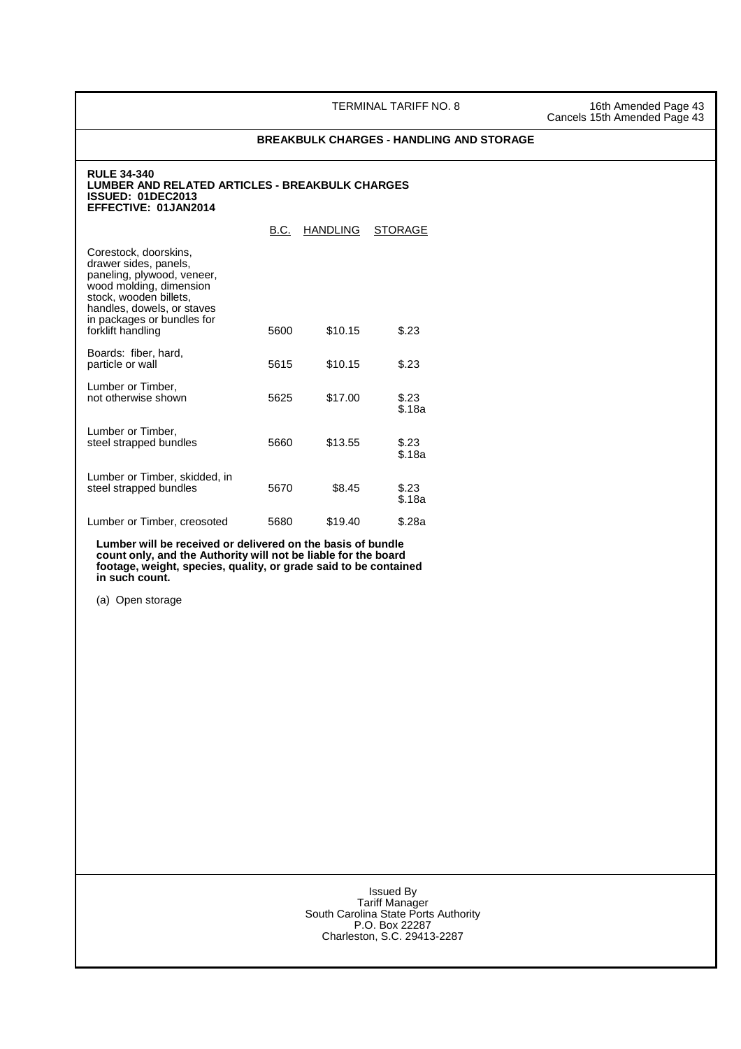**BREAKBULK CHARGES - HANDLING AND STORAGE**

**RULE 34-340**
**LUMBER AND RELATED ARTICLES - BREAKBULK CHARGES**
**ISSUED: 01DEC2013**
**EFFECTIVE: 01JAN2014**

| | B.C. | HANDLING | STORAGE |
|---|---|---|---|
| Corestock, doorskins, drawer sides, panels, paneling, plywood, veneer, wood molding, dimension stock, wooden billets, handles, dowels, or staves in packages or bundles for forklift handling | 5600 | $10.15 | $.23 |
| Boards: fiber, hard, particle or wall | 5615 | $10.15 | $.23 |
| Lumber or Timber, not otherwise shown | 5625 | $17.00 | $.23<br>$.18a |
| Lumber or Timber, steel strapped bundles | 5660 | $13.55 | $.23<br>$.18a |
| Lumber or Timber, skidded, in steel strapped bundles | 5670 | $8.45 | $.23<br>$.18a |
| Lumber or Timber, creosoted | 5680 | $19.40 | $.28a |

**Lumber will be received or delivered on the basis of bundle count only, and the Authority will not be liable for the board footage, weight, species, quality, or grade said to be contained in such count.**

(a) Open storage

Issued By
Tariff Manager
South Carolina State Ports Authority
P.O. Box 22287
Charleston, S.C. 29413-2287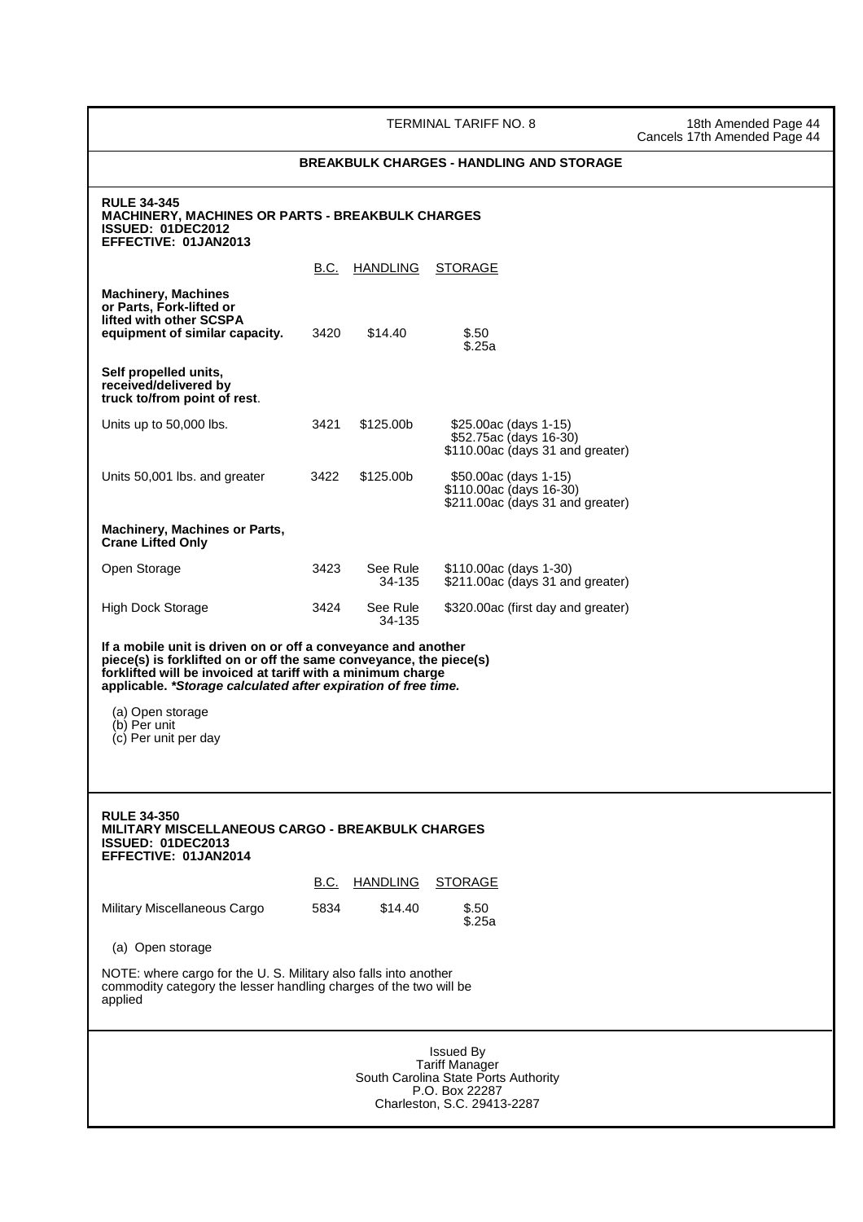TERMINAL TARIFF NO. 8 — 18th Amended Page 44, Cancels 17th Amended Page 44

## BREAKBULK CHARGES - HANDLING AND STORAGE

### RULE 34-345
**MACHINERY, MACHINES OR PARTS - BREAKBULK CHARGES**
**ISSUED: 01DEC2012**
**EFFECTIVE: 01JAN2013**

| | B.C. | HANDLING | STORAGE |
|---|---|---|---|
| **Machinery, Machines or Parts, Fork-lifted or lifted with other SCSPA equipment of similar capacity.** | 3420 | $14.40 | $.50<br>$.25a |
| **Self propelled units, received/delivered by truck to/from point of rest.** | | | |
| Units up to 50,000 lbs. | 3421 | $125.00b | $25.00ac (days 1-15)<br>$52.75ac (days 16-30)<br>$110.00ac (days 31 and greater) |
| Units 50,001 lbs. and greater | 3422 | $125.00b | $50.00ac (days 1-15)<br>$110.00ac (days 16-30)<br>$211.00ac (days 31 and greater) |
| **Machinery, Machines or Parts, Crane Lifted Only** | | | |
| Open Storage | 3423 | See Rule 34-135 | $110.00ac (days 1-30)<br>$211.00ac (days 31 and greater) |
| High Dock Storage | 3424 | See Rule 34-135 | $320.00ac (first day and greater) |

**If a mobile unit is driven on or off a conveyance and another piece(s) is forklifted on or off the same conveyance, the piece(s) forklifted will be invoiced at tariff with a minimum charge applicable. *\*Storage calculated after expiration of free time.***

(a) Open storage
(b) Per unit
(c) Per unit per day

### RULE 34-350
**MILITARY MISCELLANEOUS CARGO - BREAKBULK CHARGES**
**ISSUED: 01DEC2013**
**EFFECTIVE: 01JAN2014**

| | B.C. | HANDLING | STORAGE |
|---|---|---|---|
| Military Miscellaneous Cargo | 5834 | $14.40 | $.50<br>$.25a |

(a) Open storage

NOTE: where cargo for the U. S. Military also falls into another commodity category the lesser handling charges of the two will be applied

Issued By
Tariff Manager
South Carolina State Ports Authority
P.O. Box 22287
Charleston, S.C. 29413-2287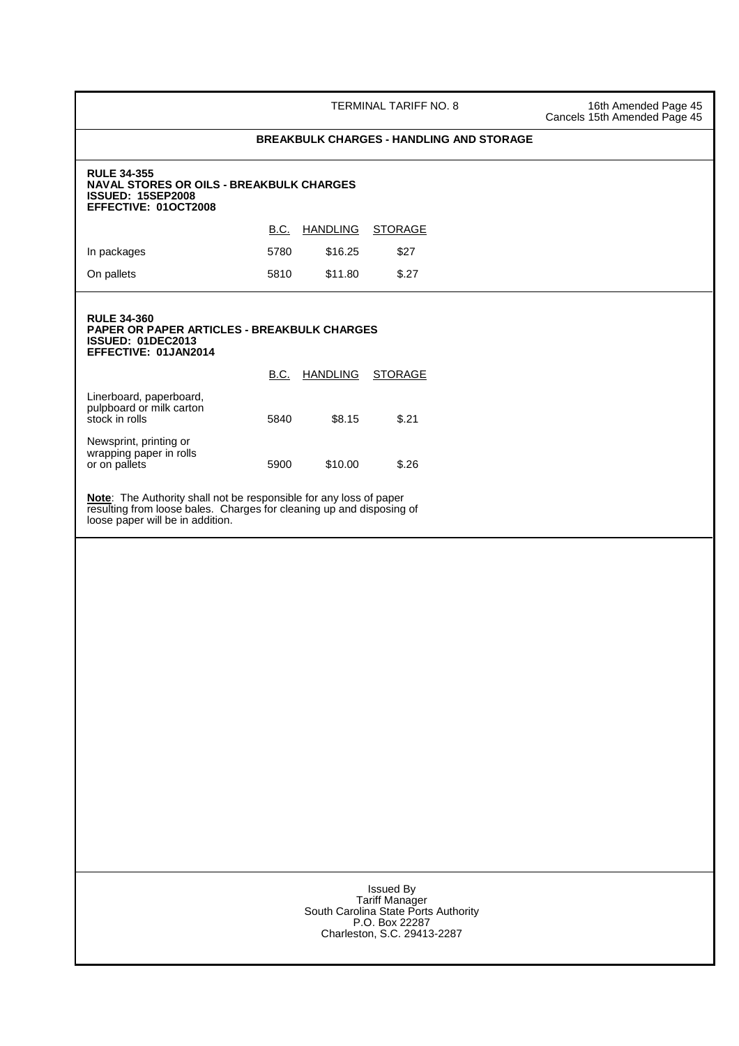## BREAKBULK CHARGES - HANDLING AND STORAGE

**RULE 34-355**
**NAVAL STORES OR OILS - BREAKBULK CHARGES**
**ISSUED: 15SEP2008**
**EFFECTIVE: 01OCT2008**

| | B.C. | HANDLING | STORAGE |
|---|---|---|---|
| In packages | 5780 | $16.25 | $27 |
| On pallets | 5810 | $11.80 | $.27 |

**RULE 34-360**
**PAPER OR PAPER ARTICLES - BREAKBULK CHARGES**
**ISSUED: 01DEC2013**
**EFFECTIVE: 01JAN2014**

| | B.C. | HANDLING | STORAGE |
|---|---|---|---|
| Linerboard, paperboard, pulpboard or milk carton stock in rolls | 5840 | $8.15 | $.21 |
| Newsprint, printing or wrapping paper in rolls or on pallets | 5900 | $10.00 | $.26 |

**Note**: The Authority shall not be responsible for any loss of paper resulting from loose bales. Charges for cleaning up and disposing of loose paper will be in addition.

Issued By
Tariff Manager
South Carolina State Ports Authority
P.O. Box 22287
Charleston, S.C. 29413-2287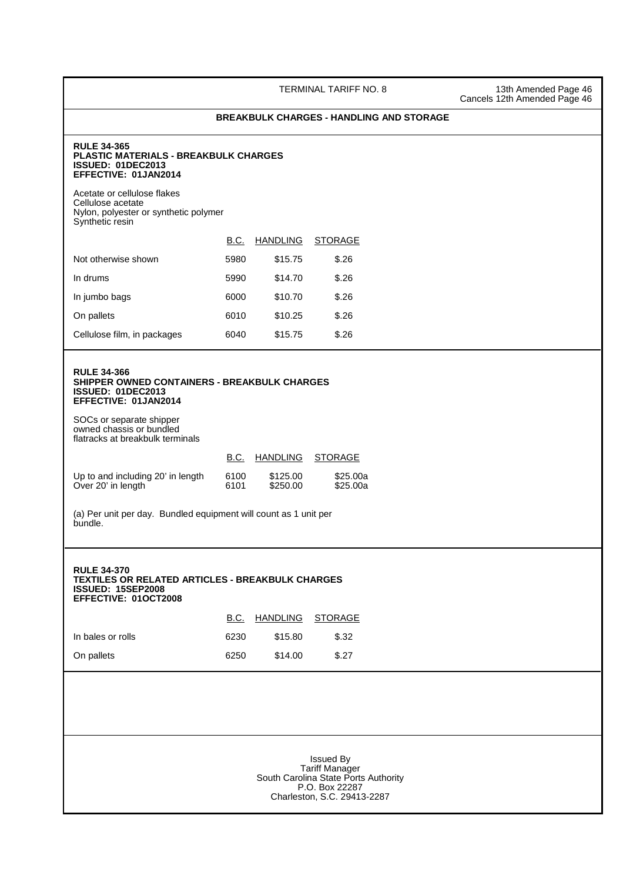TERMINAL TARIFF NO. 8

13th Amended Page 46
Cancels 12th Amended Page 46

## BREAKBULK CHARGES - HANDLING AND STORAGE

**RULE 34-365**
**PLASTIC MATERIALS - BREAKBULK CHARGES**
**ISSUED: 01DEC2013**
**EFFECTIVE: 01JAN2014**

Acetate or cellulose flakes
Cellulose acetate
Nylon, polyester or synthetic polymer
Synthetic resin

| | B.C. | HANDLING | STORAGE |
|---|---|---|---|
| Not otherwise shown | 5980 | $15.75 | $.26 |
| In drums | 5990 | $14.70 | $.26 |
| In jumbo bags | 6000 | $10.70 | $.26 |
| On pallets | 6010 | $10.25 | $.26 |
| Cellulose film, in packages | 6040 | $15.75 | $.26 |

**RULE 34-366**
**SHIPPER OWNED CONTAINERS - BREAKBULK CHARGES**
**ISSUED: 01DEC2013**
**EFFECTIVE: 01JAN2014**

SOCs or separate shipper owned chassis or bundled flatracks at breakbulk terminals

| | B.C. | HANDLING | STORAGE |
|---|---|---|---|
| Up to and including 20' in length | 6100 | $125.00 | $25.00a |
| Over 20' in length | 6101 | $250.00 | $25.00a |

(a) Per unit per day. Bundled equipment will count as 1 unit per bundle.

**RULE 34-370**
**TEXTILES OR RELATED ARTICLES - BREAKBULK CHARGES**
**ISSUED: 15SEP2008**
**EFFECTIVE: 01OCT2008**

| | B.C. | HANDLING | STORAGE |
|---|---|---|---|
| In bales or rolls | 6230 | $15.80 | $.32 |
| On pallets | 6250 | $14.00 | $.27 |

Issued By
Tariff Manager
South Carolina State Ports Authority
P.O. Box 22287
Charleston, S.C. 29413-2287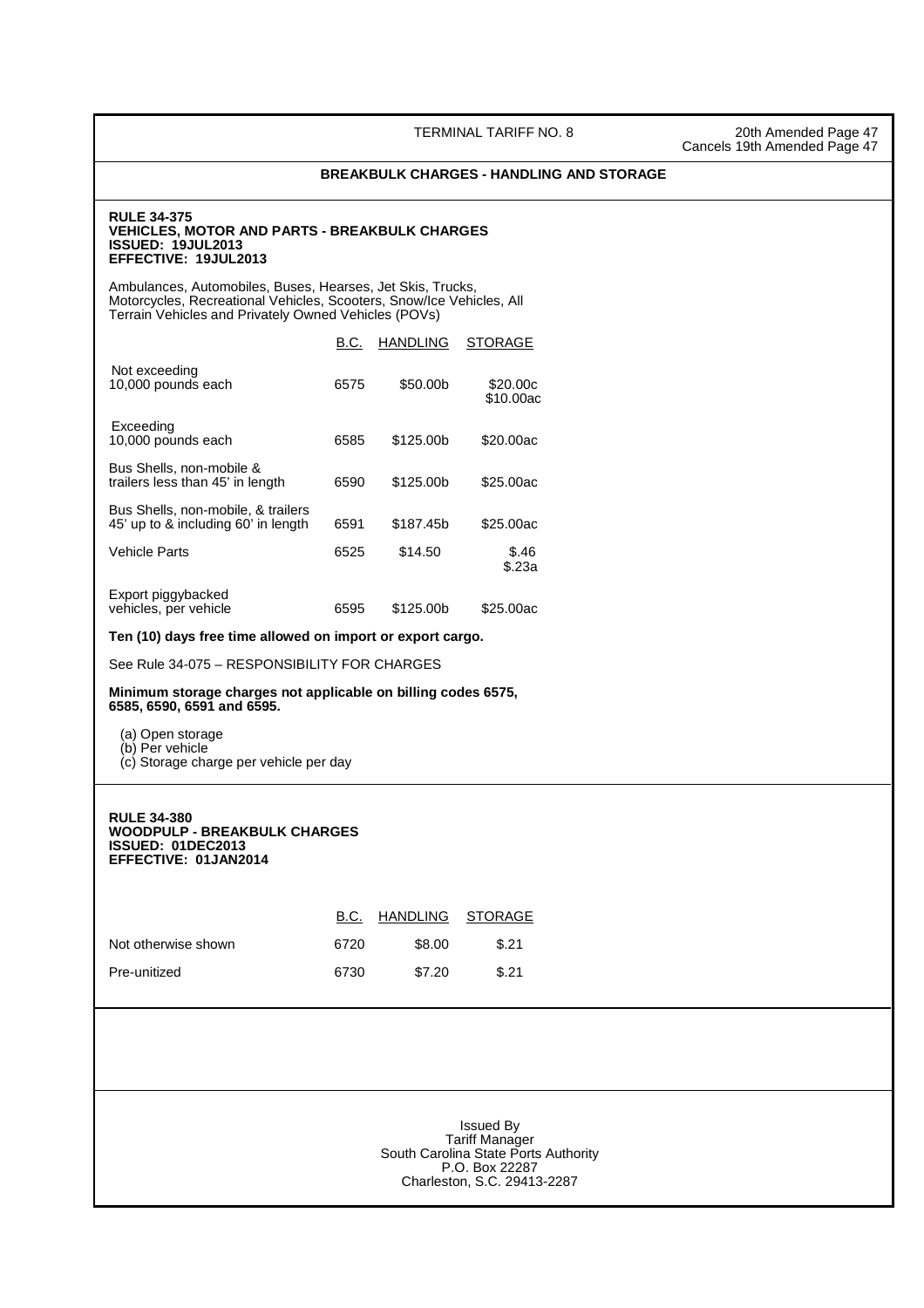## BREAKBULK CHARGES - HANDLING AND STORAGE

### RULE 34-375
**VEHICLES, MOTOR AND PARTS - BREAKBULK CHARGES**
**ISSUED: 19JUL2013**
**EFFECTIVE: 19JUL2013**

Ambulances, Automobiles, Buses, Hearses, Jet Skis, Trucks, Motorcycles, Recreational Vehicles, Scooters, Snow/Ice Vehicles, All Terrain Vehicles and Privately Owned Vehicles (POVs)

| | B.C. | HANDLING | STORAGE |
|---|---|---|---|
| Not exceeding 10,000 pounds each | 6575 | \$50.00b | \$20.00c<br>\$10.00ac |
| Exceeding 10,000 pounds each | 6585 | \$125.00b | \$20.00ac |
| Bus Shells, non-mobile & trailers less than 45' in length | 6590 | \$125.00b | \$25.00ac |
| Bus Shells, non-mobile, & trailers 45' up to & including 60' in length | 6591 | \$187.45b | \$25.00ac |
| Vehicle Parts | 6525 | \$14.50 | \$.46<br>\$.23a |
| Export piggybacked vehicles, per vehicle | 6595 | \$125.00b | \$25.00ac |

**Ten (10) days free time allowed on import or export cargo.**

See Rule 34-075 – RESPONSIBILITY FOR CHARGES

**Minimum storage charges not applicable on billing codes 6575, 6585, 6590, 6591 and 6595.**

(a) Open storage
(b) Per vehicle
(c) Storage charge per vehicle per day

### RULE 34-380
**WOODPULP - BREAKBULK CHARGES**
**ISSUED: 01DEC2013**
**EFFECTIVE: 01JAN2014**

| | B.C. | HANDLING | STORAGE |
|---|---|---|---|
| Not otherwise shown | 6720 | \$8.00 | \$.21 |
| Pre-unitized | 6730 | \$7.20 | \$.21 |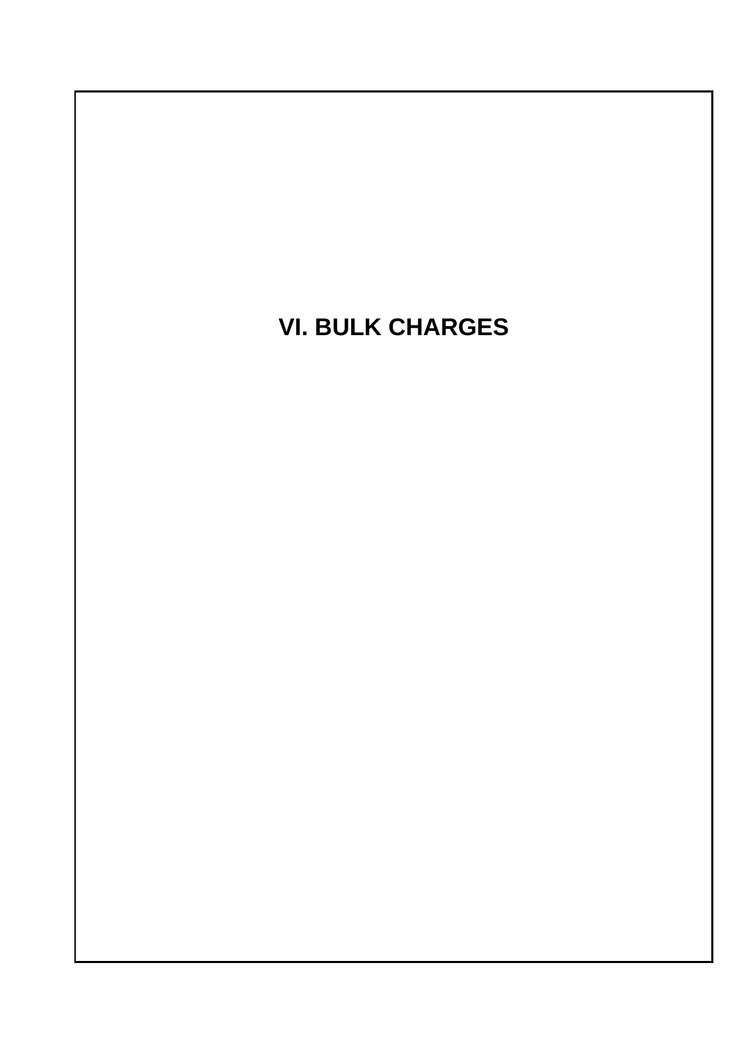# VI. BULK CHARGES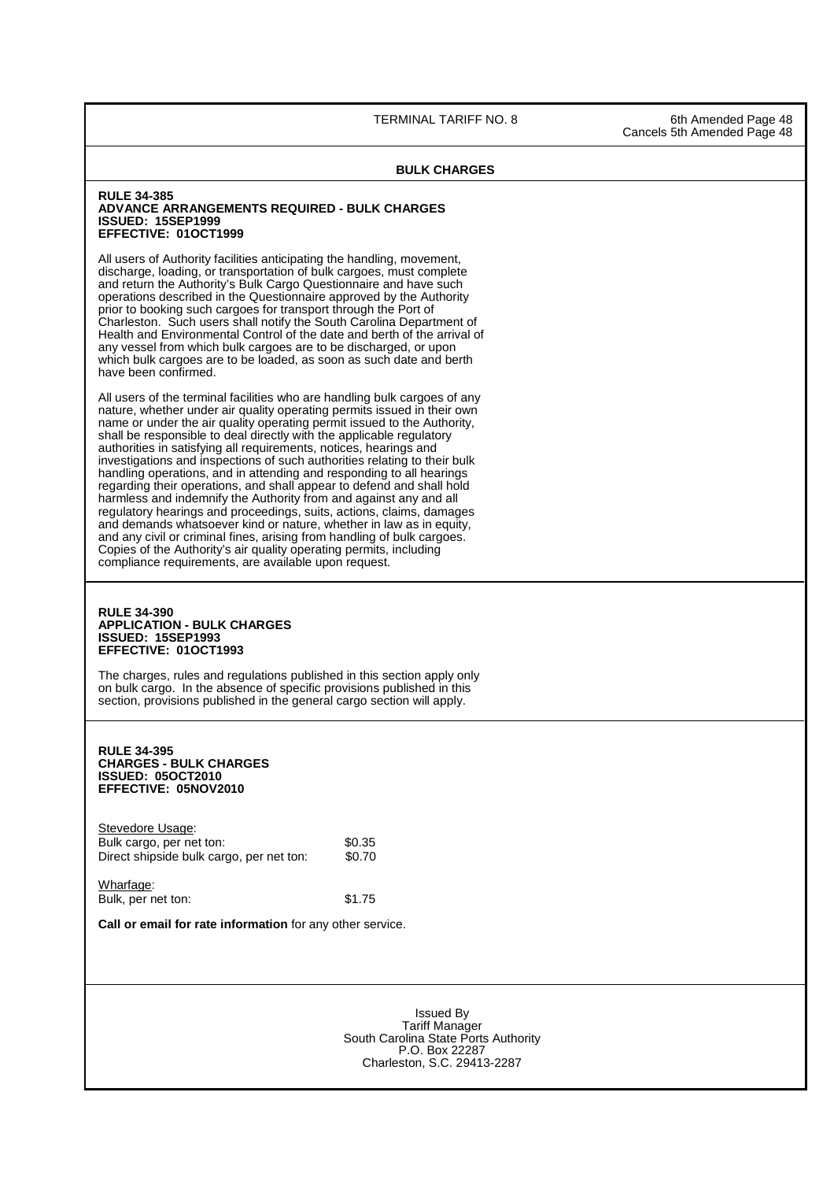## BULK CHARGES

**RULE 34-385**
**ADVANCE ARRANGEMENTS REQUIRED - BULK CHARGES**
**ISSUED: 15SEP1999**
**EFFECTIVE: 01OCT1999**

All users of Authority facilities anticipating the handling, movement, discharge, loading, or transportation of bulk cargoes, must complete and return the Authority's Bulk Cargo Questionnaire and have such operations described in the Questionnaire approved by the Authority prior to booking such cargoes for transport through the Port of Charleston. Such users shall notify the South Carolina Department of Health and Environmental Control of the date and berth of the arrival of any vessel from which bulk cargoes are to be discharged, or upon which bulk cargoes are to be loaded, as soon as such date and berth have been confirmed.

All users of the terminal facilities who are handling bulk cargoes of any nature, whether under air quality operating permits issued in their own name or under the air quality operating permit issued to the Authority, shall be responsible to deal directly with the applicable regulatory authorities in satisfying all requirements, notices, hearings and investigations and inspections of such authorities relating to their bulk handling operations, and in attending and responding to all hearings regarding their operations, and shall appear to defend and shall hold harmless and indemnify the Authority from and against any and all regulatory hearings and proceedings, suits, actions, claims, damages and demands whatsoever kind or nature, whether in law as in equity, and any civil or criminal fines, arising from handling of bulk cargoes. Copies of the Authority's air quality operating permits, including compliance requirements, are available upon request.

**RULE 34-390**
**APPLICATION - BULK CHARGES**
**ISSUED: 15SEP1993**
**EFFECTIVE: 01OCT1993**

The charges, rules and regulations published in this section apply only on bulk cargo. In the absence of specific provisions published in this section, provisions published in the general cargo section will apply.

**RULE 34-395**
**CHARGES - BULK CHARGES**
**ISSUED: 05OCT2010**
**EFFECTIVE: 05NOV2010**

Stevedore Usage:

| | |
|---|---|
| Bulk cargo, per net ton: | $0.35 |
| Direct shipside bulk cargo, per net ton: | $0.70 |

Wharfage:

| | |
|---|---|
| Bulk, per net ton: | $1.75 |

**Call or email for rate information** for any other service.

Issued By
Tariff Manager
South Carolina State Ports Authority
P.O. Box 22287
Charleston, S.C. 29413-2287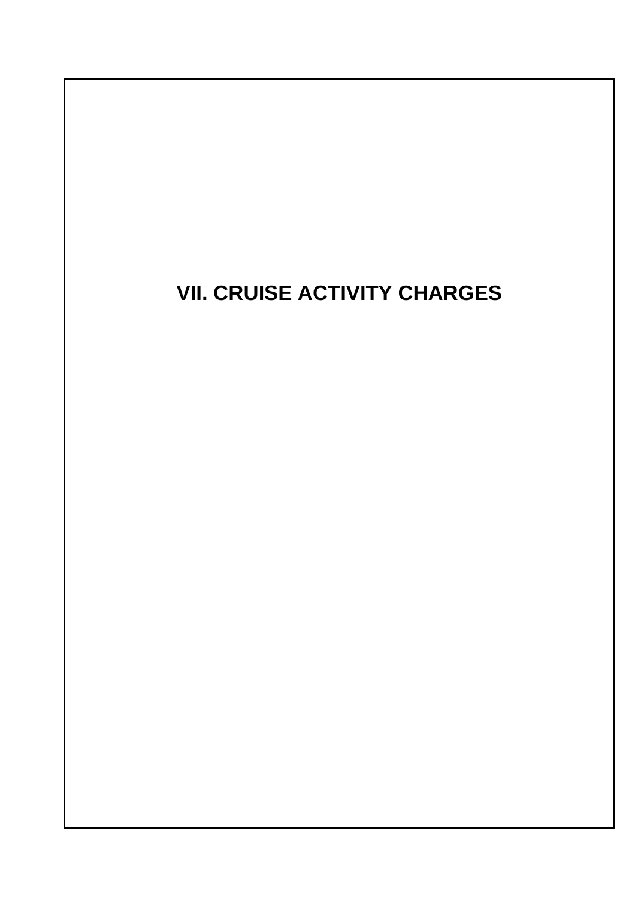# VII. CRUISE ACTIVITY CHARGES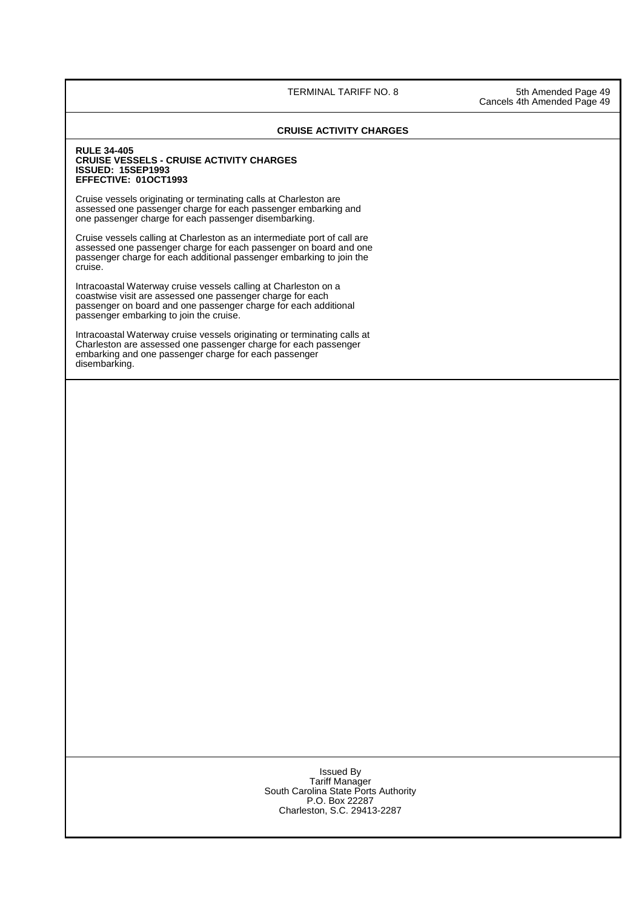TERMINAL TARIFF NO. 8

5th Amended Page 49
Cancels 4th Amended Page 49

## CRUISE ACTIVITY CHARGES

**RULE 34-405**
**CRUISE VESSELS - CRUISE ACTIVITY CHARGES**
**ISSUED: 15SEP1993**
**EFFECTIVE: 01OCT1993**

Cruise vessels originating or terminating calls at Charleston are assessed one passenger charge for each passenger embarking and one passenger charge for each passenger disembarking.

Cruise vessels calling at Charleston as an intermediate port of call are assessed one passenger charge for each passenger on board and one passenger charge for each additional passenger embarking to join the cruise.

Intracoastal Waterway cruise vessels calling at Charleston on a coastwise visit are assessed one passenger charge for each passenger on board and one passenger charge for each additional passenger embarking to join the cruise.

Intracoastal Waterway cruise vessels originating or terminating calls at Charleston are assessed one passenger charge for each passenger embarking and one passenger charge for each passenger disembarking.

Issued By
Tariff Manager
South Carolina State Ports Authority
P.O. Box 22287
Charleston, S.C. 29413-2287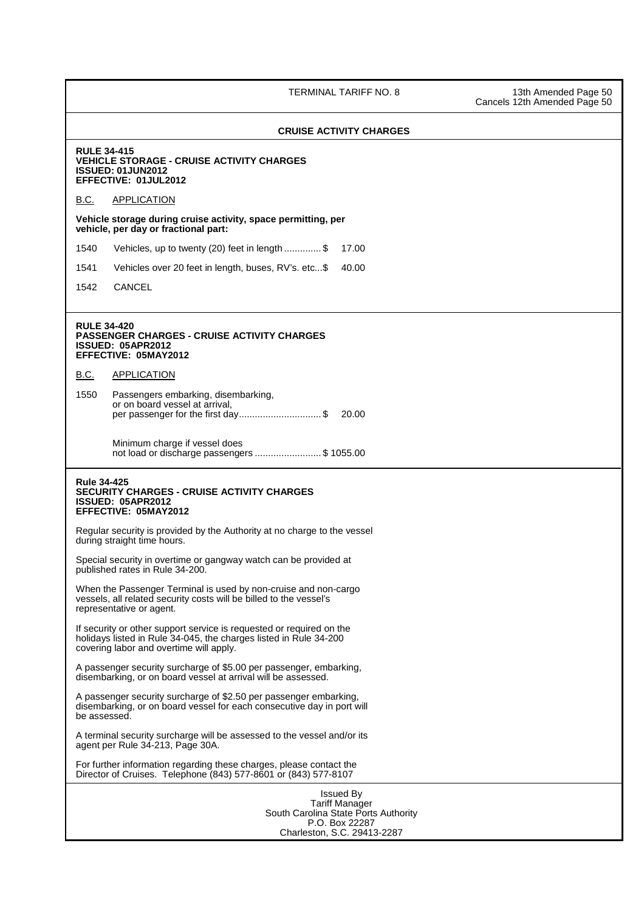## CRUISE ACTIVITY CHARGES

**RULE 34-415**
**VEHICLE STORAGE - CRUISE ACTIVITY CHARGES**
**ISSUED: 01JUN2012**
**EFFECTIVE: 01JUL2012**

| B.C. | APPLICATION |
|---|---|
| | **Vehicle storage during cruise activity, space permitting, per vehicle, per day or fractional part:** |
| 1540 | Vehicles, up to twenty (20) feet in length .............. $ 17.00 |
| 1541 | Vehicles over 20 feet in length, buses, RV's. etc...$ 40.00 |
| 1542 | CANCEL |

**RULE 34-420**
**PASSENGER CHARGES - CRUISE ACTIVITY CHARGES**
**ISSUED: 05APR2012**
**EFFECTIVE: 05MAY2012**

| B.C. | APPLICATION |
|---|---|
| 1550 | Passengers embarking, disembarking, or on board vessel at arrival, per passenger for the first day............................... $ 20.00 |
| | Minimum charge if vessel does not load or discharge passengers ......................... $ 1055.00 |

**Rule 34-425**
**SECURITY CHARGES - CRUISE ACTIVITY CHARGES**
**ISSUED: 05APR2012**
**EFFECTIVE: 05MAY2012**

Regular security is provided by the Authority at no charge to the vessel during straight time hours.

Special security in overtime or gangway watch can be provided at published rates in Rule 34-200.

When the Passenger Terminal is used by non-cruise and non-cargo vessels, all related security costs will be billed to the vessel's representative or agent.

If security or other support service is requested or required on the holidays listed in Rule 34-045, the charges listed in Rule 34-200 covering labor and overtime will apply.

A passenger security surcharge of $5.00 per passenger, embarking, disembarking, or on board vessel at arrival will be assessed.

A passenger security surcharge of $2.50 per passenger embarking, disembarking, or on board vessel for each consecutive day in port will be assessed.

A terminal security surcharge will be assessed to the vessel and/or its agent per Rule 34-213, Page 30A.

For further information regarding these charges, please contact the Director of Cruises. Telephone (843) 577-8601 or (843) 577-8107

Issued By
Tariff Manager
South Carolina State Ports Authority
P.O. Box 22287
Charleston, S.C. 29413-2287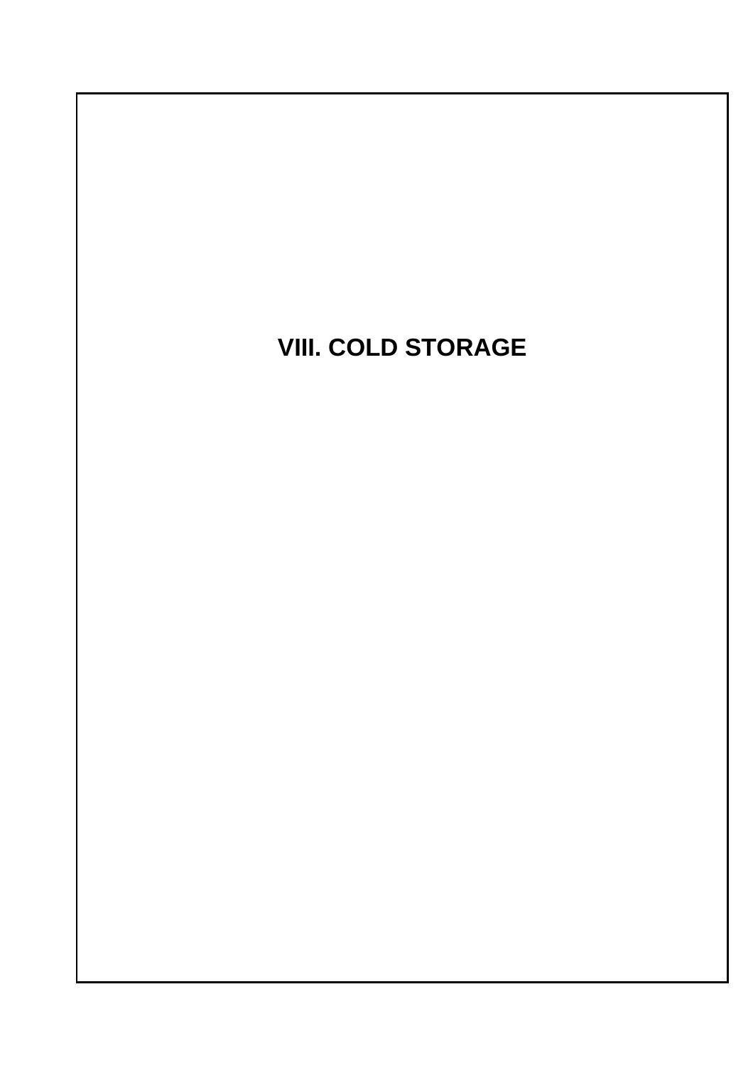# VIII. COLD STORAGE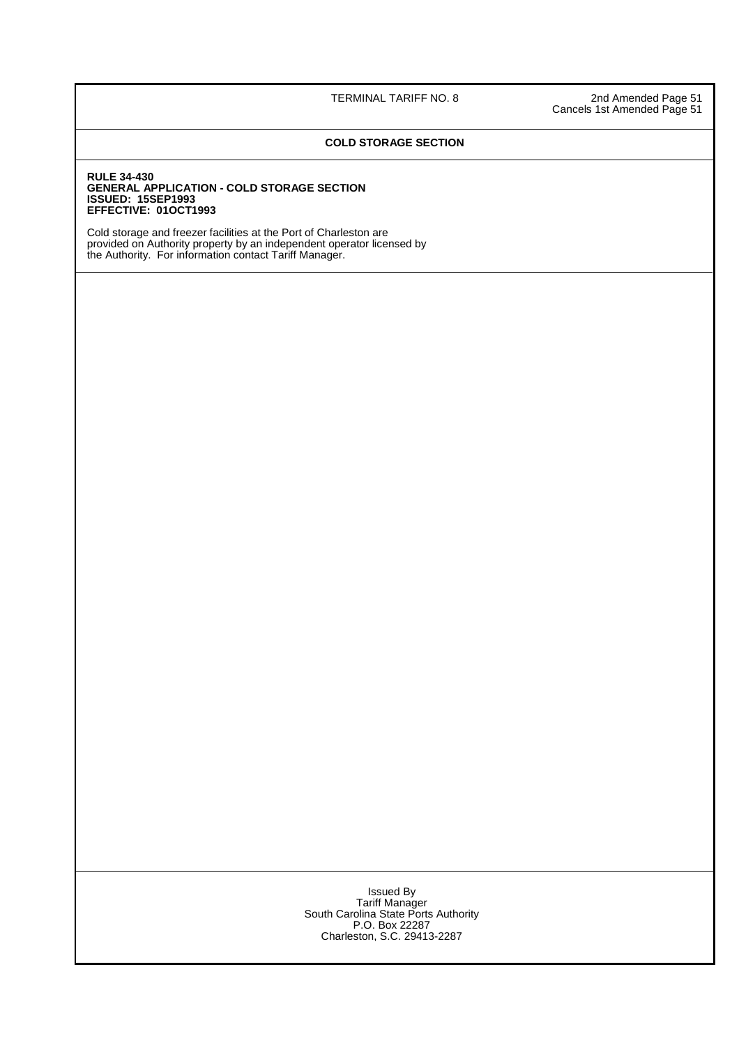## COLD STORAGE SECTION

**RULE 34-430**
**GENERAL APPLICATION - COLD STORAGE SECTION**
**ISSUED: 15SEP1993**
**EFFECTIVE: 01OCT1993**

Cold storage and freezer facilities at the Port of Charleston are provided on Authority property by an independent operator licensed by the Authority. For information contact Tariff Manager.